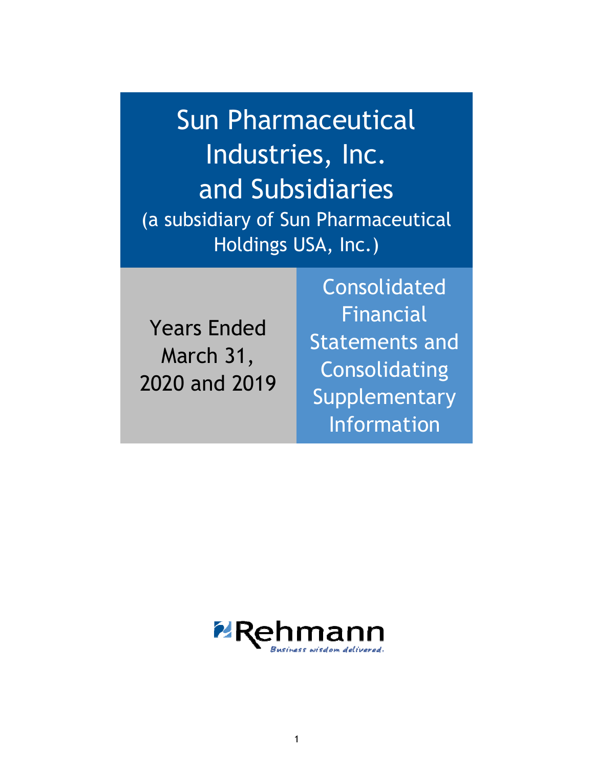# Sun Pharmaceutical Industries, Inc. and Subsidiaries

(a subsidiary of Sun Pharmaceutical Holdings USA, Inc.)

Years Ended March 31, 2020 and 2019

Consolidated Financial Statements and Consolidating Supplementary Information

Rehmann

*Business wisdom delivered.*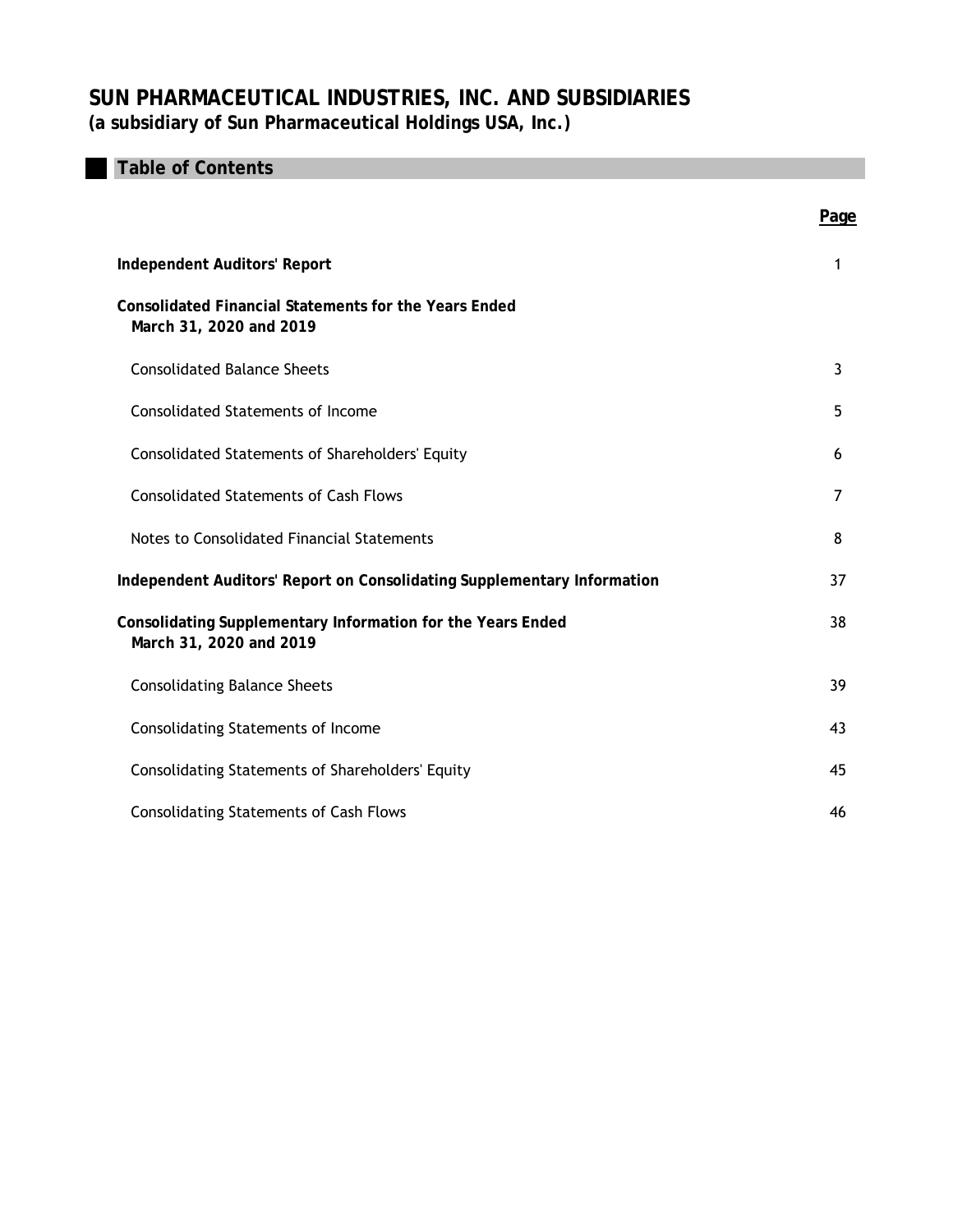# SUN PHARMACEUTICAL INDUSTRIES, INC. AND SUBSIDIARIES
**(a subsidiary of Sun Pharmaceutical Holdings USA, Inc.)**

## Table of Contents

| | Page |
|---|---|
| **Independent Auditors' Report** | 1 |
| **Consolidated Financial Statements for the Years Ended March 31, 2020 and 2019** | |
| Consolidated Balance Sheets | 3 |
| Consolidated Statements of Income | 5 |
| Consolidated Statements of Shareholders' Equity | 6 |
| Consolidated Statements of Cash Flows | 7 |
| Notes to Consolidated Financial Statements | 8 |
| **Independent Auditors' Report on Consolidating Supplementary Information** | 37 |
| **Consolidating Supplementary Information for the Years Ended March 31, 2020 and 2019** | 38 |
| Consolidating Balance Sheets | 39 |
| Consolidating Statements of Income | 43 |
| Consolidating Statements of Shareholders' Equity | 45 |
| Consolidating Statements of Cash Flows | 46 |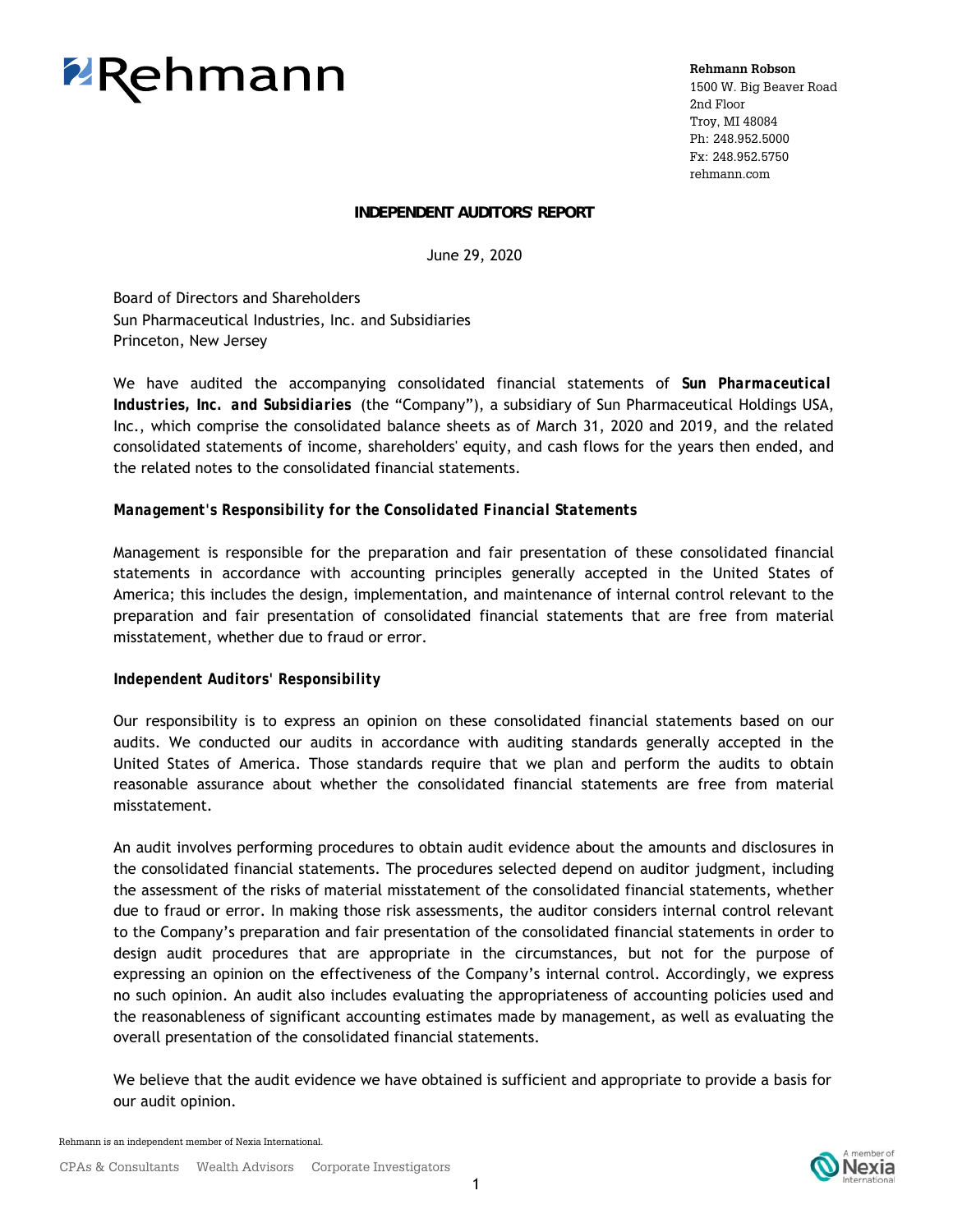Rehmann

**Rehmann Robson**
1500 W. Big Beaver Road
2nd Floor
Troy, MI 48084
Ph: 248.952.5000
Fx: 248.952.5750
rehmann.com

## INDEPENDENT AUDITORS' REPORT

June 29, 2020

Board of Directors and Shareholders
Sun Pharmaceutical Industries, Inc. and Subsidiaries
Princeton, New Jersey

We have audited the accompanying consolidated financial statements of ***Sun Pharmaceutical Industries, Inc. and Subsidiaries*** (the "Company"), a subsidiary of Sun Pharmaceutical Holdings USA, Inc., which comprise the consolidated balance sheets as of March 31, 2020 and 2019, and the related consolidated statements of income, shareholders' equity, and cash flows for the years then ended, and the related notes to the consolidated financial statements.

***Management's Responsibility for the Consolidated Financial Statements***

Management is responsible for the preparation and fair presentation of these consolidated financial statements in accordance with accounting principles generally accepted in the United States of America; this includes the design, implementation, and maintenance of internal control relevant to the preparation and fair presentation of consolidated financial statements that are free from material misstatement, whether due to fraud or error.

**Independent Auditors' Responsibility**

Our responsibility is to express an opinion on these consolidated financial statements based on our audits. We conducted our audits in accordance with auditing standards generally accepted in the United States of America. Those standards require that we plan and perform the audits to obtain reasonable assurance about whether the consolidated financial statements are free from material misstatement.

An audit involves performing procedures to obtain audit evidence about the amounts and disclosures in the consolidated financial statements. The procedures selected depend on auditor judgment, including the assessment of the risks of material misstatement of the consolidated financial statements, whether due to fraud or error. In making those risk assessments, the auditor considers internal control relevant to the Company's preparation and fair presentation of the consolidated financial statements in order to design audit procedures that are appropriate in the circumstances, but not for the purpose of expressing an opinion on the effectiveness of the Company's internal control. Accordingly, we express no such opinion. An audit also includes evaluating the appropriateness of accounting policies used and the reasonableness of significant accounting estimates made by management, as well as evaluating the overall presentation of the consolidated financial statements.

We believe that the audit evidence we have obtained is sufficient and appropriate to provide a basis for our audit opinion.

Rehmann is an independent member of Nexia International.

CPAs & Consultants Wealth Advisors Corporate Investigators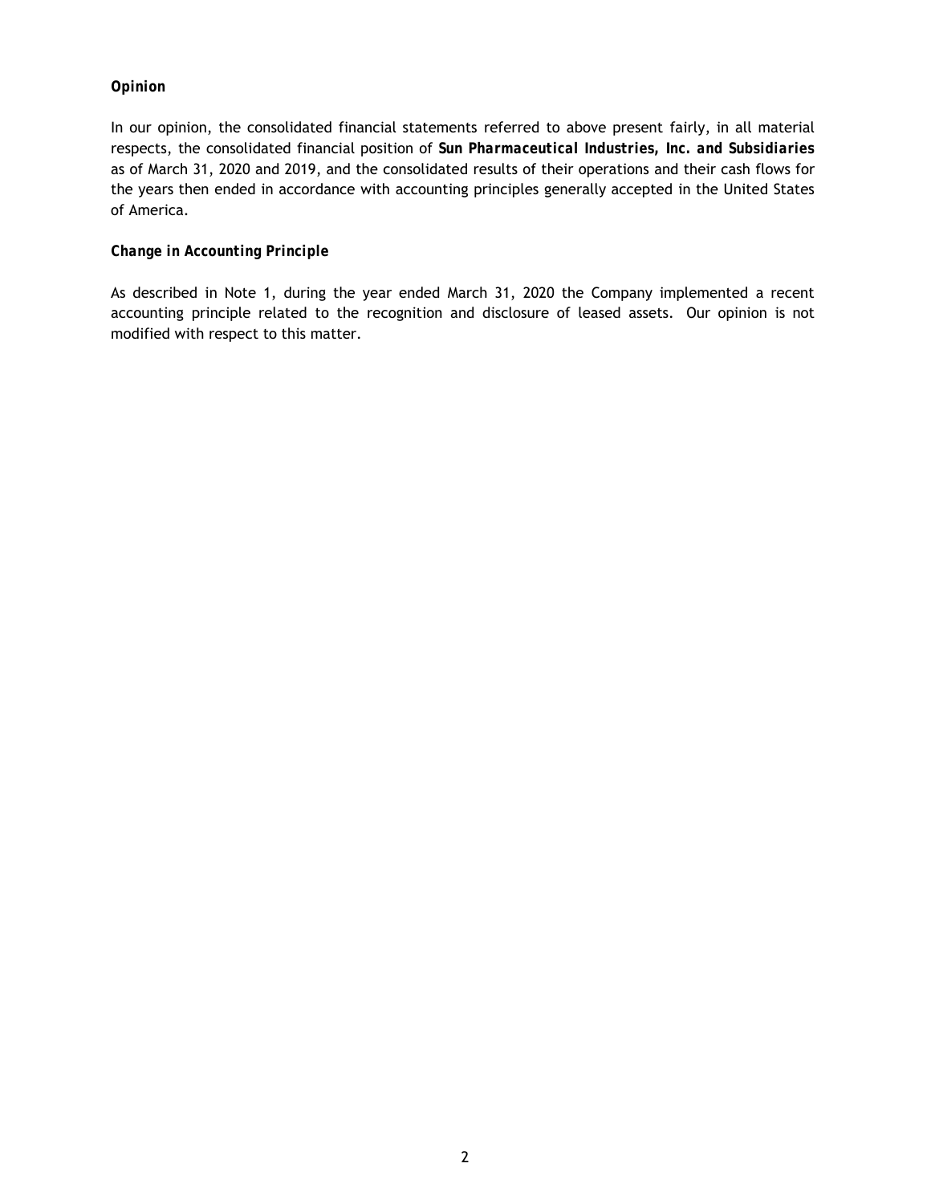### *Opinion*

In our opinion, the consolidated financial statements referred to above present fairly, in all material respects, the consolidated financial position of ***Sun Pharmaceutical Industries, Inc. and Subsidiaries*** as of March 31, 2020 and 2019, and the consolidated results of their operations and their cash flows for the years then ended in accordance with accounting principles generally accepted in the United States of America.

### *Change in Accounting Principle*

As described in Note 1, during the year ended March 31, 2020 the Company implemented a recent accounting principle related to the recognition and disclosure of leased assets. Our opinion is not modified with respect to this matter.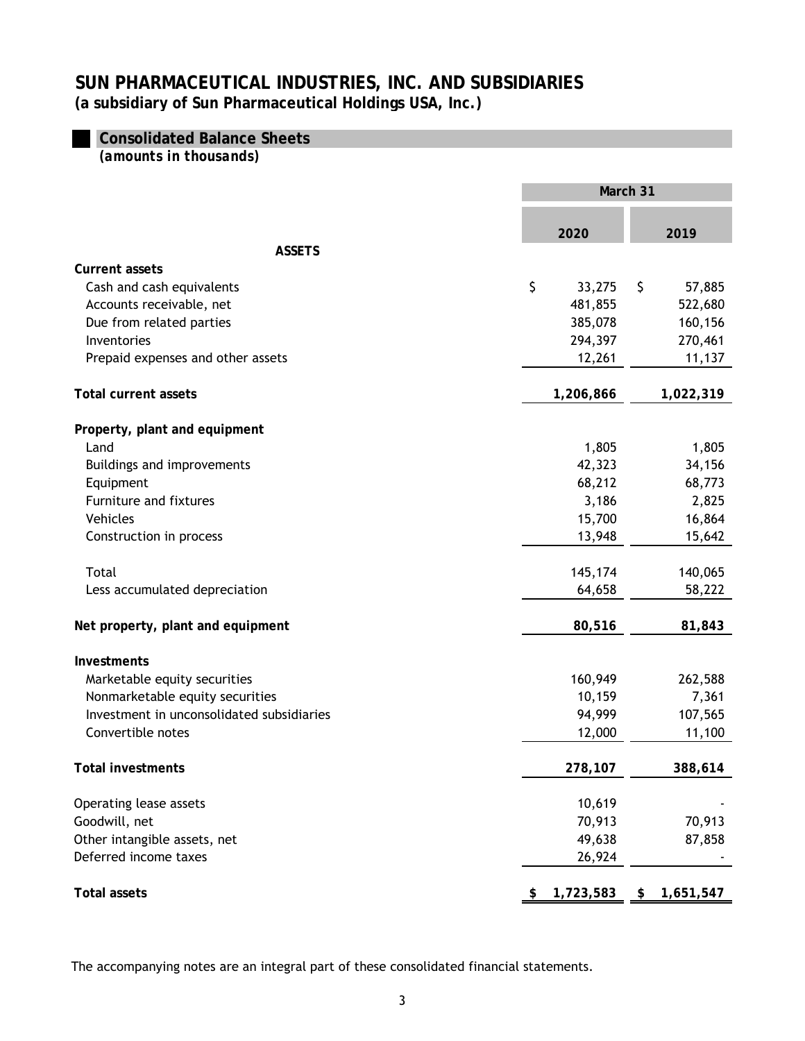# SUN PHARMACEUTICAL INDUSTRIES, INC. AND SUBSIDIARIES

**(a subsidiary of Sun Pharmaceutical Holdings USA, Inc.)**

## Consolidated Balance Sheets

*(amounts in thousands)*

| | March 31 | |
|---|---|---|
| | **2020** | **2019** |
| **ASSETS** | | |
| **Current assets** | | |
| Cash and cash equivalents | $ 33,275 | $ 57,885 |
| Accounts receivable, net | 481,855 | 522,680 |
| Due from related parties | 385,078 | 160,156 |
| Inventories | 294,397 | 270,461 |
| Prepaid expenses and other assets | 12,261 | 11,137 |
| **Total current assets** | **1,206,866** | **1,022,319** |
| **Property, plant and equipment** | | |
| Land | 1,805 | 1,805 |
| Buildings and improvements | 42,323 | 34,156 |
| Equipment | 68,212 | 68,773 |
| Furniture and fixtures | 3,186 | 2,825 |
| Vehicles | 15,700 | 16,864 |
| Construction in process | 13,948 | 15,642 |
| Total | 145,174 | 140,065 |
| Less accumulated depreciation | 64,658 | 58,222 |
| **Net property, plant and equipment** | **80,516** | **81,843** |
| **Investments** | | |
| Marketable equity securities | 160,949 | 262,588 |
| Nonmarketable equity securities | 10,159 | 7,361 |
| Investment in unconsolidated subsidiaries | 94,999 | 107,565 |
| Convertible notes | 12,000 | 11,100 |
| **Total investments** | **278,107** | **388,614** |
| Operating lease assets | 10,619 | - |
| Goodwill, net | 70,913 | 70,913 |
| Other intangible assets, net | 49,638 | 87,858 |
| Deferred income taxes | 26,924 | - |
| **Total assets** | **$ 1,723,583** | **$ 1,651,547** |

The accompanying notes are an integral part of these consolidated financial statements.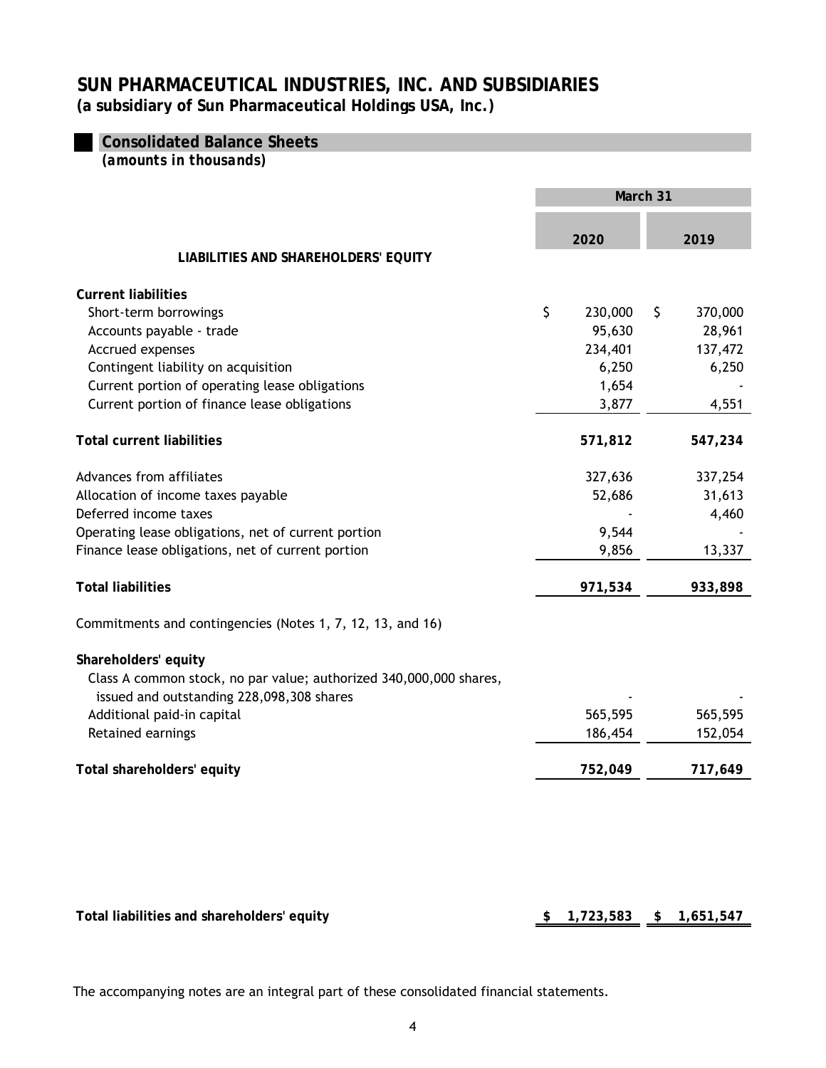# SUN PHARMACEUTICAL INDUSTRIES, INC. AND SUBSIDIARIES
**(a subsidiary of Sun Pharmaceutical Holdings USA, Inc.)**

## Consolidated Balance Sheets
*(amounts in thousands)*

| | March 31 | |
|---|---|---|
| | 2020 | 2019 |
| **LIABILITIES AND SHAREHOLDERS' EQUITY** | | |
| **Current liabilities** | | |
| Short-term borrowings | $ 230,000 | $ 370,000 |
| Accounts payable - trade | 95,630 | 28,961 |
| Accrued expenses | 234,401 | 137,472 |
| Contingent liability on acquisition | 6,250 | 6,250 |
| Current portion of operating lease obligations | 1,654 | - |
| Current portion of finance lease obligations | 3,877 | 4,551 |
| **Total current liabilities** | **571,812** | **547,234** |
| Advances from affiliates | 327,636 | 337,254 |
| Allocation of income taxes payable | 52,686 | 31,613 |
| Deferred income taxes | - | 4,460 |
| Operating lease obligations, net of current portion | 9,544 | - |
| Finance lease obligations, net of current portion | 9,856 | 13,337 |
| **Total liabilities** | **971,534** | **933,898** |
| Commitments and contingencies (Notes 1, 7, 12, 13, and 16) | | |
| **Shareholders' equity** | | |
| Class A common stock, no par value; authorized 340,000,000 shares, issued and outstanding 228,098,308 shares | - | - |
| Additional paid-in capital | 565,595 | 565,595 |
| Retained earnings | 186,454 | 152,054 |
| **Total shareholders' equity** | **752,049** | **717,649** |
| **Total liabilities and shareholders' equity** | **$ 1,723,583** | **$ 1,651,547** |

The accompanying notes are an integral part of these consolidated financial statements.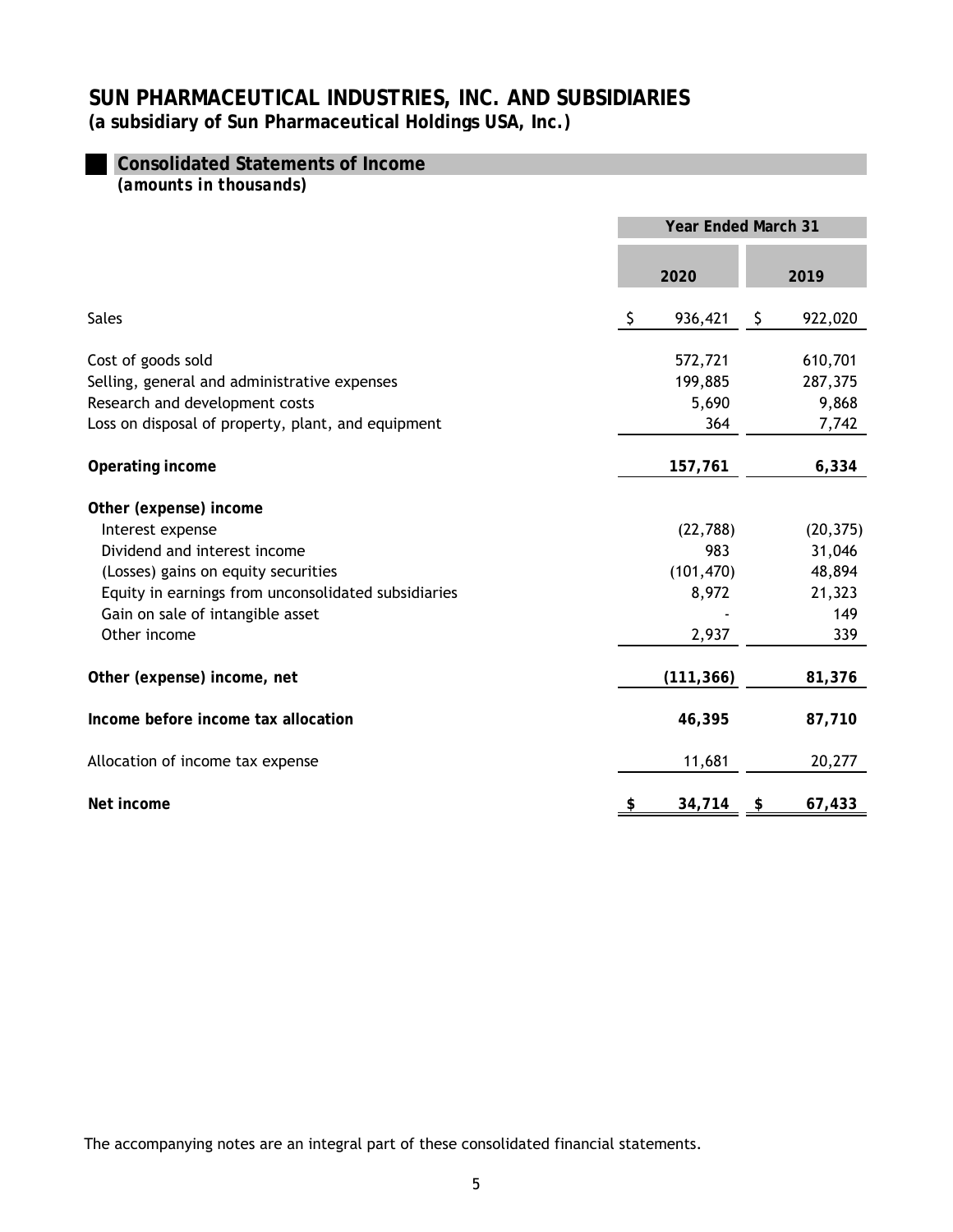# SUN PHARMACEUTICAL INDUSTRIES, INC. AND SUBSIDIARIES

**(a subsidiary of Sun Pharmaceutical Holdings USA, Inc.)**

## Consolidated Statements of Income

*(amounts in thousands)*

| | Year Ended March 31 | |
|---|---|---|
| | **2020** | **2019** |
| Sales | $ 936,421 | $ 922,020 |
| Cost of goods sold | 572,721 | 610,701 |
| Selling, general and administrative expenses | 199,885 | 287,375 |
| Research and development costs | 5,690 | 9,868 |
| Loss on disposal of property, plant, and equipment | 364 | 7,742 |
| **Operating income** | **157,761** | **6,334** |
| **Other (expense) income** | | |
| Interest expense | (22,788) | (20,375) |
| Dividend and interest income | 983 | 31,046 |
| (Losses) gains on equity securities | (101,470) | 48,894 |
| Equity in earnings from unconsolidated subsidiaries | 8,972 | 21,323 |
| Gain on sale of intangible asset | - | 149 |
| Other income | 2,937 | 339 |
| **Other (expense) income, net** | **(111,366)** | **81,376** |
| **Income before income tax allocation** | **46,395** | **87,710** |
| Allocation of income tax expense | 11,681 | 20,277 |
| **Net income** | **$ 34,714** | **$ 67,433** |

The accompanying notes are an integral part of these consolidated financial statements.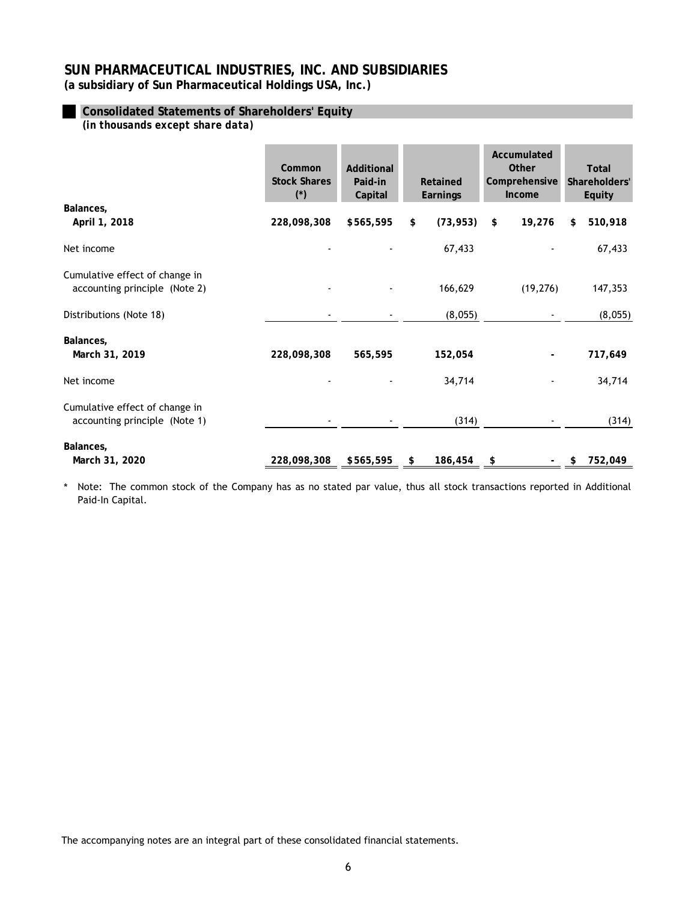# SUN PHARMACEUTICAL INDUSTRIES, INC. AND SUBSIDIARIES

**(a subsidiary of Sun Pharmaceutical Holdings USA, Inc.)**

## Consolidated Statements of Shareholders' Equity

*(in thousands except share data)*

| | Common Stock Shares (*) | Additional Paid-in Capital | Retained Earnings | Accumulated Other Comprehensive Income | Total Shareholders' Equity |
|---|---|---|---|---|---|
| **Balances, April 1, 2018** | **228,098,308** | **$565,595** | **$ (73,953)** | **$ 19,276** | **$ 510,918** |
| Net income | - | - | 67,433 | - | 67,433 |
| Cumulative effect of change in accounting principle (Note 2) | - | - | 166,629 | (19,276) | 147,353 |
| Distributions (Note 18) | - | - | (8,055) | - | (8,055) |
| **Balances, March 31, 2019** | **228,098,308** | **565,595** | **152,054** | **-** | **717,649** |
| Net income | - | - | 34,714 | - | 34,714 |
| Cumulative effect of change in accounting principle (Note 1) | - | - | (314) | - | (314) |
| **Balances, March 31, 2020** | **228,098,308** | **$565,595** | **$ 186,454** | **$ -** | **$ 752,049** |

\* Note: The common stock of the Company has as no stated par value, thus all stock transactions reported in Additional Paid-In Capital.

The accompanying notes are an integral part of these consolidated financial statements.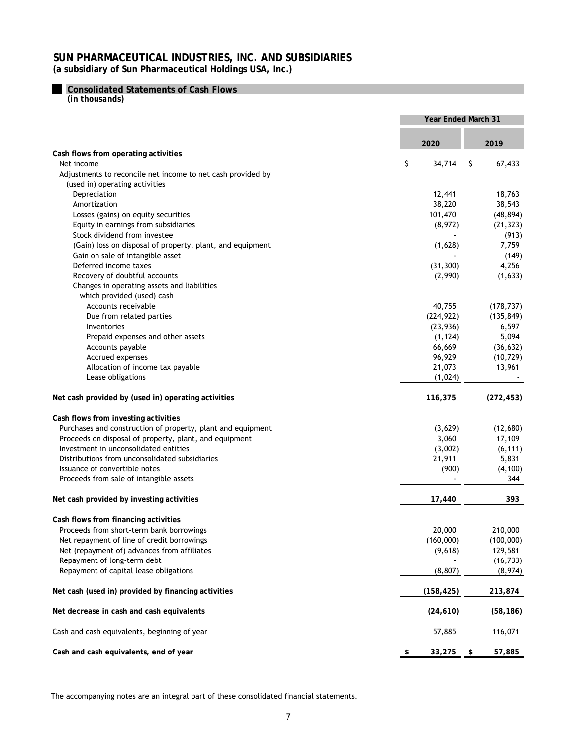# SUN PHARMACEUTICAL INDUSTRIES, INC. AND SUBSIDIARIES

**(a subsidiary of Sun Pharmaceutical Holdings USA, Inc.)**

## Consolidated Statements of Cash Flows

*(in thousands)*

| | Year Ended March 31 | |
|---|---|---|
| | 2020 | 2019 |
| **Cash flows from operating activities** | | |
| Net income | $ 34,714 | $ 67,433 |
| Adjustments to reconcile net income to net cash provided by (used in) operating activities | | |
| Depreciation | 12,441 | 18,763 |
| Amortization | 38,220 | 38,543 |
| Losses (gains) on equity securities | 101,470 | (48,894) |
| Equity in earnings from subsidiaries | (8,972) | (21,323) |
| Stock dividend from investee | - | (913) |
| (Gain) loss on disposal of property, plant, and equipment | (1,628) | 7,759 |
| Gain on sale of intangible asset | - | (149) |
| Deferred income taxes | (31,300) | 4,256 |
| Recovery of doubtful accounts | (2,990) | (1,633) |
| Changes in operating assets and liabilities which provided (used) cash | | |
| Accounts receivable | 40,755 | (178,737) |
| Due from related parties | (224,922) | (135,849) |
| Inventories | (23,936) | 6,597 |
| Prepaid expenses and other assets | (1,124) | 5,094 |
| Accounts payable | 66,669 | (36,632) |
| Accrued expenses | 96,929 | (10,729) |
| Allocation of income tax payable | 21,073 | 13,961 |
| Lease obligations | (1,024) | - |
| **Net cash provided by (used in) operating activities** | **116,375** | **(272,453)** |
| **Cash flows from investing activities** | | |
| Purchases and construction of property, plant and equipment | (3,629) | (12,680) |
| Proceeds on disposal of property, plant, and equipment | 3,060 | 17,109 |
| Investment in unconsolidated entities | (3,002) | (6,111) |
| Distributions from unconsolidated subsidiaries | 21,911 | 5,831 |
| Issuance of convertible notes | (900) | (4,100) |
| Proceeds from sale of intangible assets | - | 344 |
| **Net cash provided by investing activities** | **17,440** | **393** |
| **Cash flows from financing activities** | | |
| Proceeds from short-term bank borrowings | 20,000 | 210,000 |
| Net repayment of line of credit borrowings | (160,000) | (100,000) |
| Net (repayment of) advances from affiliates | (9,618) | 129,581 |
| Repayment of long-term debt | - | (16,733) |
| Repayment of capital lease obligations | (8,807) | (8,974) |
| **Net cash (used in) provided by financing activities** | **(158,425)** | **213,874** |
| **Net decrease in cash and cash equivalents** | **(24,610)** | **(58,186)** |
| Cash and cash equivalents, beginning of year | 57,885 | 116,071 |
| **Cash and cash equivalents, end of year** | **$ 33,275** | **$ 57,885** |

The accompanying notes are an integral part of these consolidated financial statements.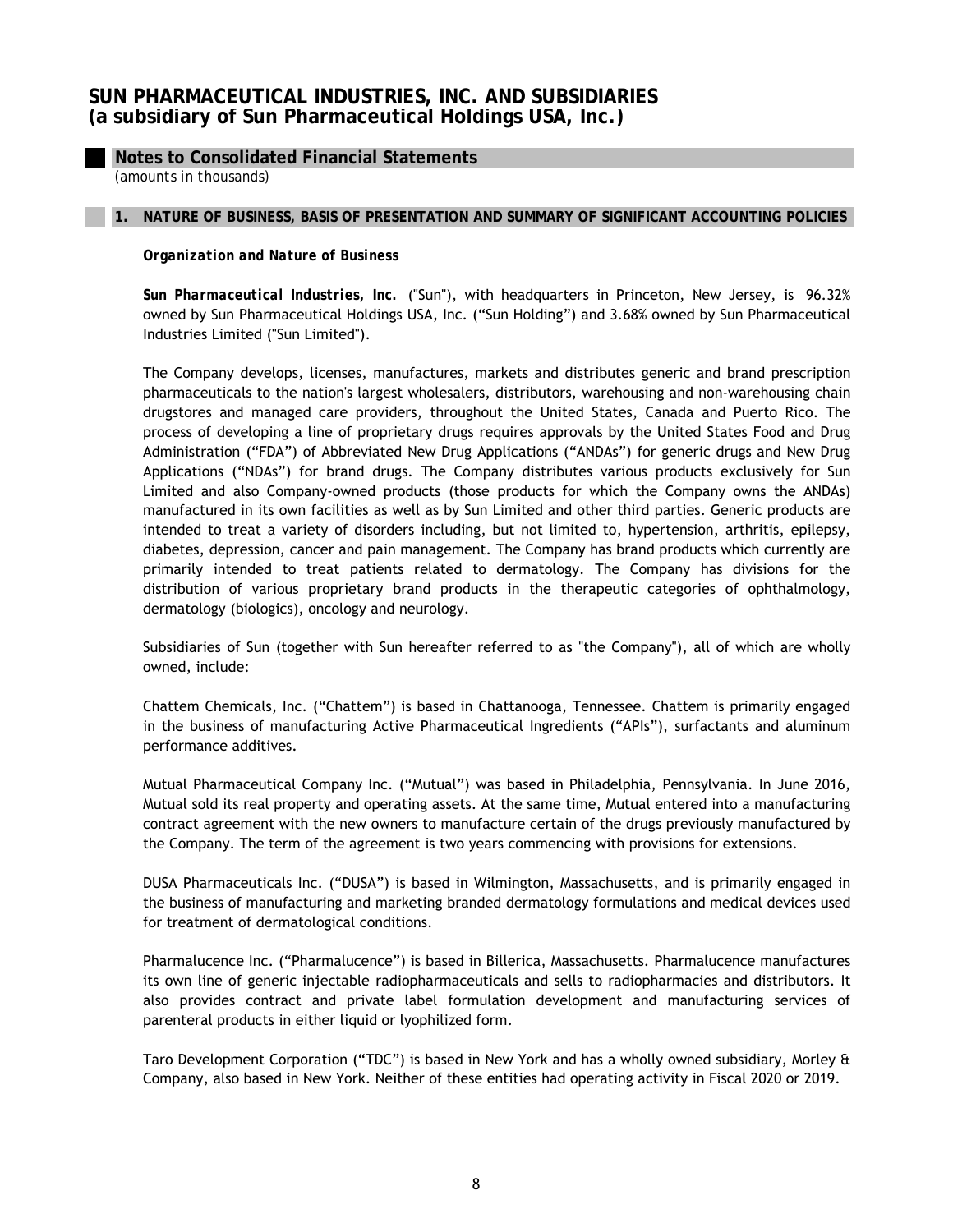**SUN PHARMACEUTICAL INDUSTRIES, INC. AND SUBSIDIARIES**
**(a subsidiary of Sun Pharmaceutical Holdings USA, Inc.)**

## Notes to Consolidated Financial Statements

*(amounts in thousands)*

### 1. NATURE OF BUSINESS, BASIS OF PRESENTATION AND SUMMARY OF SIGNIFICANT ACCOUNTING POLICIES

***Organization and Nature of Business***

***Sun Pharmaceutical Industries, Inc.*** ("Sun"), with headquarters in Princeton, New Jersey, is 96.32% owned by Sun Pharmaceutical Holdings USA, Inc. ("Sun Holding") and 3.68% owned by Sun Pharmaceutical Industries Limited ("Sun Limited").

The Company develops, licenses, manufactures, markets and distributes generic and brand prescription pharmaceuticals to the nation's largest wholesalers, distributors, warehousing and non-warehousing chain drugstores and managed care providers, throughout the United States, Canada and Puerto Rico. The process of developing a line of proprietary drugs requires approvals by the United States Food and Drug Administration ("FDA") of Abbreviated New Drug Applications ("ANDAs") for generic drugs and New Drug Applications ("NDAs") for brand drugs. The Company distributes various products exclusively for Sun Limited and also Company-owned products (those products for which the Company owns the ANDAs) manufactured in its own facilities as well as by Sun Limited and other third parties. Generic products are intended to treat a variety of disorders including, but not limited to, hypertension, arthritis, epilepsy, diabetes, depression, cancer and pain management. The Company has brand products which currently are primarily intended to treat patients related to dermatology. The Company has divisions for the distribution of various proprietary brand products in the therapeutic categories of ophthalmology, dermatology (biologics), oncology and neurology.

Subsidiaries of Sun (together with Sun hereafter referred to as "the Company"), all of which are wholly owned, include:

Chattem Chemicals, Inc. ("Chattem") is based in Chattanooga, Tennessee. Chattem is primarily engaged in the business of manufacturing Active Pharmaceutical Ingredients ("APIs"), surfactants and aluminum performance additives.

Mutual Pharmaceutical Company Inc. ("Mutual") was based in Philadelphia, Pennsylvania. In June 2016, Mutual sold its real property and operating assets. At the same time, Mutual entered into a manufacturing contract agreement with the new owners to manufacture certain of the drugs previously manufactured by the Company. The term of the agreement is two years commencing with provisions for extensions.

DUSA Pharmaceuticals Inc. ("DUSA") is based in Wilmington, Massachusetts, and is primarily engaged in the business of manufacturing and marketing branded dermatology formulations and medical devices used for treatment of dermatological conditions.

Pharmalucence Inc. ("Pharmalucence") is based in Billerica, Massachusetts. Pharmalucence manufactures its own line of generic injectable radiopharmaceuticals and sells to radiopharmacies and distributors. It also provides contract and private label formulation development and manufacturing services of parenteral products in either liquid or lyophilized form.

Taro Development Corporation ("TDC") is based in New York and has a wholly owned subsidiary, Morley & Company, also based in New York. Neither of these entities had operating activity in Fiscal 2020 or 2019.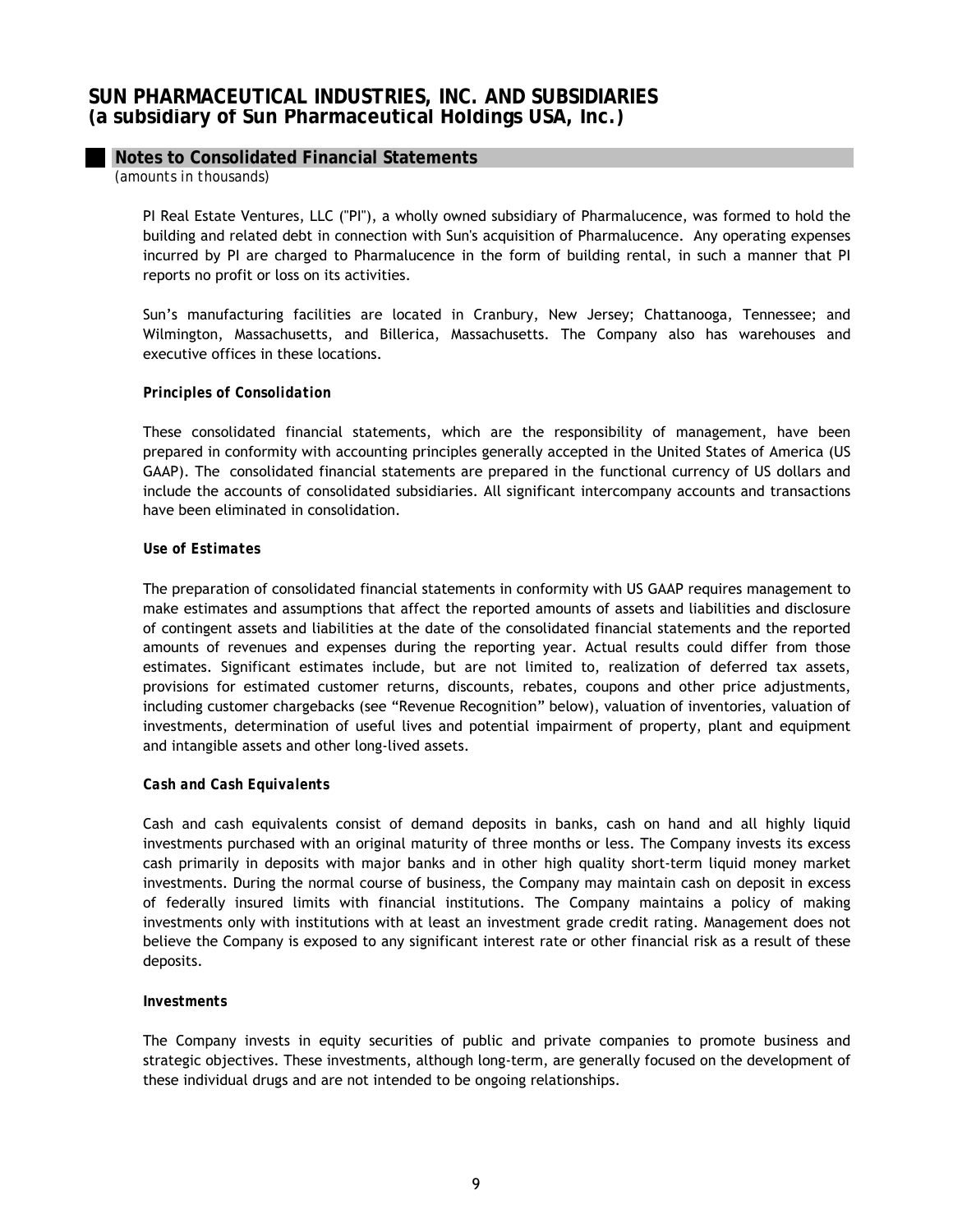PI Real Estate Ventures, LLC ("PI"), a wholly owned subsidiary of Pharmalucence, was formed to hold the building and related debt in connection with Sun's acquisition of Pharmalucence. Any operating expenses incurred by PI are charged to Pharmalucence in the form of building rental, in such a manner that PI reports no profit or loss on its activities.

Sun's manufacturing facilities are located in Cranbury, New Jersey; Chattanooga, Tennessee; and Wilmington, Massachusetts, and Billerica, Massachusetts. The Company also has warehouses and executive offices in these locations.

***Principles of Consolidation***

These consolidated financial statements, which are the responsibility of management, have been prepared in conformity with accounting principles generally accepted in the United States of America (US GAAP). The consolidated financial statements are prepared in the functional currency of US dollars and include the accounts of consolidated subsidiaries. All significant intercompany accounts and transactions have been eliminated in consolidation.

***Use of Estimates***

The preparation of consolidated financial statements in conformity with US GAAP requires management to make estimates and assumptions that affect the reported amounts of assets and liabilities and disclosure of contingent assets and liabilities at the date of the consolidated financial statements and the reported amounts of revenues and expenses during the reporting year. Actual results could differ from those estimates. Significant estimates include, but are not limited to, realization of deferred tax assets, provisions for estimated customer returns, discounts, rebates, coupons and other price adjustments, including customer chargebacks (see "Revenue Recognition" below), valuation of inventories, valuation of investments, determination of useful lives and potential impairment of property, plant and equipment and intangible assets and other long-lived assets.

***Cash and Cash Equivalents***

Cash and cash equivalents consist of demand deposits in banks, cash on hand and all highly liquid investments purchased with an original maturity of three months or less. The Company invests its excess cash primarily in deposits with major banks and in other high quality short-term liquid money market investments. During the normal course of business, the Company may maintain cash on deposit in excess of federally insured limits with financial institutions. The Company maintains a policy of making investments only with institutions with at least an investment grade credit rating. Management does not believe the Company is exposed to any significant interest rate or other financial risk as a result of these deposits.

***Investments***

The Company invests in equity securities of public and private companies to promote business and strategic objectives. These investments, although long-term, are generally focused on the development of these individual drugs and are not intended to be ongoing relationships.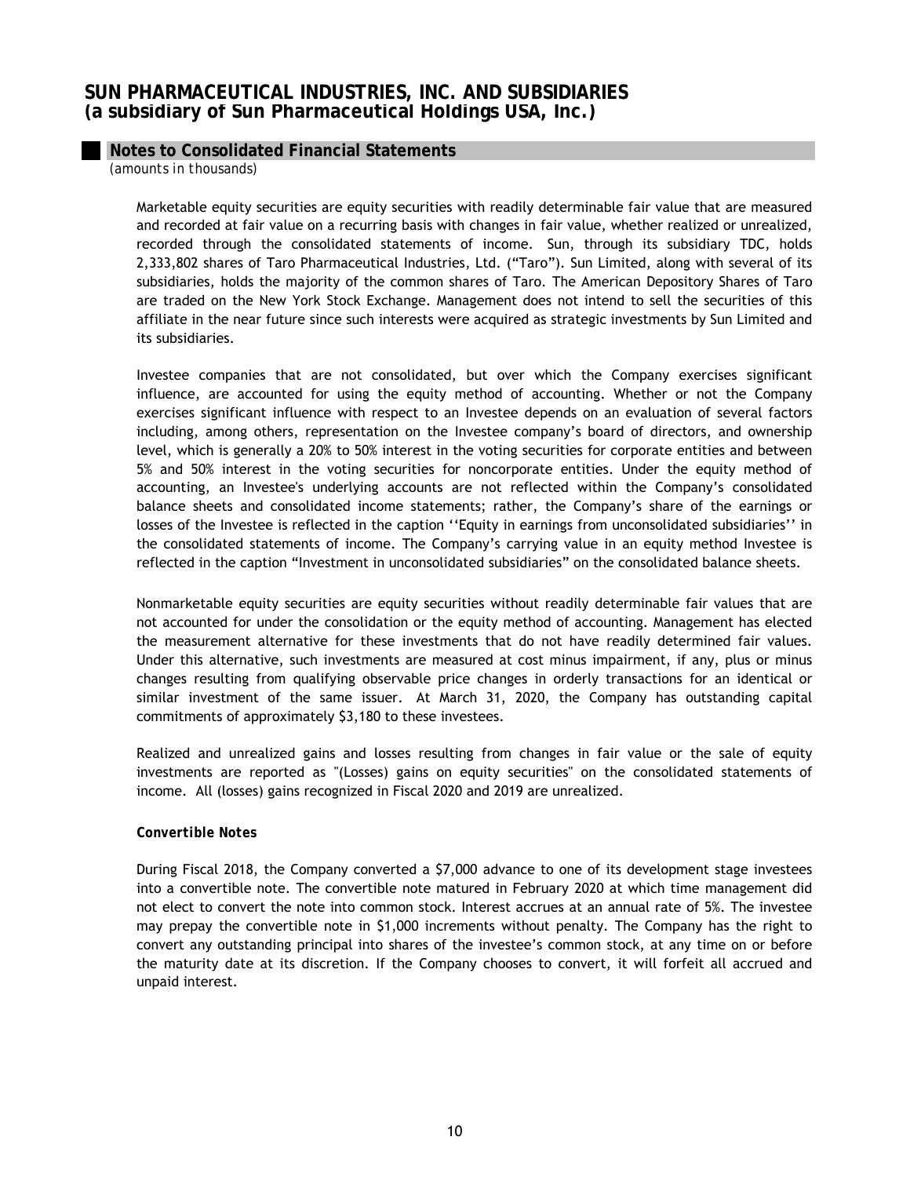Marketable equity securities are equity securities with readily determinable fair value that are measured and recorded at fair value on a recurring basis with changes in fair value, whether realized or unrealized, recorded through the consolidated statements of income. Sun, through its subsidiary TDC, holds 2,333,802 shares of Taro Pharmaceutical Industries, Ltd. ("Taro"). Sun Limited, along with several of its subsidiaries, holds the majority of the common shares of Taro. The American Depository Shares of Taro are traded on the New York Stock Exchange. Management does not intend to sell the securities of this affiliate in the near future since such interests were acquired as strategic investments by Sun Limited and its subsidiaries.

Investee companies that are not consolidated, but over which the Company exercises significant influence, are accounted for using the equity method of accounting. Whether or not the Company exercises significant influence with respect to an Investee depends on an evaluation of several factors including, among others, representation on the Investee company's board of directors, and ownership level, which is generally a 20% to 50% interest in the voting securities for corporate entities and between 5% and 50% interest in the voting securities for noncorporate entities. Under the equity method of accounting, an Investee's underlying accounts are not reflected within the Company's consolidated balance sheets and consolidated income statements; rather, the Company's share of the earnings or losses of the Investee is reflected in the caption ''Equity in earnings from unconsolidated subsidiaries'' in the consolidated statements of income. The Company's carrying value in an equity method Investee is reflected in the caption "Investment in unconsolidated subsidiaries" on the consolidated balance sheets.

Nonmarketable equity securities are equity securities without readily determinable fair values that are not accounted for under the consolidation or the equity method of accounting. Management has elected the measurement alternative for these investments that do not have readily determined fair values. Under this alternative, such investments are measured at cost minus impairment, if any, plus or minus changes resulting from qualifying observable price changes in orderly transactions for an identical or similar investment of the same issuer. At March 31, 2020, the Company has outstanding capital commitments of approximately $3,180 to these investees.

Realized and unrealized gains and losses resulting from changes in fair value or the sale of equity investments are reported as "(Losses) gains on equity securities" on the consolidated statements of income. All (losses) gains recognized in Fiscal 2020 and 2019 are unrealized.

**Convertible Notes**

During Fiscal 2018, the Company converted a $7,000 advance to one of its development stage investees into a convertible note. The convertible note matured in February 2020 at which time management did not elect to convert the note into common stock. Interest accrues at an annual rate of 5%. The investee may prepay the convertible note in $1,000 increments without penalty. The Company has the right to convert any outstanding principal into shares of the investee's common stock, at any time on or before the maturity date at its discretion. If the Company chooses to convert, it will forfeit all accrued and unpaid interest.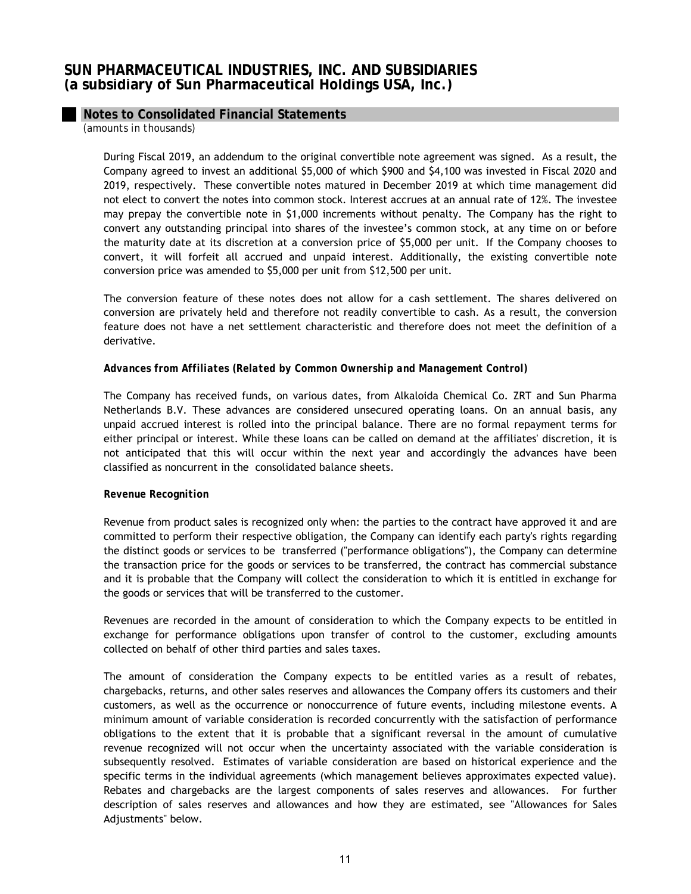During Fiscal 2019, an addendum to the original convertible note agreement was signed. As a result, the Company agreed to invest an additional $5,000 of which $900 and $4,100 was invested in Fiscal 2020 and 2019, respectively. These convertible notes matured in December 2019 at which time management did not elect to convert the notes into common stock. Interest accrues at an annual rate of 12%. The investee may prepay the convertible note in $1,000 increments without penalty. The Company has the right to convert any outstanding principal into shares of the investee's common stock, at any time on or before the maturity date at its discretion at a conversion price of $5,000 per unit. If the Company chooses to convert, it will forfeit all accrued and unpaid interest. Additionally, the existing convertible note conversion price was amended to $5,000 per unit from $12,500 per unit.

The conversion feature of these notes does not allow for a cash settlement. The shares delivered on conversion are privately held and therefore not readily convertible to cash. As a result, the conversion feature does not have a net settlement characteristic and therefore does not meet the definition of a derivative.

***Advances from Affiliates (Related by Common Ownership and Management Control)***

The Company has received funds, on various dates, from Alkaloida Chemical Co. ZRT and Sun Pharma Netherlands B.V. These advances are considered unsecured operating loans. On an annual basis, any unpaid accrued interest is rolled into the principal balance. There are no formal repayment terms for either principal or interest. While these loans can be called on demand at the affiliates' discretion, it is not anticipated that this will occur within the next year and accordingly the advances have been classified as noncurrent in the consolidated balance sheets.

**Revenue Recognition**

Revenue from product sales is recognized only when: the parties to the contract have approved it and are committed to perform their respective obligation, the Company can identify each party's rights regarding the distinct goods or services to be transferred ("performance obligations"), the Company can determine the transaction price for the goods or services to be transferred, the contract has commercial substance and it is probable that the Company will collect the consideration to which it is entitled in exchange for the goods or services that will be transferred to the customer.

Revenues are recorded in the amount of consideration to which the Company expects to be entitled in exchange for performance obligations upon transfer of control to the customer, excluding amounts collected on behalf of other third parties and sales taxes.

The amount of consideration the Company expects to be entitled varies as a result of rebates, chargebacks, returns, and other sales reserves and allowances the Company offers its customers and their customers, as well as the occurrence or nonoccurrence of future events, including milestone events. A minimum amount of variable consideration is recorded concurrently with the satisfaction of performance obligations to the extent that it is probable that a significant reversal in the amount of cumulative revenue recognized will not occur when the uncertainty associated with the variable consideration is subsequently resolved. Estimates of variable consideration are based on historical experience and the specific terms in the individual agreements (which management believes approximates expected value). Rebates and chargebacks are the largest components of sales reserves and allowances. For further description of sales reserves and allowances and how they are estimated, see "Allowances for Sales Adjustments" below.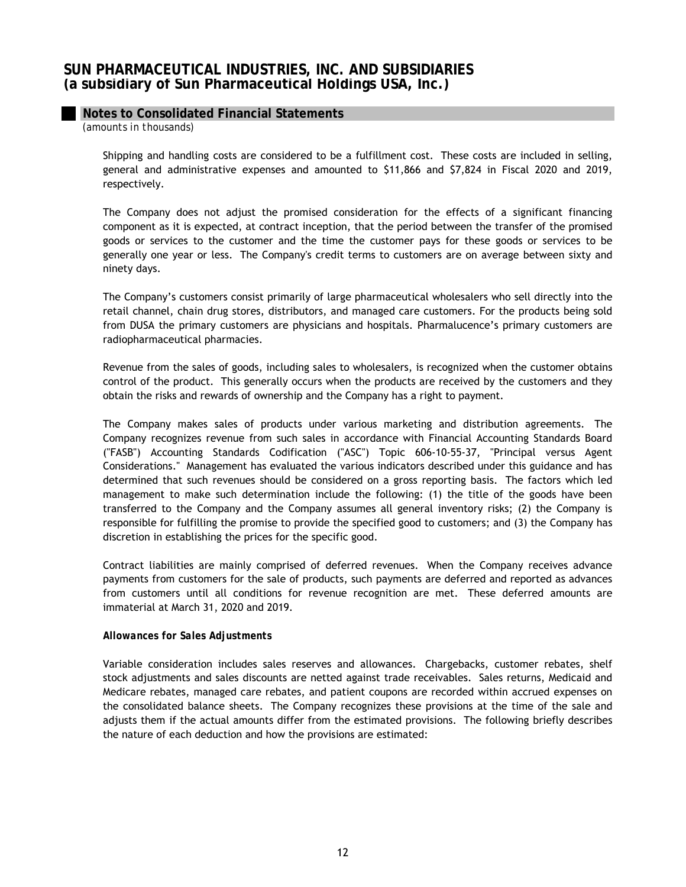Shipping and handling costs are considered to be a fulfillment cost. These costs are included in selling, general and administrative expenses and amounted to $11,866 and $7,824 in Fiscal 2020 and 2019, respectively.

The Company does not adjust the promised consideration for the effects of a significant financing component as it is expected, at contract inception, that the period between the transfer of the promised goods or services to the customer and the time the customer pays for these goods or services to be generally one year or less. The Company's credit terms to customers are on average between sixty and ninety days.

The Company's customers consist primarily of large pharmaceutical wholesalers who sell directly into the retail channel, chain drug stores, distributors, and managed care customers. For the products being sold from DUSA the primary customers are physicians and hospitals. Pharmalucence's primary customers are radiopharmaceutical pharmacies.

Revenue from the sales of goods, including sales to wholesalers, is recognized when the customer obtains control of the product. This generally occurs when the products are received by the customers and they obtain the risks and rewards of ownership and the Company has a right to payment.

The Company makes sales of products under various marketing and distribution agreements. The Company recognizes revenue from such sales in accordance with Financial Accounting Standards Board ("FASB") Accounting Standards Codification ("ASC") Topic 606-10-55-37, "Principal versus Agent Considerations." Management has evaluated the various indicators described under this guidance and has determined that such revenues should be considered on a gross reporting basis. The factors which led management to make such determination include the following: (1) the title of the goods have been transferred to the Company and the Company assumes all general inventory risks; (2) the Company is responsible for fulfilling the promise to provide the specified good to customers; and (3) the Company has discretion in establishing the prices for the specific good.

Contract liabilities are mainly comprised of deferred revenues. When the Company receives advance payments from customers for the sale of products, such payments are deferred and reported as advances from customers until all conditions for revenue recognition are met. These deferred amounts are immaterial at March 31, 2020 and 2019.

***Allowances for Sales Adjustments***

Variable consideration includes sales reserves and allowances. Chargebacks, customer rebates, shelf stock adjustments and sales discounts are netted against trade receivables. Sales returns, Medicaid and Medicare rebates, managed care rebates, and patient coupons are recorded within accrued expenses on the consolidated balance sheets. The Company recognizes these provisions at the time of the sale and adjusts them if the actual amounts differ from the estimated provisions. The following briefly describes the nature of each deduction and how the provisions are estimated: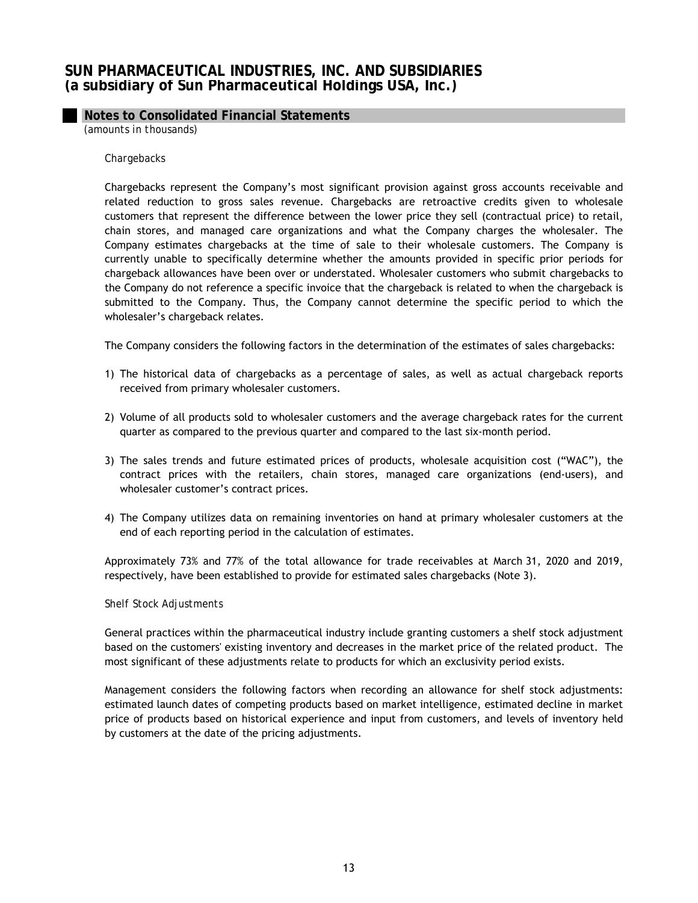*Chargebacks*

Chargebacks represent the Company's most significant provision against gross accounts receivable and related reduction to gross sales revenue. Chargebacks are retroactive credits given to wholesale customers that represent the difference between the lower price they sell (contractual price) to retail, chain stores, and managed care organizations and what the Company charges the wholesaler. The Company estimates chargebacks at the time of sale to their wholesale customers. The Company is currently unable to specifically determine whether the amounts provided in specific prior periods for chargeback allowances have been over or understated. Wholesaler customers who submit chargebacks to the Company do not reference a specific invoice that the chargeback is related to when the chargeback is submitted to the Company. Thus, the Company cannot determine the specific period to which the wholesaler's chargeback relates.

The Company considers the following factors in the determination of the estimates of sales chargebacks:

1) The historical data of chargebacks as a percentage of sales, as well as actual chargeback reports received from primary wholesaler customers.

2) Volume of all products sold to wholesaler customers and the average chargeback rates for the current quarter as compared to the previous quarter and compared to the last six-month period.

3) The sales trends and future estimated prices of products, wholesale acquisition cost ("WAC"), the contract prices with the retailers, chain stores, managed care organizations (end-users), and wholesaler customer's contract prices.

4) The Company utilizes data on remaining inventories on hand at primary wholesaler customers at the end of each reporting period in the calculation of estimates.

Approximately 73% and 77% of the total allowance for trade receivables at March 31, 2020 and 2019, respectively, have been established to provide for estimated sales chargebacks (Note 3).

*Shelf Stock Adjustments*

General practices within the pharmaceutical industry include granting customers a shelf stock adjustment based on the customers' existing inventory and decreases in the market price of the related product. The most significant of these adjustments relate to products for which an exclusivity period exists.

Management considers the following factors when recording an allowance for shelf stock adjustments: estimated launch dates of competing products based on market intelligence, estimated decline in market price of products based on historical experience and input from customers, and levels of inventory held by customers at the date of the pricing adjustments.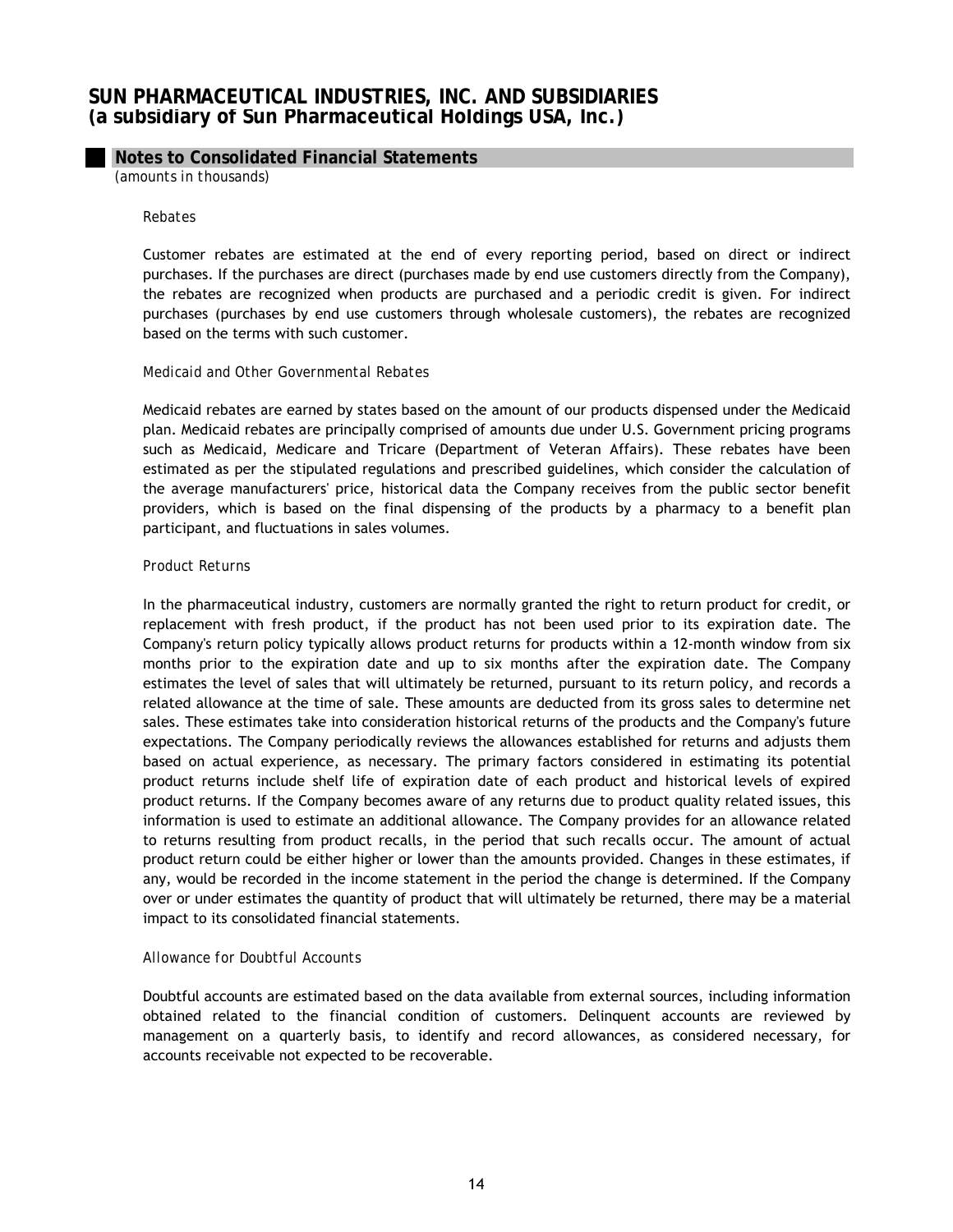# SUN PHARMACEUTICAL INDUSTRIES, INC. AND SUBSIDIARIES
## (a subsidiary of Sun Pharmaceutical Holdings USA, Inc.)

### Notes to Consolidated Financial Statements

*(amounts in thousands)*

*Rebates*

Customer rebates are estimated at the end of every reporting period, based on direct or indirect purchases. If the purchases are direct (purchases made by end use customers directly from the Company), the rebates are recognized when products are purchased and a periodic credit is given. For indirect purchases (purchases by end use customers through wholesale customers), the rebates are recognized based on the terms with such customer.

*Medicaid and Other Governmental Rebates*

Medicaid rebates are earned by states based on the amount of our products dispensed under the Medicaid plan. Medicaid rebates are principally comprised of amounts due under U.S. Government pricing programs such as Medicaid, Medicare and Tricare (Department of Veteran Affairs). These rebates have been estimated as per the stipulated regulations and prescribed guidelines, which consider the calculation of the average manufacturers' price, historical data the Company receives from the public sector benefit providers, which is based on the final dispensing of the products by a pharmacy to a benefit plan participant, and fluctuations in sales volumes.

*Product Returns*

In the pharmaceutical industry, customers are normally granted the right to return product for credit, or replacement with fresh product, if the product has not been used prior to its expiration date. The Company's return policy typically allows product returns for products within a 12-month window from six months prior to the expiration date and up to six months after the expiration date. The Company estimates the level of sales that will ultimately be returned, pursuant to its return policy, and records a related allowance at the time of sale. These amounts are deducted from its gross sales to determine net sales. These estimates take into consideration historical returns of the products and the Company's future expectations. The Company periodically reviews the allowances established for returns and adjusts them based on actual experience, as necessary. The primary factors considered in estimating its potential product returns include shelf life of expiration date of each product and historical levels of expired product returns. If the Company becomes aware of any returns due to product quality related issues, this information is used to estimate an additional allowance. The Company provides for an allowance related to returns resulting from product recalls, in the period that such recalls occur. The amount of actual product return could be either higher or lower than the amounts provided. Changes in these estimates, if any, would be recorded in the income statement in the period the change is determined. If the Company over or under estimates the quantity of product that will ultimately be returned, there may be a material impact to its consolidated financial statements.

*Allowance for Doubtful Accounts*

Doubtful accounts are estimated based on the data available from external sources, including information obtained related to the financial condition of customers. Delinquent accounts are reviewed by management on a quarterly basis, to identify and record allowances, as considered necessary, for accounts receivable not expected to be recoverable.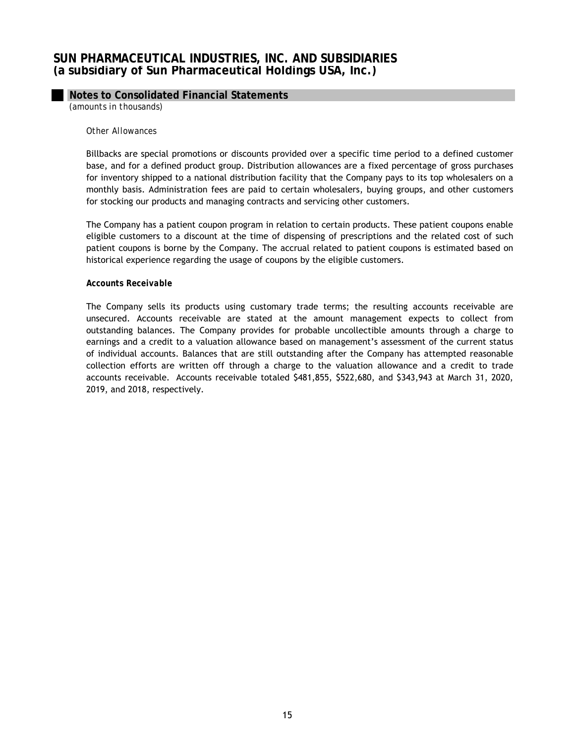# SUN PHARMACEUTICAL INDUSTRIES, INC. AND SUBSIDIARIES
## (a subsidiary of Sun Pharmaceutical Holdings USA, Inc.)

### Notes to Consolidated Financial Statements
*(amounts in thousands)*

*Other Allowances*

Billbacks are special promotions or discounts provided over a specific time period to a defined customer base, and for a defined product group. Distribution allowances are a fixed percentage of gross purchases for inventory shipped to a national distribution facility that the Company pays to its top wholesalers on a monthly basis. Administration fees are paid to certain wholesalers, buying groups, and other customers for stocking our products and managing contracts and servicing other customers.

The Company has a patient coupon program in relation to certain products. These patient coupons enable eligible customers to a discount at the time of dispensing of prescriptions and the related cost of such patient coupons is borne by the Company. The accrual related to patient coupons is estimated based on historical experience regarding the usage of coupons by the eligible customers.

***Accounts Receivable***

The Company sells its products using customary trade terms; the resulting accounts receivable are unsecured. Accounts receivable are stated at the amount management expects to collect from outstanding balances. The Company provides for probable uncollectible amounts through a charge to earnings and a credit to a valuation allowance based on management's assessment of the current status of individual accounts. Balances that are still outstanding after the Company has attempted reasonable collection efforts are written off through a charge to the valuation allowance and a credit to trade accounts receivable. Accounts receivable totaled $481,855, $522,680, and $343,943 at March 31, 2020, 2019, and 2018, respectively.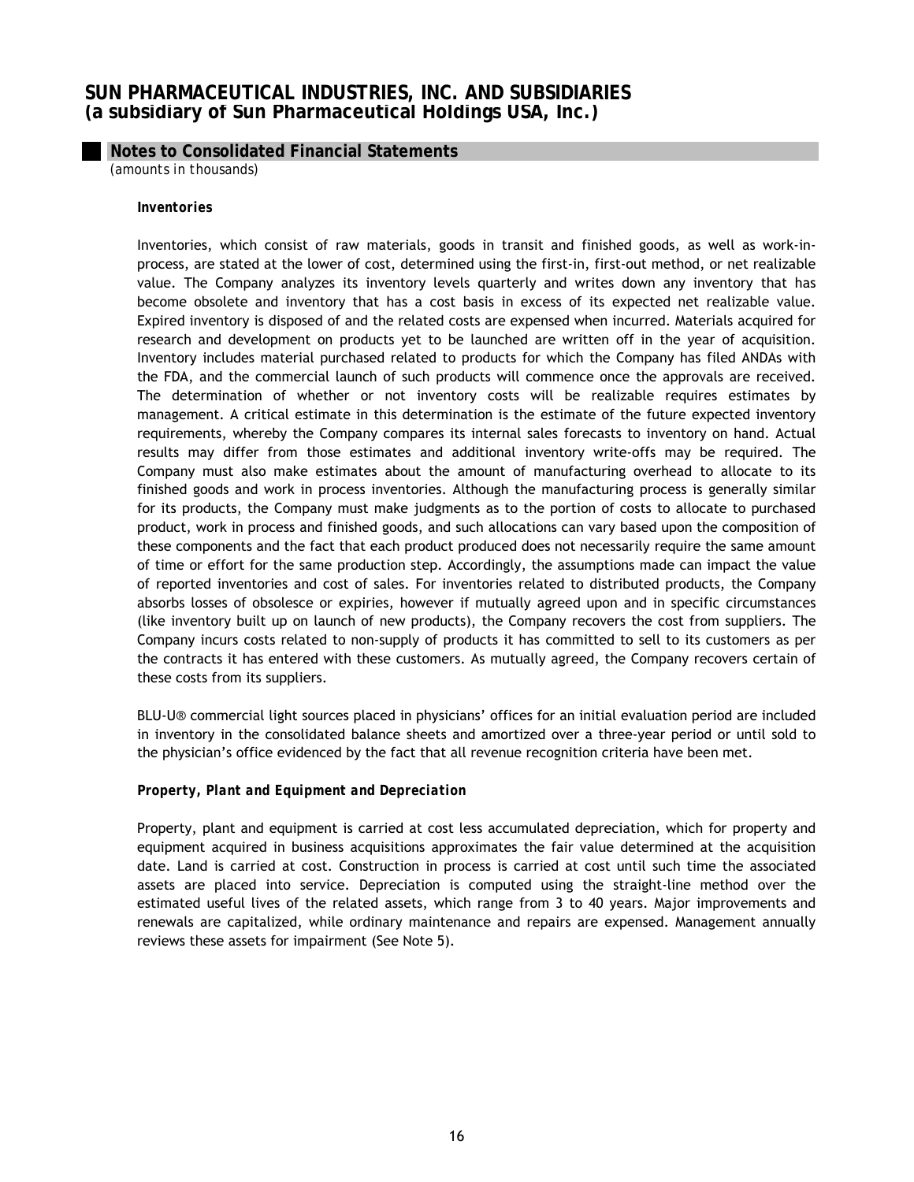**Notes to Consolidated Financial Statements**

*(amounts in thousands)*

***Inventories***

Inventories, which consist of raw materials, goods in transit and finished goods, as well as work-in-process, are stated at the lower of cost, determined using the first-in, first-out method, or net realizable value. The Company analyzes its inventory levels quarterly and writes down any inventory that has become obsolete and inventory that has a cost basis in excess of its expected net realizable value. Expired inventory is disposed of and the related costs are expensed when incurred. Materials acquired for research and development on products yet to be launched are written off in the year of acquisition. Inventory includes material purchased related to products for which the Company has filed ANDAs with the FDA, and the commercial launch of such products will commence once the approvals are received. The determination of whether or not inventory costs will be realizable requires estimates by management. A critical estimate in this determination is the estimate of the future expected inventory requirements, whereby the Company compares its internal sales forecasts to inventory on hand. Actual results may differ from those estimates and additional inventory write-offs may be required. The Company must also make estimates about the amount of manufacturing overhead to allocate to its finished goods and work in process inventories. Although the manufacturing process is generally similar for its products, the Company must make judgments as to the portion of costs to allocate to purchased product, work in process and finished goods, and such allocations can vary based upon the composition of these components and the fact that each product produced does not necessarily require the same amount of time or effort for the same production step. Accordingly, the assumptions made can impact the value of reported inventories and cost of sales. For inventories related to distributed products, the Company absorbs losses of obsolesce or expiries, however if mutually agreed upon and in specific circumstances (like inventory built up on launch of new products), the Company recovers the cost from suppliers. The Company incurs costs related to non-supply of products it has committed to sell to its customers as per the contracts it has entered with these customers. As mutually agreed, the Company recovers certain of these costs from its suppliers.

BLU-U® commercial light sources placed in physicians' offices for an initial evaluation period are included in inventory in the consolidated balance sheets and amortized over a three-year period or until sold to the physician's office evidenced by the fact that all revenue recognition criteria have been met.

***Property, Plant and Equipment and Depreciation***

Property, plant and equipment is carried at cost less accumulated depreciation, which for property and equipment acquired in business acquisitions approximates the fair value determined at the acquisition date. Land is carried at cost. Construction in process is carried at cost until such time the associated assets are placed into service. Depreciation is computed using the straight-line method over the estimated useful lives of the related assets, which range from 3 to 40 years. Major improvements and renewals are capitalized, while ordinary maintenance and repairs are expensed. Management annually reviews these assets for impairment (See Note 5).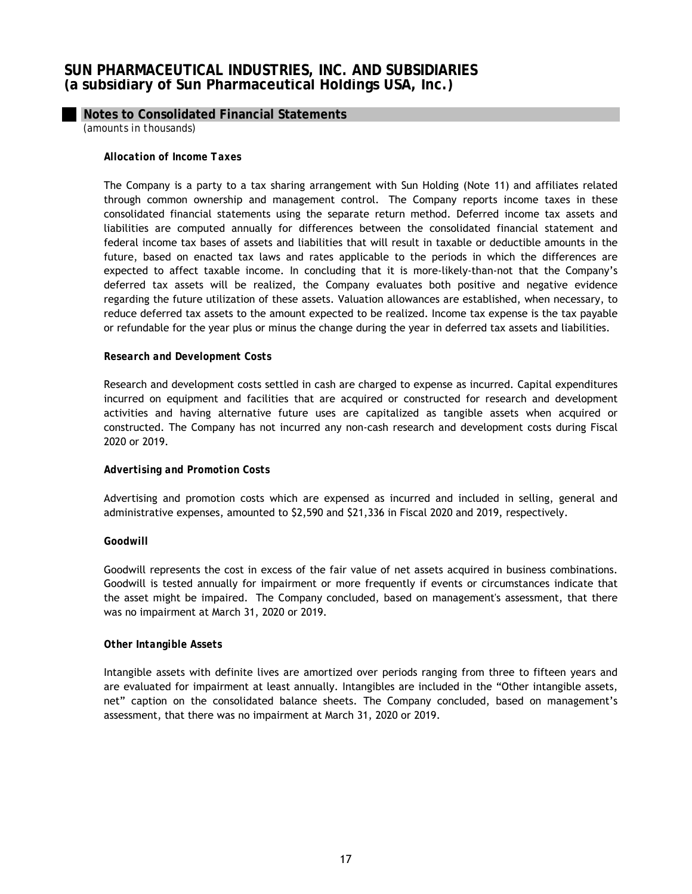## Notes to Consolidated Financial Statements

*(amounts in thousands)*

### *Allocation of Income Taxes*

The Company is a party to a tax sharing arrangement with Sun Holding (Note 11) and affiliates related through common ownership and management control. The Company reports income taxes in these consolidated financial statements using the separate return method. Deferred income tax assets and liabilities are computed annually for differences between the consolidated financial statement and federal income tax bases of assets and liabilities that will result in taxable or deductible amounts in the future, based on enacted tax laws and rates applicable to the periods in which the differences are expected to affect taxable income. In concluding that it is more-likely-than-not that the Company's deferred tax assets will be realized, the Company evaluates both positive and negative evidence regarding the future utilization of these assets. Valuation allowances are established, when necessary, to reduce deferred tax assets to the amount expected to be realized. Income tax expense is the tax payable or refundable for the year plus or minus the change during the year in deferred tax assets and liabilities.

### *Research and Development Costs*

Research and development costs settled in cash are charged to expense as incurred. Capital expenditures incurred on equipment and facilities that are acquired or constructed for research and development activities and having alternative future uses are capitalized as tangible assets when acquired or constructed. The Company has not incurred any non-cash research and development costs during Fiscal 2020 or 2019.

### *Advertising and Promotion Costs*

Advertising and promotion costs which are expensed as incurred and included in selling, general and administrative expenses, amounted to $2,590 and $21,336 in Fiscal 2020 and 2019, respectively.

### *Goodwill*

Goodwill represents the cost in excess of the fair value of net assets acquired in business combinations. Goodwill is tested annually for impairment or more frequently if events or circumstances indicate that the asset might be impaired. The Company concluded, based on management's assessment, that there was no impairment at March 31, 2020 or 2019.

### *Other Intangible Assets*

Intangible assets with definite lives are amortized over periods ranging from three to fifteen years and are evaluated for impairment at least annually. Intangibles are included in the "Other intangible assets, net" caption on the consolidated balance sheets. The Company concluded, based on management's assessment, that there was no impairment at March 31, 2020 or 2019.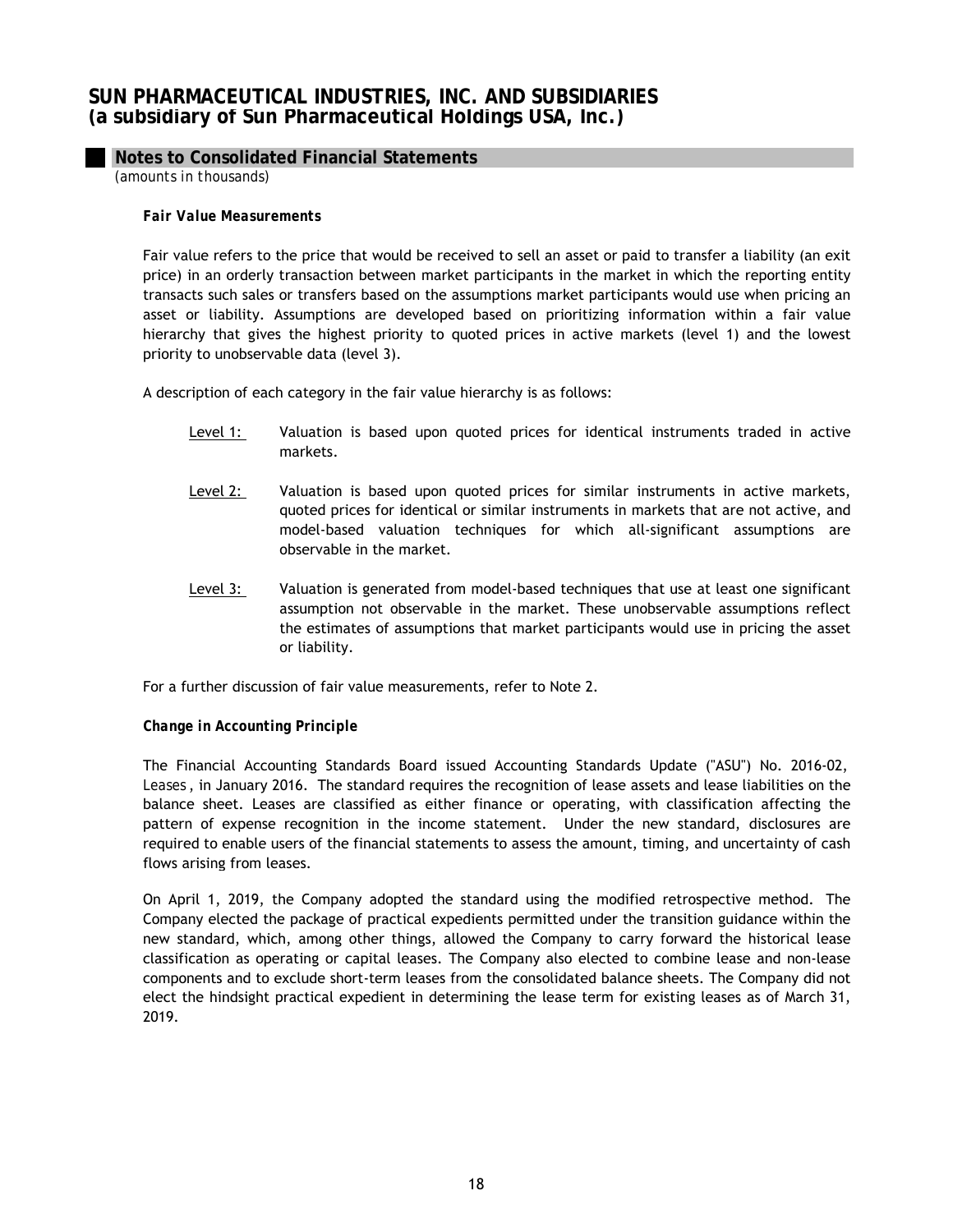### Fair Value Measurements

Fair value refers to the price that would be received to sell an asset or paid to transfer a liability (an exit price) in an orderly transaction between market participants in the market in which the reporting entity transacts such sales or transfers based on the assumptions market participants would use when pricing an asset or liability. Assumptions are developed based on prioritizing information within a fair value hierarchy that gives the highest priority to quoted prices in active markets (level 1) and the lowest priority to unobservable data (level 3).

A description of each category in the fair value hierarchy is as follows:

- Level 1: Valuation is based upon quoted prices for identical instruments traded in active markets.
- Level 2: Valuation is based upon quoted prices for similar instruments in active markets, quoted prices for identical or similar instruments in markets that are not active, and model-based valuation techniques for which all-significant assumptions are observable in the market.
- Level 3: Valuation is generated from model-based techniques that use at least one significant assumption not observable in the market. These unobservable assumptions reflect the estimates of assumptions that market participants would use in pricing the asset or liability.

For a further discussion of fair value measurements, refer to Note 2.

### Change in Accounting Principle

The Financial Accounting Standards Board issued Accounting Standards Update ("ASU") No. 2016-02, *Leases*, in January 2016. The standard requires the recognition of lease assets and lease liabilities on the balance sheet. Leases are classified as either finance or operating, with classification affecting the pattern of expense recognition in the income statement. Under the new standard, disclosures are required to enable users of the financial statements to assess the amount, timing, and uncertainty of cash flows arising from leases.

On April 1, 2019, the Company adopted the standard using the modified retrospective method. The Company elected the package of practical expedients permitted under the transition guidance within the new standard, which, among other things, allowed the Company to carry forward the historical lease classification as operating or capital leases. The Company also elected to combine lease and non-lease components and to exclude short-term leases from the consolidated balance sheets. The Company did not elect the hindsight practical expedient in determining the lease term for existing leases as of March 31, 2019.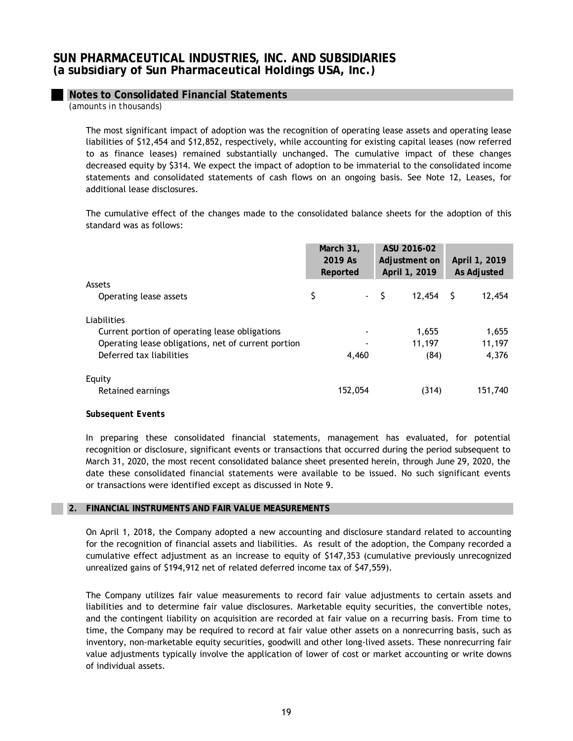# SUN PHARMACEUTICAL INDUSTRIES, INC. AND SUBSIDIARIES
## (a subsidiary of Sun Pharmaceutical Holdings USA, Inc.)

### Notes to Consolidated Financial Statements
*(amounts in thousands)*

The most significant impact of adoption was the recognition of operating lease assets and operating lease liabilities of $12,454 and $12,852, respectively, while accounting for existing capital leases (now referred to as finance leases) remained substantially unchanged. The cumulative impact of these changes decreased equity by $314. We expect the impact of adoption to be immaterial to the consolidated income statements and consolidated statements of cash flows on an ongoing basis. See Note 12, Leases, for additional lease disclosures.

The cumulative effect of the changes made to the consolidated balance sheets for the adoption of this standard was as follows:

| | March 31, 2019 As Reported | ASU 2016-02 Adjustment on April 1, 2019 | April 1, 2019 As Adjusted |
|---|---|---|---|
| Assets | | | |
| Operating lease assets | $ - | $ 12,454 | $ 12,454 |
| Liabilities | | | |
| Current portion of operating lease obligations | - | 1,655 | 1,655 |
| Operating lease obligations, net of current portion | - | 11,197 | 11,197 |
| Deferred tax liabilities | 4,460 | (84) | 4,376 |
| Equity | | | |
| Retained earnings | 152,054 | (314) | 151,740 |

**Subsequent Events**

In preparing these consolidated financial statements, management has evaluated, for potential recognition or disclosure, significant events or transactions that occurred during the period subsequent to March 31, 2020, the most recent consolidated balance sheet presented herein, through June 29, 2020, the date these consolidated financial statements were available to be issued. No such significant events or transactions were identified except as discussed in Note 9.

### 2. FINANCIAL INSTRUMENTS AND FAIR VALUE MEASUREMENTS

On April 1, 2018, the Company adopted a new accounting and disclosure standard related to accounting for the recognition of financial assets and liabilities. As result of the adoption, the Company recorded a cumulative effect adjustment as an increase to equity of $147,353 (cumulative previously unrecognized unrealized gains of $194,912 net of related deferred income tax of $47,559).

The Company utilizes fair value measurements to record fair value adjustments to certain assets and liabilities and to determine fair value disclosures. Marketable equity securities, the convertible notes, and the contingent liability on acquisition are recorded at fair value on a recurring basis. From time to time, the Company may be required to record at fair value other assets on a nonrecurring basis, such as inventory, non-marketable equity securities, goodwill and other long-lived assets. These nonrecurring fair value adjustments typically involve the application of lower of cost or market accounting or write downs of individual assets.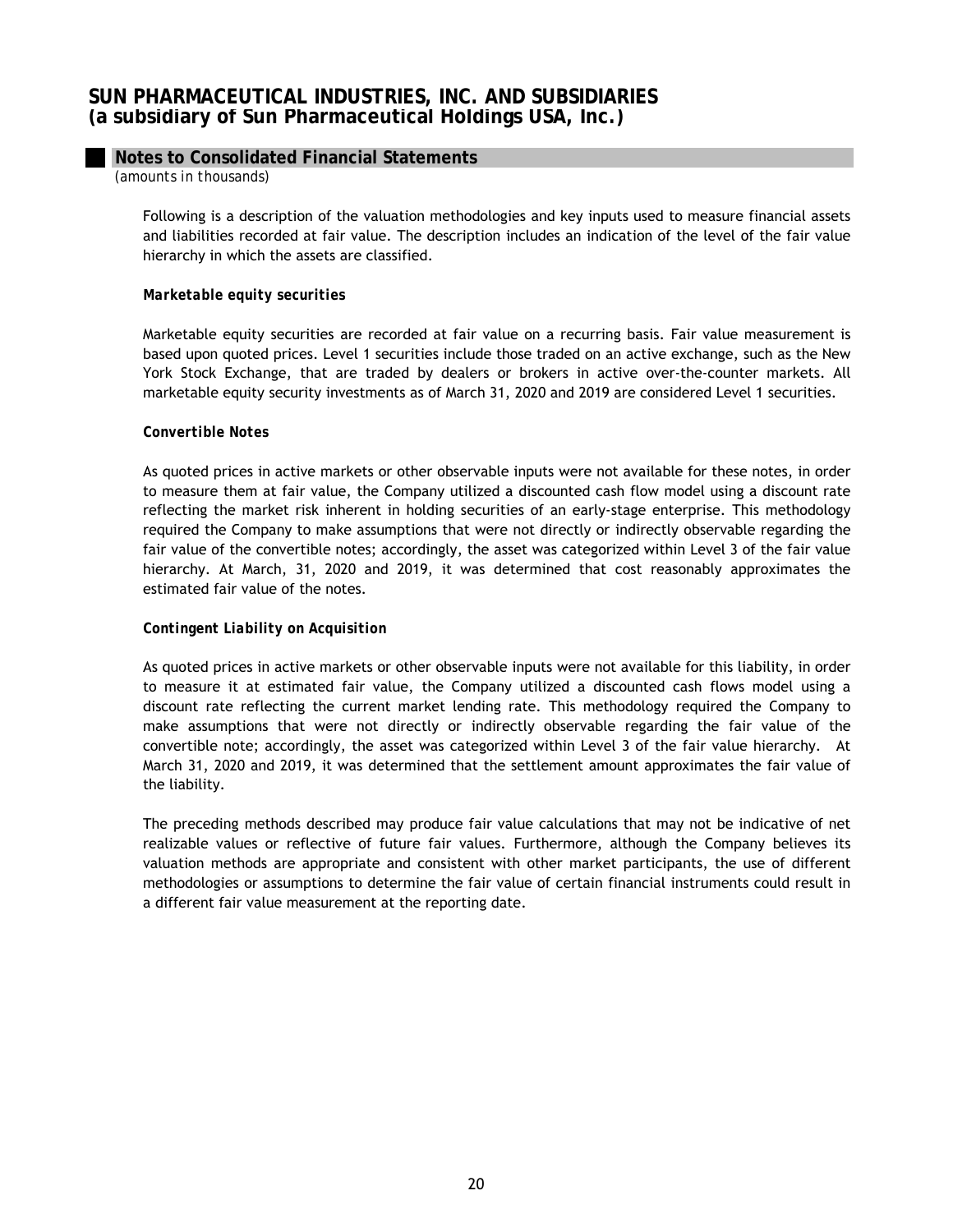Following is a description of the valuation methodologies and key inputs used to measure financial assets and liabilities recorded at fair value. The description includes an indication of the level of the fair value hierarchy in which the assets are classified.

***Marketable equity securities***

Marketable equity securities are recorded at fair value on a recurring basis. Fair value measurement is based upon quoted prices. Level 1 securities include those traded on an active exchange, such as the New York Stock Exchange, that are traded by dealers or brokers in active over-the-counter markets. All marketable equity security investments as of March 31, 2020 and 2019 are considered Level 1 securities.

***Convertible Notes***

As quoted prices in active markets or other observable inputs were not available for these notes, in order to measure them at fair value, the Company utilized a discounted cash flow model using a discount rate reflecting the market risk inherent in holding securities of an early-stage enterprise. This methodology required the Company to make assumptions that were not directly or indirectly observable regarding the fair value of the convertible notes; accordingly, the asset was categorized within Level 3 of the fair value hierarchy. At March, 31, 2020 and 2019, it was determined that cost reasonably approximates the estimated fair value of the notes.

***Contingent Liability on Acquisition***

As quoted prices in active markets or other observable inputs were not available for this liability, in order to measure it at estimated fair value, the Company utilized a discounted cash flows model using a discount rate reflecting the current market lending rate. This methodology required the Company to make assumptions that were not directly or indirectly observable regarding the fair value of the convertible note; accordingly, the asset was categorized within Level 3 of the fair value hierarchy. At March 31, 2020 and 2019, it was determined that the settlement amount approximates the fair value of the liability.

The preceding methods described may produce fair value calculations that may not be indicative of net realizable values or reflective of future fair values. Furthermore, although the Company believes its valuation methods are appropriate and consistent with other market participants, the use of different methodologies or assumptions to determine the fair value of certain financial instruments could result in a different fair value measurement at the reporting date.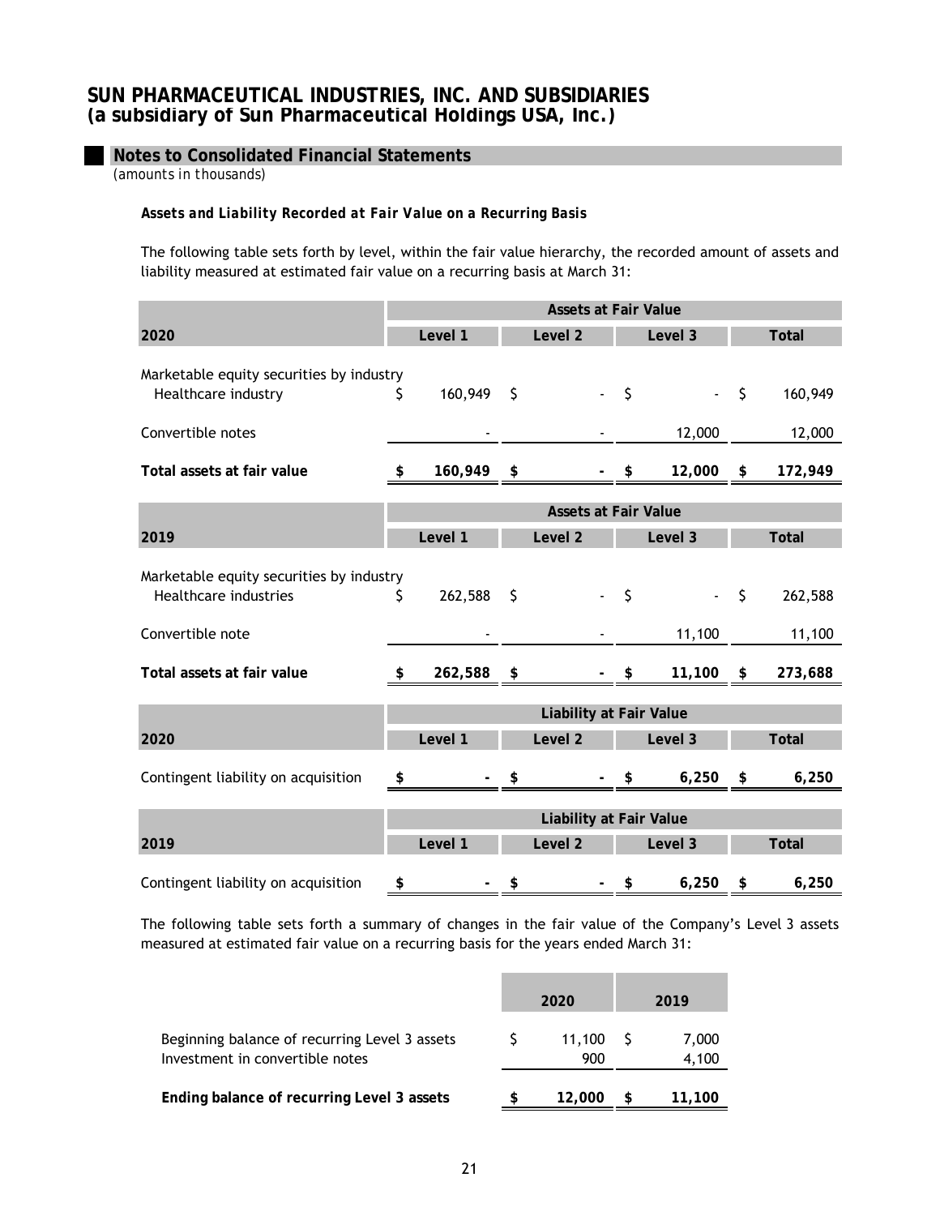# SUN PHARMACEUTICAL INDUSTRIES, INC. AND SUBSIDIARIES
## (a subsidiary of Sun Pharmaceutical Holdings USA, Inc.)

### Notes to Consolidated Financial Statements
*(amounts in thousands)*

***Assets and Liability Recorded at Fair Value on a Recurring Basis***

The following table sets forth by level, within the fair value hierarchy, the recorded amount of assets and liability measured at estimated fair value on a recurring basis at March 31:

| | Assets at Fair Value | | | |
|---|---|---|---|---|
| **2020** | **Level 1** | **Level 2** | **Level 3** | **Total** |
| Marketable equity securities by industry | | | | |
| Healthcare industry | $ 160,949 | $ - | $ - | $ 160,949 |
| Convertible notes | - | - | 12,000 | 12,000 |
| **Total assets at fair value** | **$ 160,949** | **$ -** | **$ 12,000** | **$ 172,949** |

| | Assets at Fair Value | | | |
|---|---|---|---|---|
| **2019** | **Level 1** | **Level 2** | **Level 3** | **Total** |
| Marketable equity securities by industry | | | | |
| Healthcare industries | $ 262,588 | $ - | $ - | $ 262,588 |
| Convertible note | - | - | 11,100 | 11,100 |
| **Total assets at fair value** | **$ 262,588** | **$ -** | **$ 11,100** | **$ 273,688** |

| | Liability at Fair Value | | | |
|---|---|---|---|---|
| **2020** | **Level 1** | **Level 2** | **Level 3** | **Total** |
| Contingent liability on acquisition | **$ -** | **$ -** | **$ 6,250** | **$ 6,250** |

| | Liability at Fair Value | | | |
|---|---|---|---|---|
| **2019** | **Level 1** | **Level 2** | **Level 3** | **Total** |
| Contingent liability on acquisition | **$ -** | **$ -** | **$ 6,250** | **$ 6,250** |

The following table sets forth a summary of changes in the fair value of the Company's Level 3 assets measured at estimated fair value on a recurring basis for the years ended March 31:

| | 2020 | 2019 |
|---|---|---|
| Beginning balance of recurring Level 3 assets | $ 11,100 | $ 7,000 |
| Investment in convertible notes | 900 | 4,100 |
| **Ending balance of recurring Level 3 assets** | **$ 12,000** | **$ 11,100** |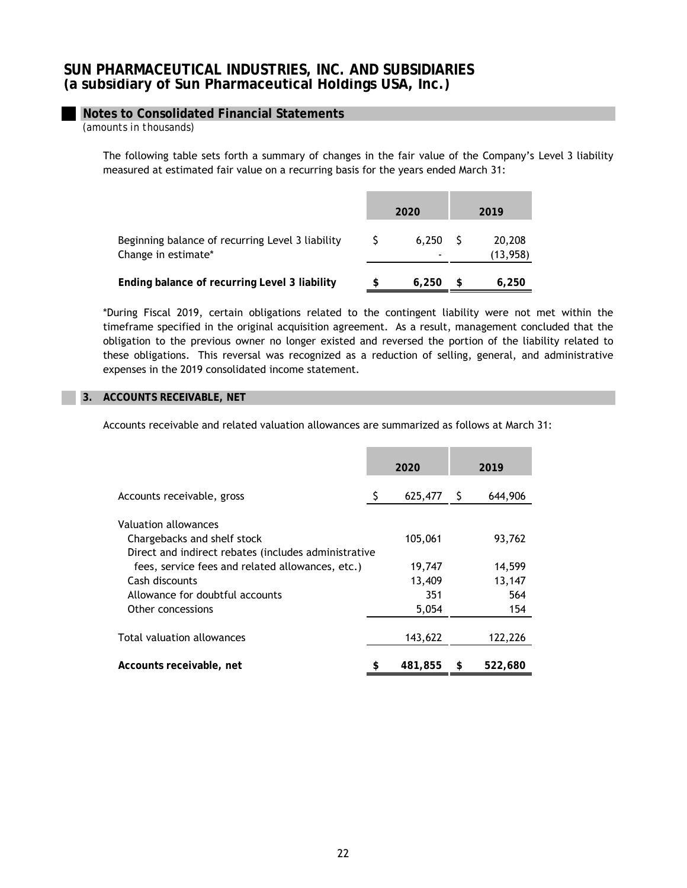## Notes to Consolidated Financial Statements

*(amounts in thousands)*

The following table sets forth a summary of changes in the fair value of the Company's Level 3 liability measured at estimated fair value on a recurring basis for the years ended March 31:

| | 2020 | 2019 |
|---|---|---|
| Beginning balance of recurring Level 3 liability | $ 6,250 | $ 20,208 |
| Change in estimate* | - | (13,958) |
| **Ending balance of recurring Level 3 liability** | **$ 6,250** | **$ 6,250** |

*During Fiscal 2019, certain obligations related to the contingent liability were not met within the timeframe specified in the original acquisition agreement. As a result, management concluded that the obligation to the previous owner no longer existed and reversed the portion of the liability related to these obligations. This reversal was recognized as a reduction of selling, general, and administrative expenses in the 2019 consolidated income statement.

## 3. ACCOUNTS RECEIVABLE, NET

Accounts receivable and related valuation allowances are summarized as follows at March 31:

| | 2020 | 2019 |
|---|---|---|
| Accounts receivable, gross | $ 625,477 | $ 644,906 |
| Valuation allowances | | |
| Chargebacks and shelf stock | 105,061 | 93,762 |
| Direct and indirect rebates (includes administrative fees, service fees and related allowances, etc.) | 19,747 | 14,599 |
| Cash discounts | 13,409 | 13,147 |
| Allowance for doubtful accounts | 351 | 564 |
| Other concessions | 5,054 | 154 |
| Total valuation allowances | 143,622 | 122,226 |
| **Accounts receivable, net** | **$ 481,855** | **$ 522,680** |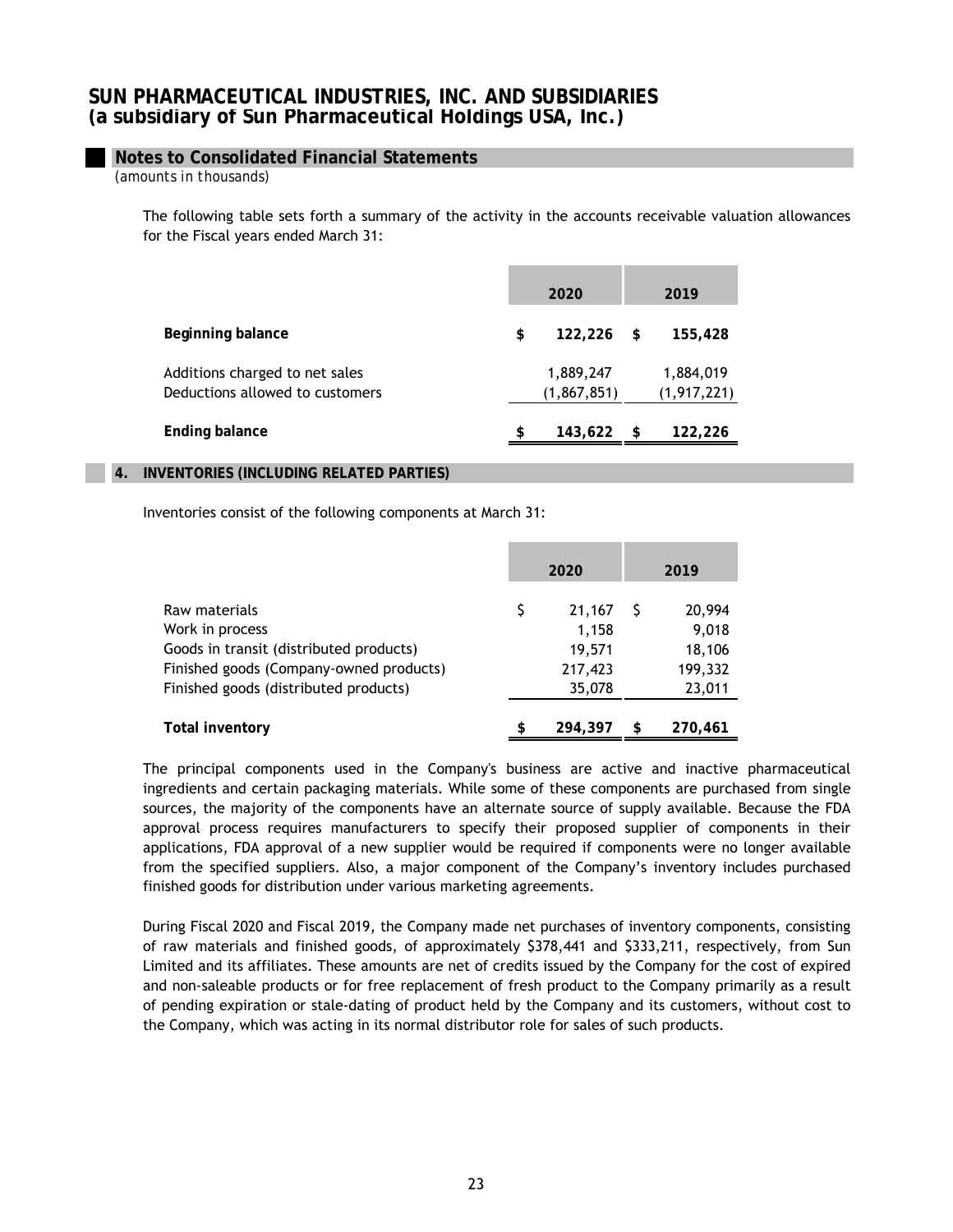**Notes to Consolidated Financial Statements**

*(amounts in thousands)*

The following table sets forth a summary of the activity in the accounts receivable valuation allowances for the Fiscal years ended March 31:

| | 2020 | 2019 |
|---|---|---|
| **Beginning balance** | **$ 122,226** | **$ 155,428** |
| Additions charged to net sales | 1,889,247 | 1,884,019 |
| Deductions allowed to customers | (1,867,851) | (1,917,221) |
| **Ending balance** | **$ 143,622** | **$ 122,226** |

## 4. INVENTORIES (INCLUDING RELATED PARTIES)

Inventories consist of the following components at March 31:

| | 2020 | 2019 |
|---|---|---|
| Raw materials | $ 21,167 | $ 20,994 |
| Work in process | 1,158 | 9,018 |
| Goods in transit (distributed products) | 19,571 | 18,106 |
| Finished goods (Company-owned products) | 217,423 | 199,332 |
| Finished goods (distributed products) | 35,078 | 23,011 |
| **Total inventory** | **$ 294,397** | **$ 270,461** |

The principal components used in the Company's business are active and inactive pharmaceutical ingredients and certain packaging materials. While some of these components are purchased from single sources, the majority of the components have an alternate source of supply available. Because the FDA approval process requires manufacturers to specify their proposed supplier of components in their applications, FDA approval of a new supplier would be required if components were no longer available from the specified suppliers. Also, a major component of the Company's inventory includes purchased finished goods for distribution under various marketing agreements.

During Fiscal 2020 and Fiscal 2019, the Company made net purchases of inventory components, consisting of raw materials and finished goods, of approximately $378,441 and $333,211, respectively, from Sun Limited and its affiliates. These amounts are net of credits issued by the Company for the cost of expired and non-saleable products or for free replacement of fresh product to the Company primarily as a result of pending expiration or stale-dating of product held by the Company and its customers, without cost to the Company, which was acting in its normal distributor role for sales of such products.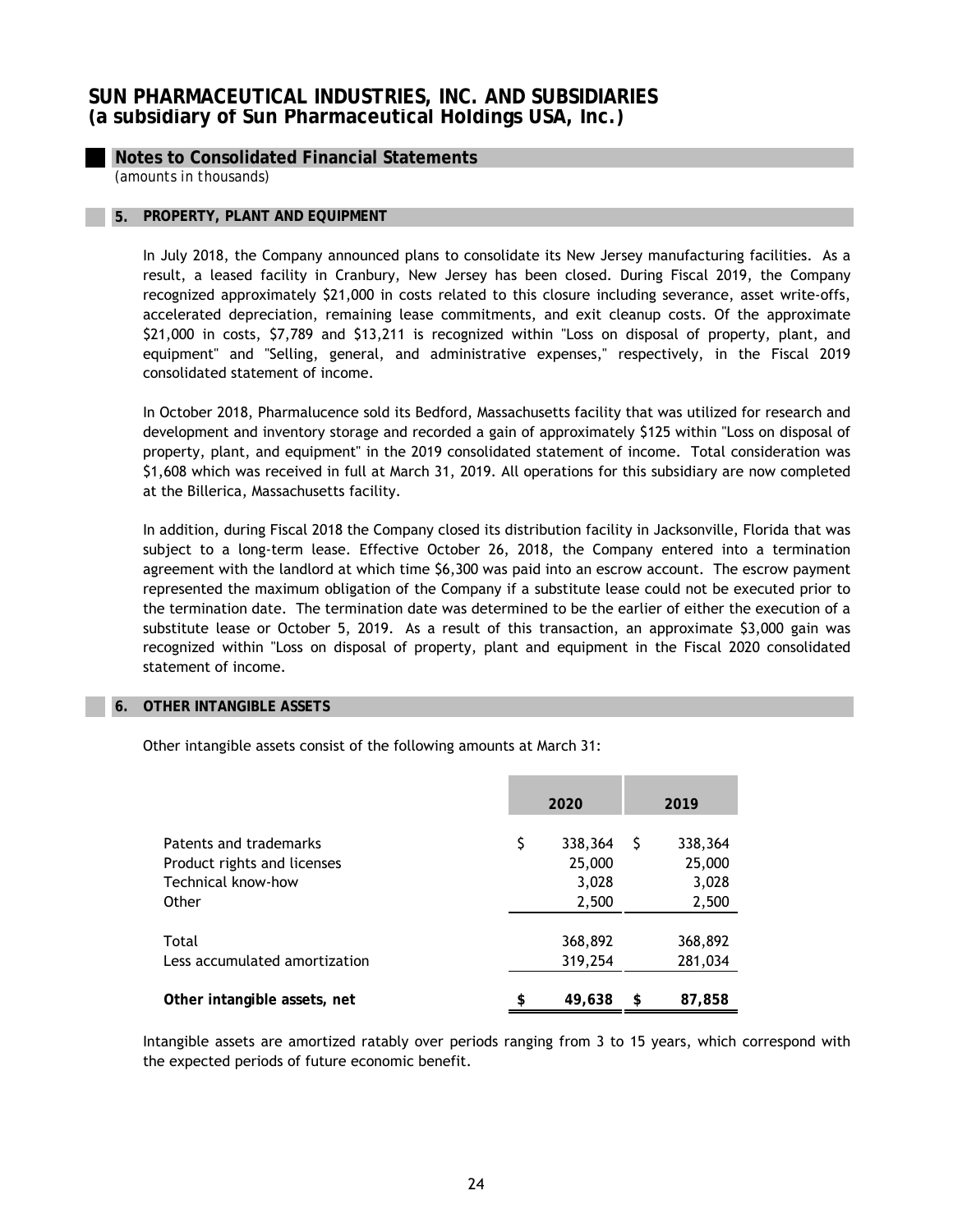# SUN PHARMACEUTICAL INDUSTRIES, INC. AND SUBSIDIARIES
## (a subsidiary of Sun Pharmaceutical Holdings USA, Inc.)

### Notes to Consolidated Financial Statements
*(amounts in thousands)*

### 5. PROPERTY, PLANT AND EQUIPMENT

In July 2018, the Company announced plans to consolidate its New Jersey manufacturing facilities. As a result, a leased facility in Cranbury, New Jersey has been closed. During Fiscal 2019, the Company recognized approximately $21,000 in costs related to this closure including severance, asset write-offs, accelerated depreciation, remaining lease commitments, and exit cleanup costs. Of the approximate $21,000 in costs, $7,789 and $13,211 is recognized within "Loss on disposal of property, plant, and equipment" and "Selling, general, and administrative expenses," respectively, in the Fiscal 2019 consolidated statement of income.

In October 2018, Pharmalucence sold its Bedford, Massachusetts facility that was utilized for research and development and inventory storage and recorded a gain of approximately $125 within "Loss on disposal of property, plant, and equipment" in the 2019 consolidated statement of income. Total consideration was $1,608 which was received in full at March 31, 2019. All operations for this subsidiary are now completed at the Billerica, Massachusetts facility.

In addition, during Fiscal 2018 the Company closed its distribution facility in Jacksonville, Florida that was subject to a long-term lease. Effective October 26, 2018, the Company entered into a termination agreement with the landlord at which time $6,300 was paid into an escrow account. The escrow payment represented the maximum obligation of the Company if a substitute lease could not be executed prior to the termination date. The termination date was determined to be the earlier of either the execution of a substitute lease or October 5, 2019. As a result of this transaction, an approximate $3,000 gain was recognized within "Loss on disposal of property, plant and equipment in the Fiscal 2020 consolidated statement of income.

### 6. OTHER INTANGIBLE ASSETS

Other intangible assets consist of the following amounts at March 31:

| | 2020 | 2019 |
|---|---|---|
| Patents and trademarks | $ 338,364 | $ 338,364 |
| Product rights and licenses | 25,000 | 25,000 |
| Technical know-how | 3,028 | 3,028 |
| Other | 2,500 | 2,500 |
| Total | 368,892 | 368,892 |
| Less accumulated amortization | 319,254 | 281,034 |
| **Other intangible assets, net** | **$ 49,638** | **$ 87,858** |

Intangible assets are amortized ratably over periods ranging from 3 to 15 years, which correspond with the expected periods of future economic benefit.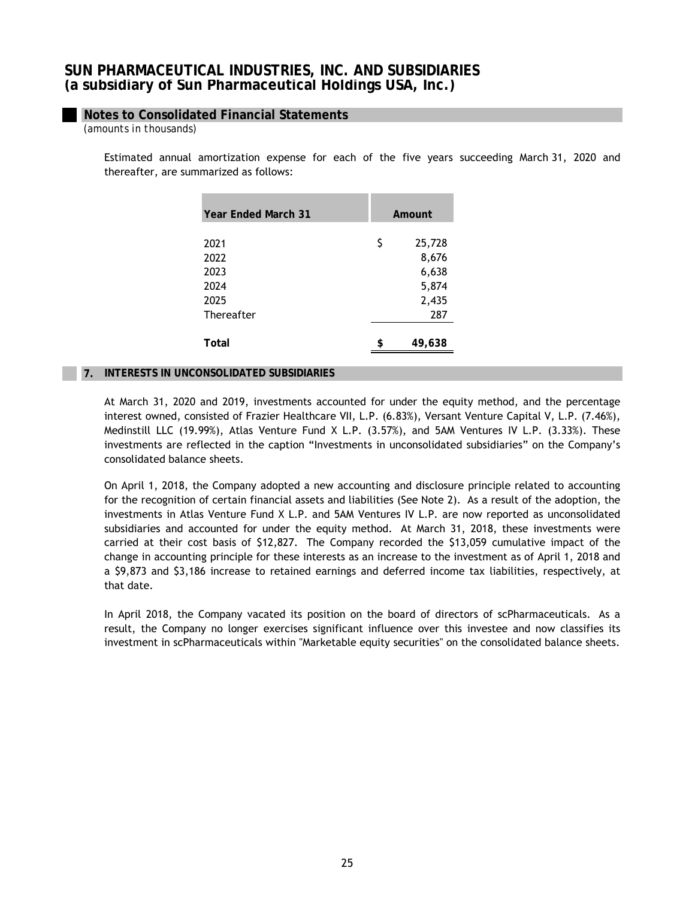SUN PHARMACEUTICAL INDUSTRIES, INC. AND SUBSIDIARIES
(a subsidiary of Sun Pharmaceutical Holdings USA, Inc.)

## Notes to Consolidated Financial Statements

*(amounts in thousands)*

Estimated annual amortization expense for each of the five years succeeding March 31, 2020 and thereafter, are summarized as follows:

| Year Ended March 31 | Amount |
|---|---|
| 2021 | $ 25,728 |
| 2022 | 8,676 |
| 2023 | 6,638 |
| 2024 | 5,874 |
| 2025 | 2,435 |
| Thereafter | 287 |
| **Total** | **$ 49,638** |

## 7. INTERESTS IN UNCONSOLIDATED SUBSIDIARIES

At March 31, 2020 and 2019, investments accounted for under the equity method, and the percentage interest owned, consisted of Frazier Healthcare VII, L.P. (6.83%), Versant Venture Capital V, L.P. (7.46%), Medinstill LLC (19.99%), Atlas Venture Fund X L.P. (3.57%), and 5AM Ventures IV L.P. (3.33%). These investments are reflected in the caption "Investments in unconsolidated subsidiaries" on the Company's consolidated balance sheets.

On April 1, 2018, the Company adopted a new accounting and disclosure principle related to accounting for the recognition of certain financial assets and liabilities (See Note 2). As a result of the adoption, the investments in Atlas Venture Fund X L.P. and 5AM Ventures IV L.P. are now reported as unconsolidated subsidiaries and accounted for under the equity method. At March 31, 2018, these investments were carried at their cost basis of $12,827. The Company recorded the $13,059 cumulative impact of the change in accounting principle for these interests as an increase to the investment as of April 1, 2018 and a $9,873 and $3,186 increase to retained earnings and deferred income tax liabilities, respectively, at that date.

In April 2018, the Company vacated its position on the board of directors of scPharmaceuticals. As a result, the Company no longer exercises significant influence over this investee and now classifies its investment in scPharmaceuticals within "Marketable equity securities" on the consolidated balance sheets.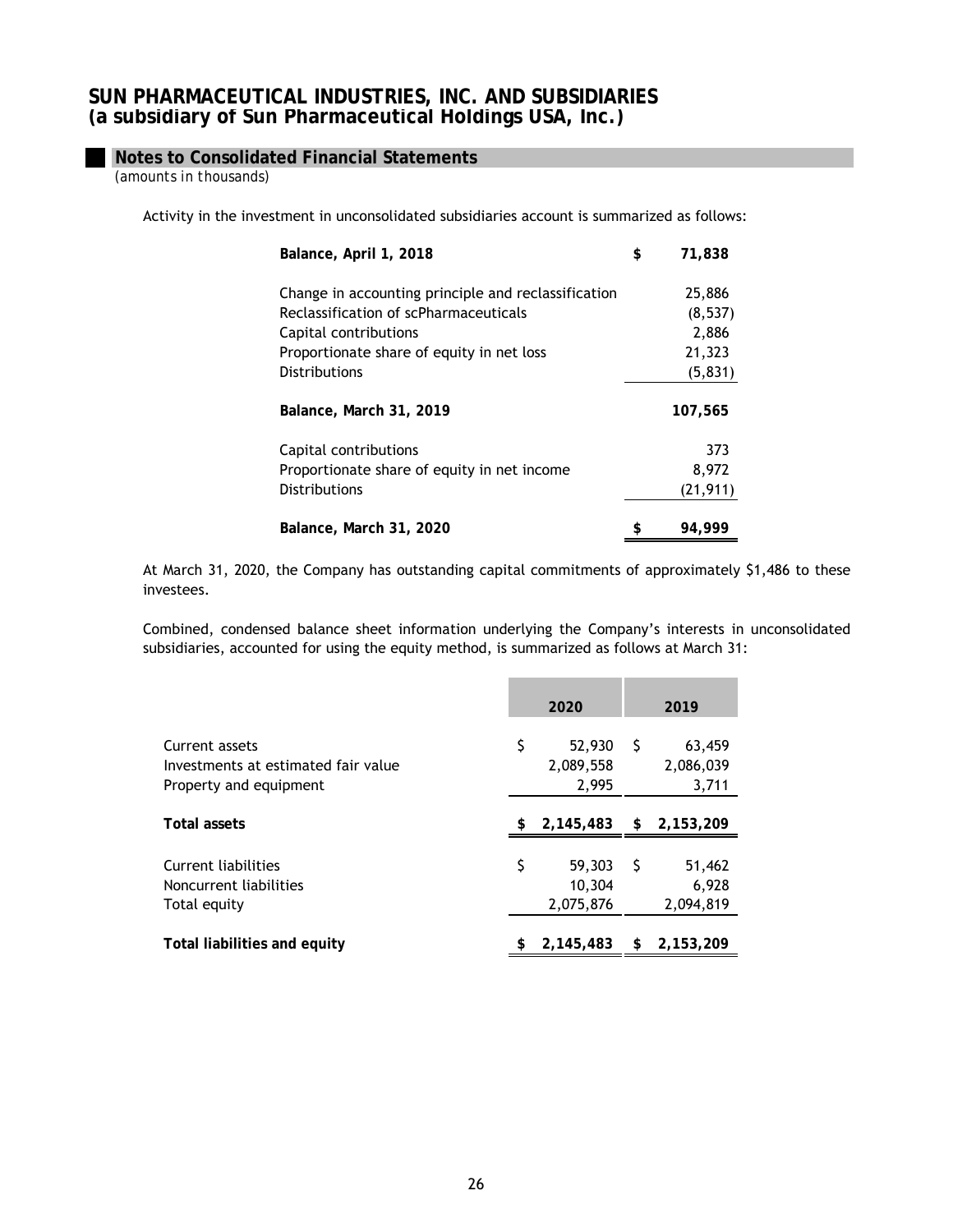# SUN PHARMACEUTICAL INDUSTRIES, INC. AND SUBSIDIARIES
## (a subsidiary of Sun Pharmaceutical Holdings USA, Inc.)

### Notes to Consolidated Financial Statements
*(amounts in thousands)*

Activity in the investment in unconsolidated subsidiaries account is summarized as follows:

| | |
|---|---|
| **Balance, April 1, 2018** | **$ 71,838** |
| Change in accounting principle and reclassification | 25,886 |
| Reclassification of scPharmaceuticals | (8,537) |
| Capital contributions | 2,886 |
| Proportionate share of equity in net loss | 21,323 |
| Distributions | (5,831) |
| **Balance, March 31, 2019** | **107,565** |
| Capital contributions | 373 |
| Proportionate share of equity in net income | 8,972 |
| Distributions | (21,911) |
| **Balance, March 31, 2020** | **$ 94,999** |

At March 31, 2020, the Company has outstanding capital commitments of approximately $1,486 to these investees.

Combined, condensed balance sheet information underlying the Company's interests in unconsolidated subsidiaries, accounted for using the equity method, is summarized as follows at March 31:

| | 2020 | 2019 |
|---|---|---|
| Current assets | $ 52,930 | $ 63,459 |
| Investments at estimated fair value | 2,089,558 | 2,086,039 |
| Property and equipment | 2,995 | 3,711 |
| **Total assets** | **$ 2,145,483** | **$ 2,153,209** |
| Current liabilities | $ 59,303 | $ 51,462 |
| Noncurrent liabilities | 10,304 | 6,928 |
| Total equity | 2,075,876 | 2,094,819 |
| **Total liabilities and equity** | **$ 2,145,483** | **$ 2,153,209** |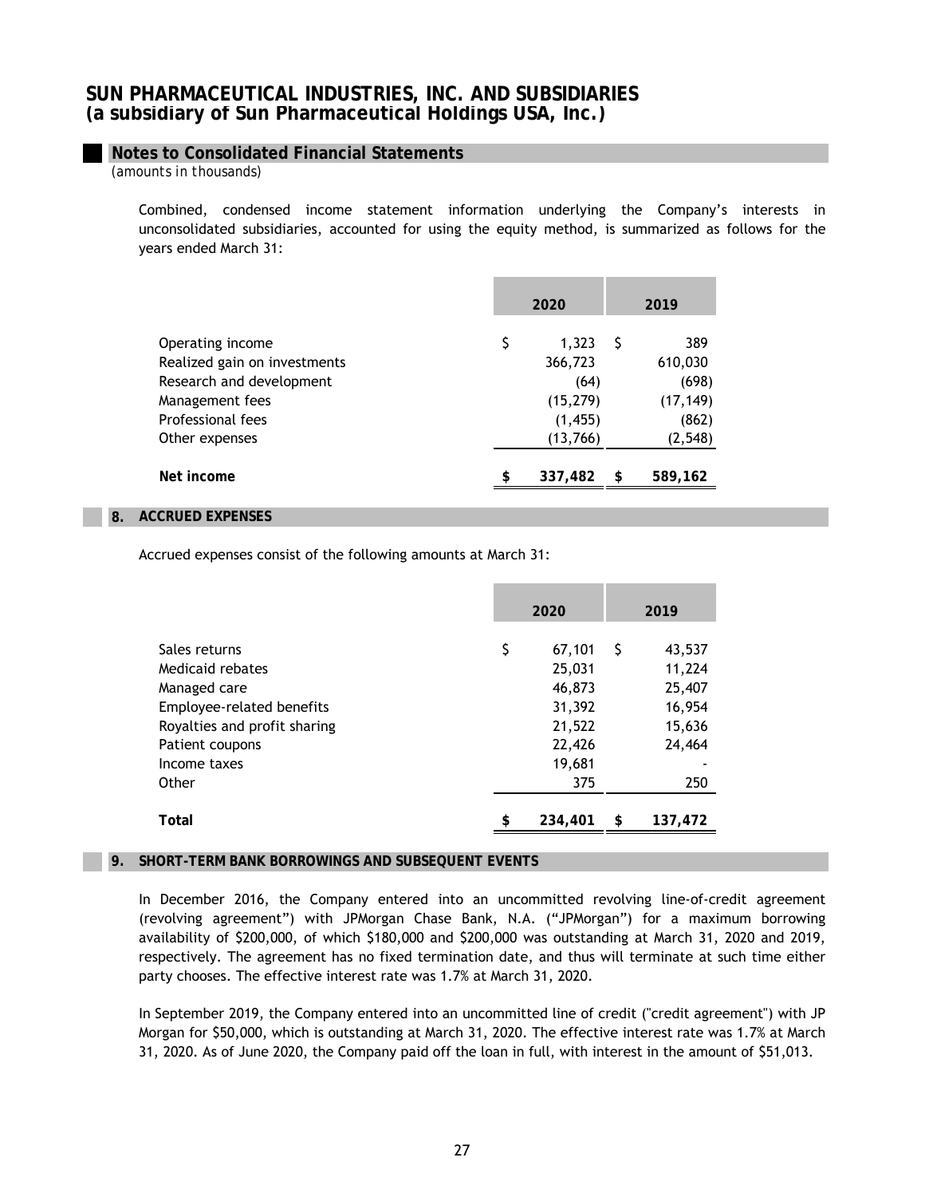Combined, condensed income statement information underlying the Company's interests in unconsolidated subsidiaries, accounted for using the equity method, is summarized as follows for the years ended March 31:

| | 2020 | 2019 |
|---|---|---|
| Operating income | $ 1,323 | $ 389 |
| Realized gain on investments | 366,723 | 610,030 |
| Research and development | (64) | (698) |
| Management fees | (15,279) | (17,149) |
| Professional fees | (1,455) | (862) |
| Other expenses | (13,766) | (2,548) |
| **Net income** | **$ 337,482** | **$ 589,162** |

## 8. ACCRUED EXPENSES

Accrued expenses consist of the following amounts at March 31:

| | 2020 | 2019 |
|---|---|---|
| Sales returns | $ 67,101 | $ 43,537 |
| Medicaid rebates | 25,031 | 11,224 |
| Managed care | 46,873 | 25,407 |
| Employee-related benefits | 31,392 | 16,954 |
| Royalties and profit sharing | 21,522 | 15,636 |
| Patient coupons | 22,426 | 24,464 |
| Income taxes | 19,681 | - |
| Other | 375 | 250 |
| **Total** | **$ 234,401** | **$ 137,472** |

## 9. SHORT-TERM BANK BORROWINGS AND SUBSEQUENT EVENTS

In December 2016, the Company entered into an uncommitted revolving line-of-credit agreement (revolving agreement") with JPMorgan Chase Bank, N.A. ("JPMorgan") for a maximum borrowing availability of $200,000, of which $180,000 and $200,000 was outstanding at March 31, 2020 and 2019, respectively. The agreement has no fixed termination date, and thus will terminate at such time either party chooses. The effective interest rate was 1.7% at March 31, 2020.

In September 2019, the Company entered into an uncommitted line of credit ("credit agreement") with JP Morgan for $50,000, which is outstanding at March 31, 2020. The effective interest rate was 1.7% at March 31, 2020. As of June 2020, the Company paid off the loan in full, with interest in the amount of $51,013.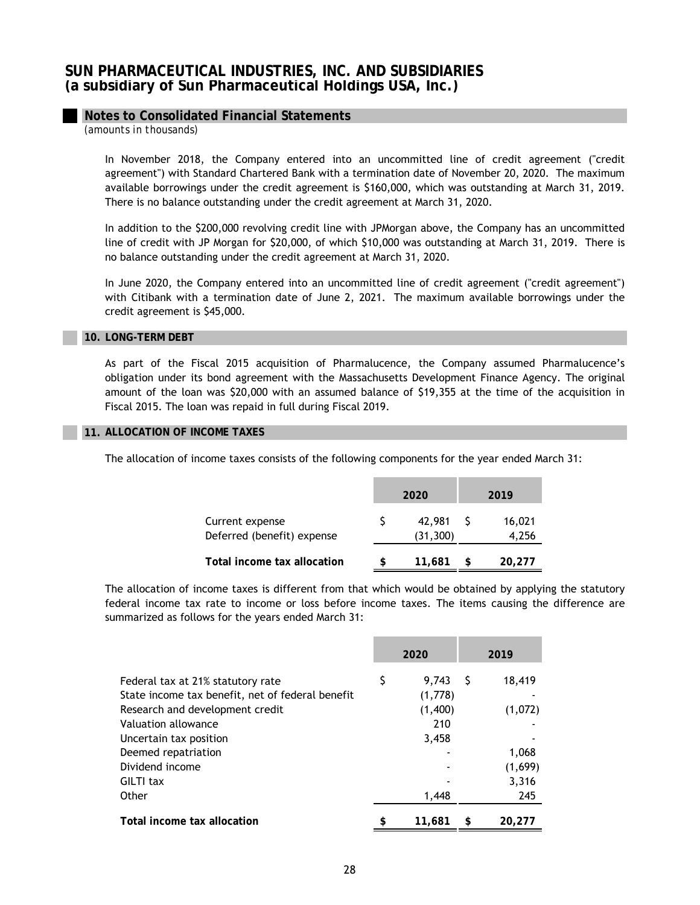# SUN PHARMACEUTICAL INDUSTRIES, INC. AND SUBSIDIARIES
## (a subsidiary of Sun Pharmaceutical Holdings USA, Inc.)

### Notes to Consolidated Financial Statements

*(amounts in thousands)*

In November 2018, the Company entered into an uncommitted line of credit agreement ("credit agreement") with Standard Chartered Bank with a termination date of November 20, 2020. The maximum available borrowings under the credit agreement is $160,000, which was outstanding at March 31, 2019. There is no balance outstanding under the credit agreement at March 31, 2020.

In addition to the $200,000 revolving credit line with JPMorgan above, the Company has an uncommitted line of credit with JP Morgan for $20,000, of which $10,000 was outstanding at March 31, 2019. There is no balance outstanding under the credit agreement at March 31, 2020.

In June 2020, the Company entered into an uncommitted line of credit agreement ("credit agreement") with Citibank with a termination date of June 2, 2021. The maximum available borrowings under the credit agreement is $45,000.

### 10. LONG-TERM DEBT

As part of the Fiscal 2015 acquisition of Pharmalucence, the Company assumed Pharmalucence's obligation under its bond agreement with the Massachusetts Development Finance Agency. The original amount of the loan was $20,000 with an assumed balance of $19,355 at the time of the acquisition in Fiscal 2015. The loan was repaid in full during Fiscal 2019.

### 11. ALLOCATION OF INCOME TAXES

The allocation of income taxes consists of the following components for the year ended March 31:

| | 2020 | 2019 |
|---|---|---|
| Current expense | $ 42,981 | $ 16,021 |
| Deferred (benefit) expense | (31,300) | 4,256 |
| **Total income tax allocation** | **$ 11,681** | **$ 20,277** |

The allocation of income taxes is different from that which would be obtained by applying the statutory federal income tax rate to income or loss before income taxes. The items causing the difference are summarized as follows for the years ended March 31:

| | 2020 | 2019 |
|---|---|---|
| Federal tax at 21% statutory rate | $ 9,743 | $ 18,419 |
| State income tax benefit, net of federal benefit | (1,778) | - |
| Research and development credit | (1,400) | (1,072) |
| Valuation allowance | 210 | - |
| Uncertain tax position | 3,458 | - |
| Deemed repatriation | - | 1,068 |
| Dividend income | - | (1,699) |
| GILTI tax | - | 3,316 |
| Other | 1,448 | 245 |
| **Total income tax allocation** | **$ 11,681** | **$ 20,277** |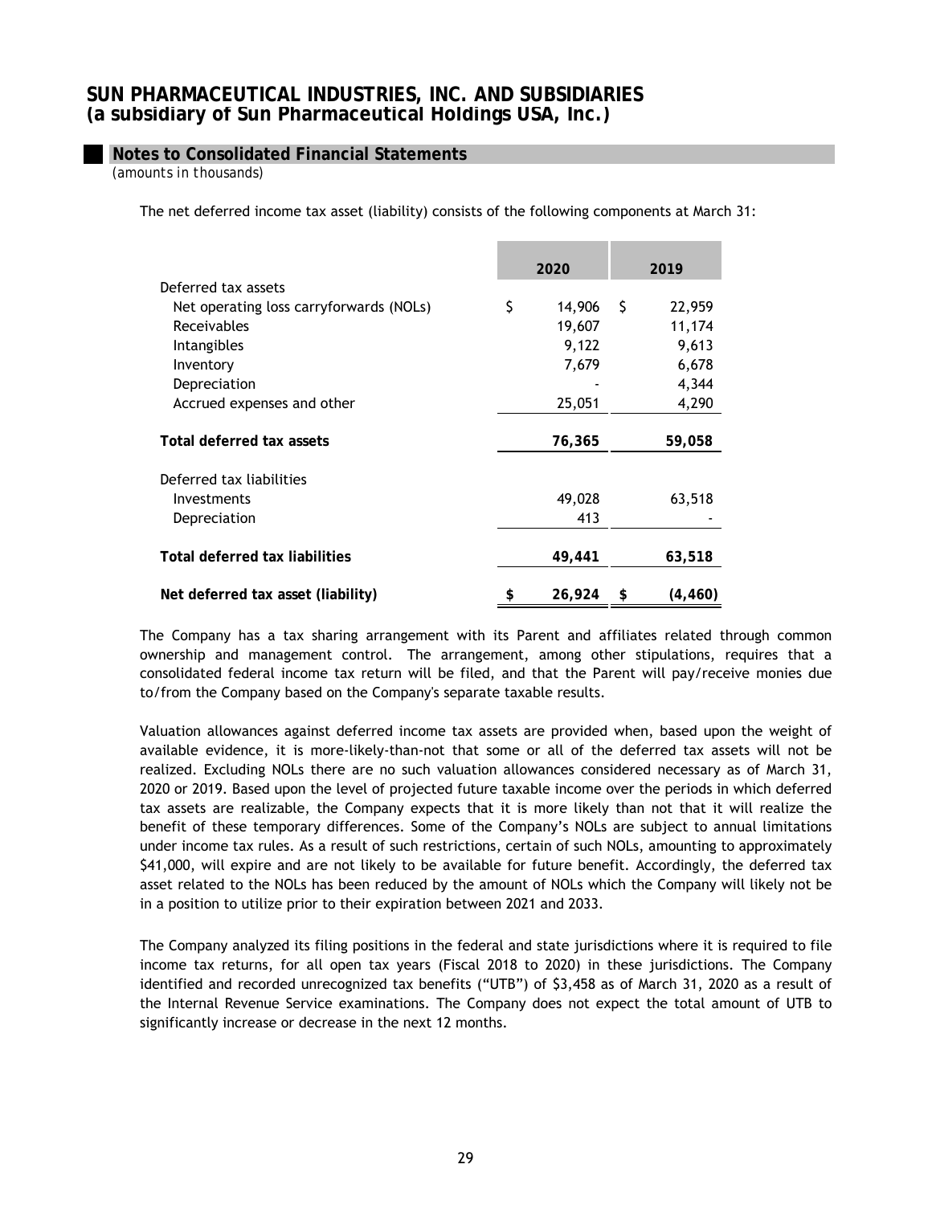# SUN PHARMACEUTICAL INDUSTRIES, INC. AND SUBSIDIARIES
## (a subsidiary of Sun Pharmaceutical Holdings USA, Inc.)

### Notes to Consolidated Financial Statements
*(amounts in thousands)*

The net deferred income tax asset (liability) consists of the following components at March 31:

| | 2020 | 2019 |
|---|---|---|
| Deferred tax assets | | |
| Net operating loss carryforwards (NOLs) | $ 14,906 | $ 22,959 |
| Receivables | 19,607 | 11,174 |
| Intangibles | 9,122 | 9,613 |
| Inventory | 7,679 | 6,678 |
| Depreciation | - | 4,344 |
| Accrued expenses and other | 25,051 | 4,290 |
| **Total deferred tax assets** | **76,365** | **59,058** |
| Deferred tax liabilities | | |
| Investments | 49,028 | 63,518 |
| Depreciation | 413 | - |
| **Total deferred tax liabilities** | **49,441** | **63,518** |
| **Net deferred tax asset (liability)** | **$ 26,924** | **$ (4,460)** |

The Company has a tax sharing arrangement with its Parent and affiliates related through common ownership and management control. The arrangement, among other stipulations, requires that a consolidated federal income tax return will be filed, and that the Parent will pay/receive monies due to/from the Company based on the Company's separate taxable results.

Valuation allowances against deferred income tax assets are provided when, based upon the weight of available evidence, it is more-likely-than-not that some or all of the deferred tax assets will not be realized. Excluding NOLs there are no such valuation allowances considered necessary as of March 31, 2020 or 2019. Based upon the level of projected future taxable income over the periods in which deferred tax assets are realizable, the Company expects that it is more likely than not that it will realize the benefit of these temporary differences. Some of the Company's NOLs are subject to annual limitations under income tax rules. As a result of such restrictions, certain of such NOLs, amounting to approximately $41,000, will expire and are not likely to be available for future benefit. Accordingly, the deferred tax asset related to the NOLs has been reduced by the amount of NOLs which the Company will likely not be in a position to utilize prior to their expiration between 2021 and 2033.

The Company analyzed its filing positions in the federal and state jurisdictions where it is required to file income tax returns, for all open tax years (Fiscal 2018 to 2020) in these jurisdictions. The Company identified and recorded unrecognized tax benefits ("UTB") of $3,458 as of March 31, 2020 as a result of the Internal Revenue Service examinations. The Company does not expect the total amount of UTB to significantly increase or decrease in the next 12 months.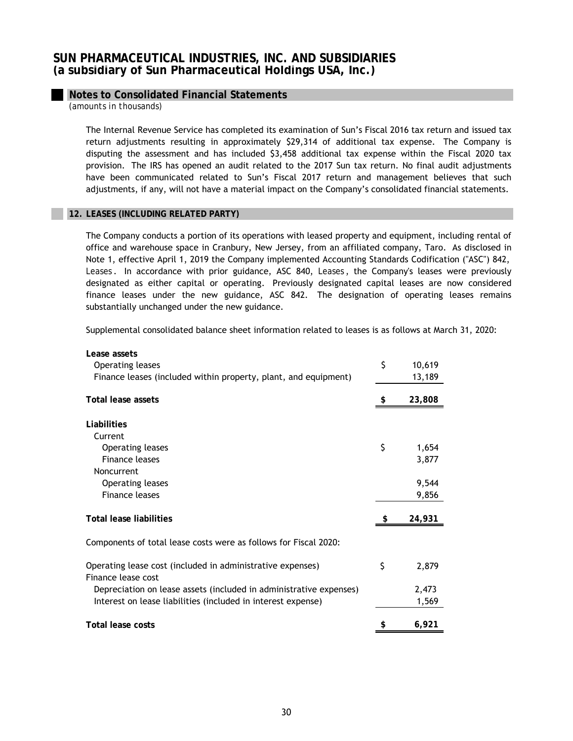## Notes to Consolidated Financial Statements

*(amounts in thousands)*

The Internal Revenue Service has completed its examination of Sun's Fiscal 2016 tax return and issued tax return adjustments resulting in approximately $29,314 of additional tax expense. The Company is disputing the assessment and has included $3,458 additional tax expense within the Fiscal 2020 tax provision. The IRS has opened an audit related to the 2017 Sun tax return. No final audit adjustments have been communicated related to Sun's Fiscal 2017 return and management believes that such adjustments, if any, will not have a material impact on the Company's consolidated financial statements.

## 12. LEASES (INCLUDING RELATED PARTY)

The Company conducts a portion of its operations with leased property and equipment, including rental of office and warehouse space in Cranbury, New Jersey, from an affiliated company, Taro. As disclosed in Note 1, effective April 1, 2019 the Company implemented Accounting Standards Codification ("ASC") 842, *Leases*. In accordance with prior guidance, ASC 840, *Leases*, the Company's leases were previously designated as either capital or operating. Previously designated capital leases are now considered finance leases under the new guidance, ASC 842. The designation of operating leases remains substantially unchanged under the new guidance.

Supplemental consolidated balance sheet information related to leases is as follows at March 31, 2020:

| | |
|---|---|
| **Lease assets** | |
| Operating leases | $ 10,619 |
| Finance leases (included within property, plant, and equipment) | 13,189 |
| **Total lease assets** | **$ 23,808** |
| **Liabilities** | |
| Current | |
| Operating leases | $ 1,654 |
| Finance leases | 3,877 |
| Noncurrent | |
| Operating leases | 9,544 |
| Finance leases | 9,856 |
| **Total lease liabilities** | **$ 24,931** |

Components of total lease costs were as follows for Fiscal 2020:

| | |
|---|---|
| Operating lease cost (included in administrative expenses) | $ 2,879 |
| Finance lease cost | |
| Depreciation on lease assets (included in administrative expenses) | 2,473 |
| Interest on lease liabilities (included in interest expense) | 1,569 |
| **Total lease costs** | **$ 6,921** |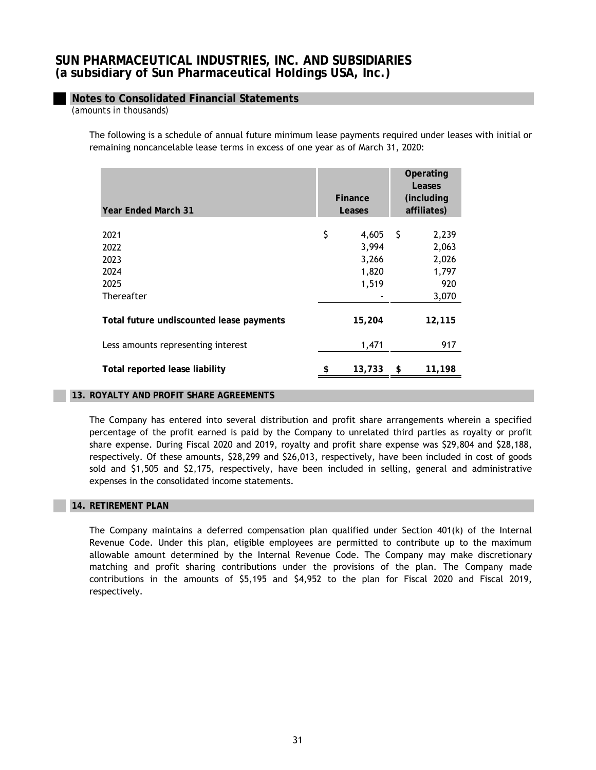**SUN PHARMACEUTICAL INDUSTRIES, INC. AND SUBSIDIARIES**
**(a subsidiary of Sun Pharmaceutical Holdings USA, Inc.)**

## Notes to Consolidated Financial Statements

*(amounts in thousands)*

The following is a schedule of annual future minimum lease payments required under leases with initial or remaining noncancelable lease terms in excess of one year as of March 31, 2020:

| Year Ended March 31 | Finance Leases | Operating Leases (including affiliates) |
|---|---|---|
| 2021 | $ 4,605 | $ 2,239 |
| 2022 | 3,994 | 2,063 |
| 2023 | 3,266 | 2,026 |
| 2024 | 1,820 | 1,797 |
| 2025 | 1,519 | 920 |
| Thereafter | - | 3,070 |
| **Total future undiscounted lease payments** | **15,204** | **12,115** |
| Less amounts representing interest | 1,471 | 917 |
| **Total reported lease liability** | **$ 13,733** | **$ 11,198** |

## 13. ROYALTY AND PROFIT SHARE AGREEMENTS

The Company has entered into several distribution and profit share arrangements wherein a specified percentage of the profit earned is paid by the Company to unrelated third parties as royalty or profit share expense. During Fiscal 2020 and 2019, royalty and profit share expense was $29,804 and $28,188, respectively. Of these amounts, $28,299 and $26,013, respectively, have been included in cost of goods sold and $1,505 and $2,175, respectively, have been included in selling, general and administrative expenses in the consolidated income statements.

## 14. RETIREMENT PLAN

The Company maintains a deferred compensation plan qualified under Section 401(k) of the Internal Revenue Code. Under this plan, eligible employees are permitted to contribute up to the maximum allowable amount determined by the Internal Revenue Code. The Company may make discretionary matching and profit sharing contributions under the provisions of the plan. The Company made contributions in the amounts of $5,195 and $4,952 to the plan for Fiscal 2020 and Fiscal 2019, respectively.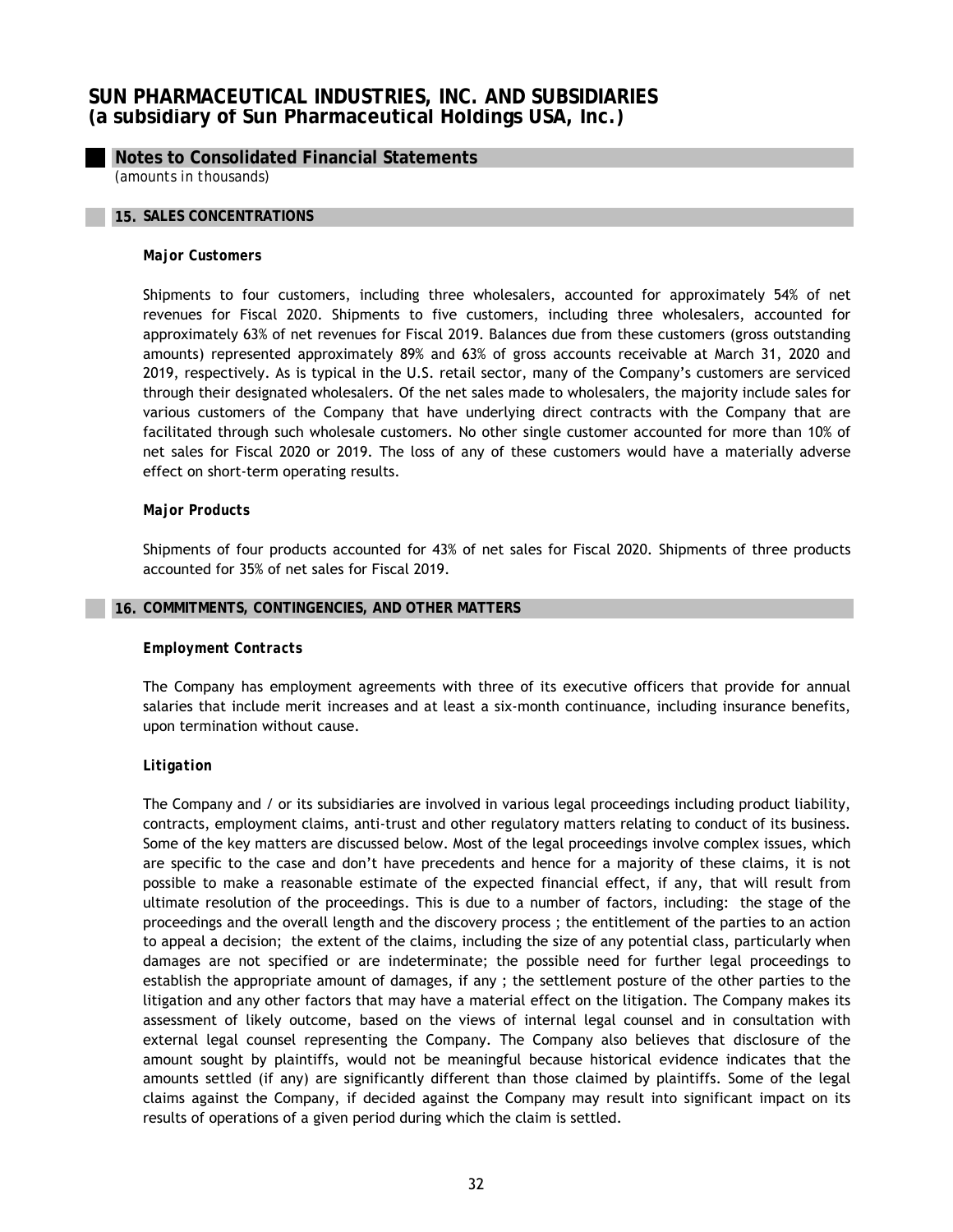# SUN PHARMACEUTICAL INDUSTRIES, INC. AND SUBSIDIARIES
## (a subsidiary of Sun Pharmaceutical Holdings USA, Inc.)

### Notes to Consolidated Financial Statements
*(amounts in thousands)*

### 15. SALES CONCENTRATIONS

**Major Customers**

Shipments to four customers, including three wholesalers, accounted for approximately 54% of net revenues for Fiscal 2020. Shipments to five customers, including three wholesalers, accounted for approximately 63% of net revenues for Fiscal 2019. Balances due from these customers (gross outstanding amounts) represented approximately 89% and 63% of gross accounts receivable at March 31, 2020 and 2019, respectively. As is typical in the U.S. retail sector, many of the Company's customers are serviced through their designated wholesalers. Of the net sales made to wholesalers, the majority include sales for various customers of the Company that have underlying direct contracts with the Company that are facilitated through such wholesale customers. No other single customer accounted for more than 10% of net sales for Fiscal 2020 or 2019. The loss of any of these customers would have a materially adverse effect on short-term operating results.

**Major Products**

Shipments of four products accounted for 43% of net sales for Fiscal 2020. Shipments of three products accounted for 35% of net sales for Fiscal 2019.

### 16. COMMITMENTS, CONTINGENCIES, AND OTHER MATTERS

**Employment Contracts**

The Company has employment agreements with three of its executive officers that provide for annual salaries that include merit increases and at least a six-month continuance, including insurance benefits, upon termination without cause.

***Litigation***

The Company and / or its subsidiaries are involved in various legal proceedings including product liability, contracts, employment claims, anti-trust and other regulatory matters relating to conduct of its business. Some of the key matters are discussed below. Most of the legal proceedings involve complex issues, which are specific to the case and don't have precedents and hence for a majority of these claims, it is not possible to make a reasonable estimate of the expected financial effect, if any, that will result from ultimate resolution of the proceedings. This is due to a number of factors, including: the stage of the proceedings and the overall length and the discovery process ; the entitlement of the parties to an action to appeal a decision; the extent of the claims, including the size of any potential class, particularly when damages are not specified or are indeterminate; the possible need for further legal proceedings to establish the appropriate amount of damages, if any ; the settlement posture of the other parties to the litigation and any other factors that may have a material effect on the litigation. The Company makes its assessment of likely outcome, based on the views of internal legal counsel and in consultation with external legal counsel representing the Company. The Company also believes that disclosure of the amount sought by plaintiffs, would not be meaningful because historical evidence indicates that the amounts settled (if any) are significantly different than those claimed by plaintiffs. Some of the legal claims against the Company, if decided against the Company may result into significant impact on its results of operations of a given period during which the claim is settled.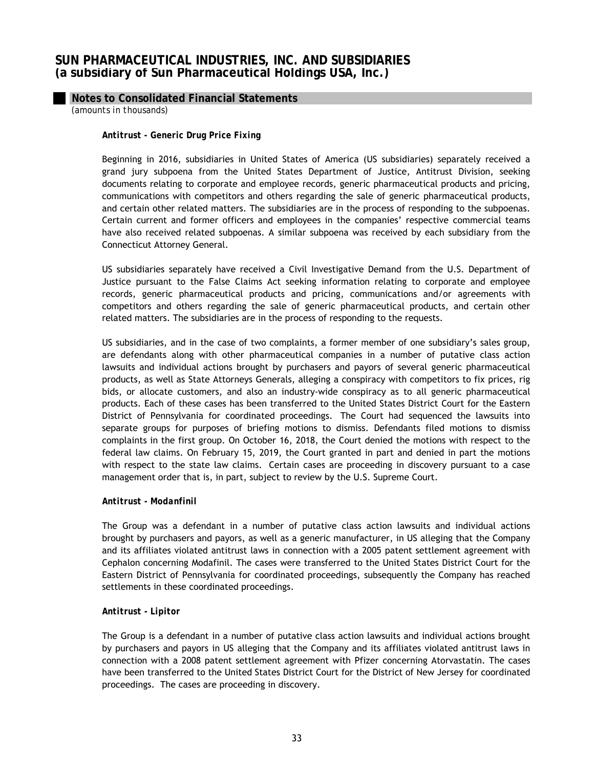# SUN PHARMACEUTICAL INDUSTRIES, INC. AND SUBSIDIARIES
## (a subsidiary of Sun Pharmaceutical Holdings USA, Inc.)

### Notes to Consolidated Financial Statements
*(amounts in thousands)*

***Antitrust - Generic Drug Price Fixing***

Beginning in 2016, subsidiaries in United States of America (US subsidiaries) separately received a grand jury subpoena from the United States Department of Justice, Antitrust Division, seeking documents relating to corporate and employee records, generic pharmaceutical products and pricing, communications with competitors and others regarding the sale of generic pharmaceutical products, and certain other related matters. The subsidiaries are in the process of responding to the subpoenas. Certain current and former officers and employees in the companies' respective commercial teams have also received related subpoenas. A similar subpoena was received by each subsidiary from the Connecticut Attorney General.

US subsidiaries separately have received a Civil Investigative Demand from the U.S. Department of Justice pursuant to the False Claims Act seeking information relating to corporate and employee records, generic pharmaceutical products and pricing, communications and/or agreements with competitors and others regarding the sale of generic pharmaceutical products, and certain other related matters. The subsidiaries are in the process of responding to the requests.

US subsidiaries, and in the case of two complaints, a former member of one subsidiary's sales group, are defendants along with other pharmaceutical companies in a number of putative class action lawsuits and individual actions brought by purchasers and payors of several generic pharmaceutical products, as well as State Attorneys Generals, alleging a conspiracy with competitors to fix prices, rig bids, or allocate customers, and also an industry-wide conspiracy as to all generic pharmaceutical products. Each of these cases has been transferred to the United States District Court for the Eastern District of Pennsylvania for coordinated proceedings. The Court had sequenced the lawsuits into separate groups for purposes of briefing motions to dismiss. Defendants filed motions to dismiss complaints in the first group. On October 16, 2018, the Court denied the motions with respect to the federal law claims. On February 15, 2019, the Court granted in part and denied in part the motions with respect to the state law claims. Certain cases are proceeding in discovery pursuant to a case management order that is, in part, subject to review by the U.S. Supreme Court.

***Antitrust - Modanfinil***

The Group was a defendant in a number of putative class action lawsuits and individual actions brought by purchasers and payors, as well as a generic manufacturer, in US alleging that the Company and its affiliates violated antitrust laws in connection with a 2005 patent settlement agreement with Cephalon concerning Modafinil. The cases were transferred to the United States District Court for the Eastern District of Pennsylvania for coordinated proceedings, subsequently the Company has reached settlements in these coordinated proceedings.

***Antitrust - Lipitor***

The Group is a defendant in a number of putative class action lawsuits and individual actions brought by purchasers and payors in US alleging that the Company and its affiliates violated antitrust laws in connection with a 2008 patent settlement agreement with Pfizer concerning Atorvastatin. The cases have been transferred to the United States District Court for the District of New Jersey for coordinated proceedings. The cases are proceeding in discovery.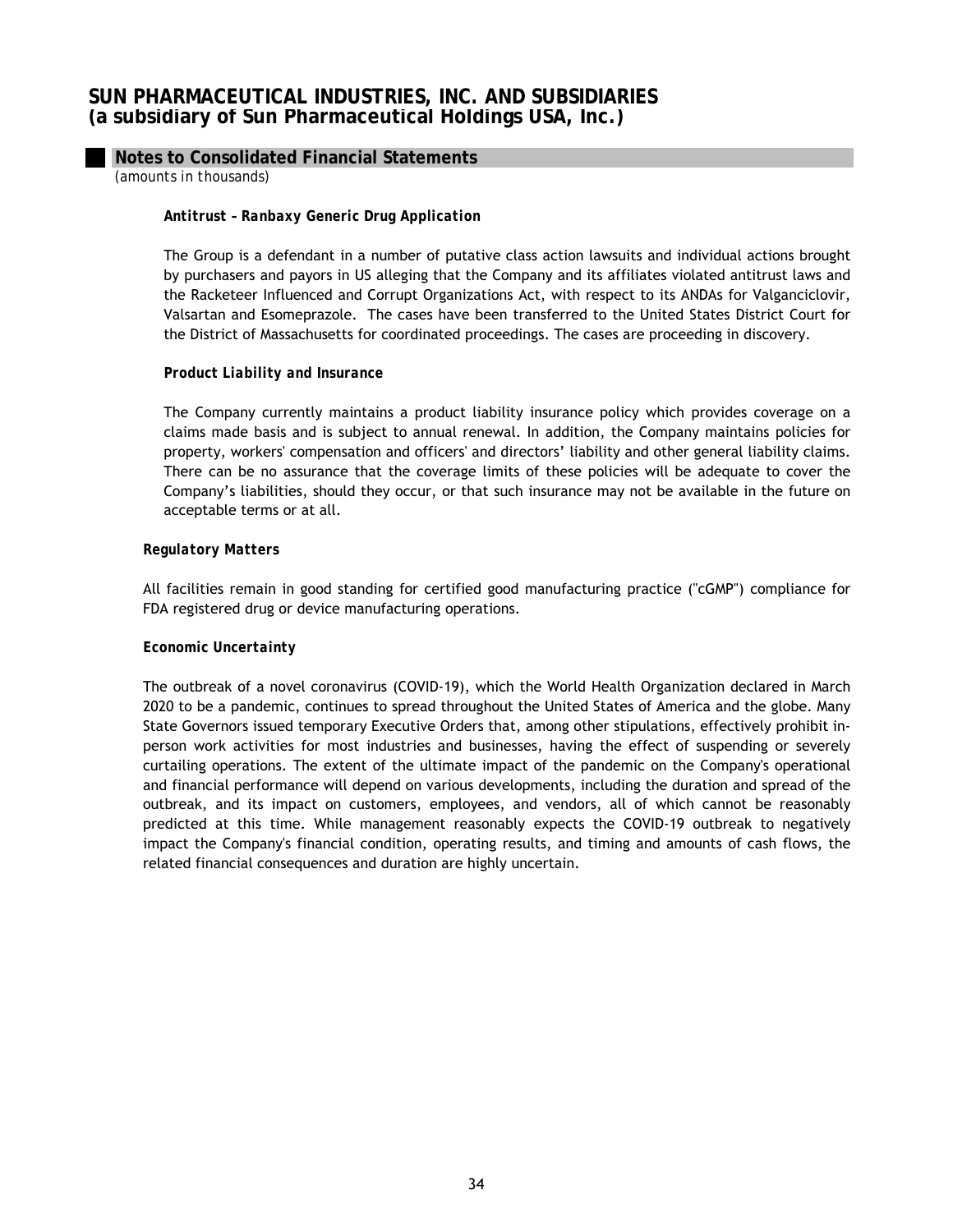**Antitrust – Ranbaxy Generic Drug Application**

The Group is a defendant in a number of putative class action lawsuits and individual actions brought by purchasers and payors in US alleging that the Company and its affiliates violated antitrust laws and the Racketeer Influenced and Corrupt Organizations Act, with respect to its ANDAs for Valganciclovir, Valsartan and Esomeprazole. The cases have been transferred to the United States District Court for the District of Massachusetts for coordinated proceedings. The cases are proceeding in discovery.

**Product Liability and Insurance**

The Company currently maintains a product liability insurance policy which provides coverage on a claims made basis and is subject to annual renewal. In addition, the Company maintains policies for property, workers' compensation and officers' and directors' liability and other general liability claims. There can be no assurance that the coverage limits of these policies will be adequate to cover the Company's liabilities, should they occur, or that such insurance may not be available in the future on acceptable terms or at all.

**Regulatory Matters**

All facilities remain in good standing for certified good manufacturing practice ("cGMP") compliance for FDA registered drug or device manufacturing operations.

**Economic Uncertainty**

The outbreak of a novel coronavirus (COVID-19), which the World Health Organization declared in March 2020 to be a pandemic, continues to spread throughout the United States of America and the globe. Many State Governors issued temporary Executive Orders that, among other stipulations, effectively prohibit in-person work activities for most industries and businesses, having the effect of suspending or severely curtailing operations. The extent of the ultimate impact of the pandemic on the Company's operational and financial performance will depend on various developments, including the duration and spread of the outbreak, and its impact on customers, employees, and vendors, all of which cannot be reasonably predicted at this time. While management reasonably expects the COVID-19 outbreak to negatively impact the Company's financial condition, operating results, and timing and amounts of cash flows, the related financial consequences and duration are highly uncertain.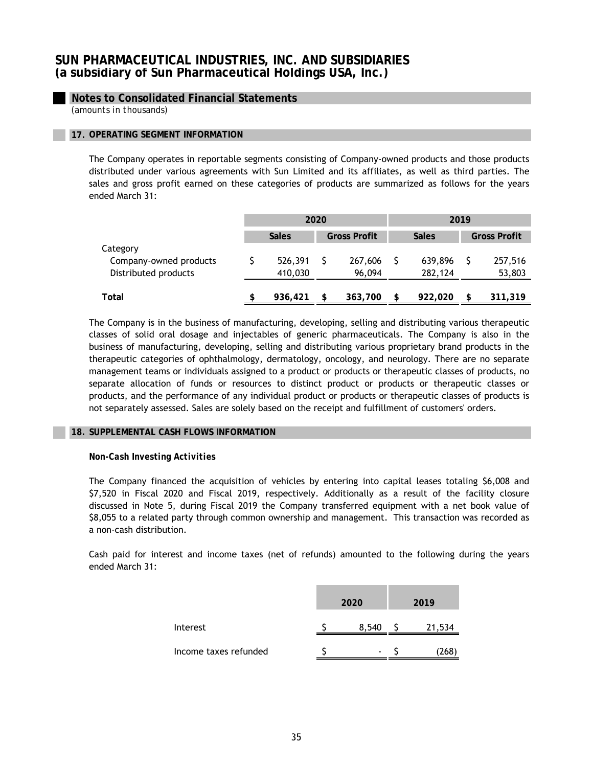# SUN PHARMACEUTICAL INDUSTRIES, INC. AND SUBSIDIARIES
## (a subsidiary of Sun Pharmaceutical Holdings USA, Inc.)

### Notes to Consolidated Financial Statements
*(amounts in thousands)*

### 17. OPERATING SEGMENT INFORMATION

The Company operates in reportable segments consisting of Company-owned products and those products distributed under various agreements with Sun Limited and its affiliates, as well as third parties. The sales and gross profit earned on these categories of products are summarized as follows for the years ended March 31:

| | 2020 | | 2019 | |
|---|---|---|---|---|
| | **Sales** | **Gross Profit** | **Sales** | **Gross Profit** |
| Category | | | | |
| Company-owned products | $ 526,391 | $ 267,606 | $ 639,896 | $ 257,516 |
| Distributed products | 410,030 | 96,094 | 282,124 | 53,803 |
| **Total** | **$ 936,421** | **$ 363,700** | **$ 922,020** | **$ 311,319** |

The Company is in the business of manufacturing, developing, selling and distributing various therapeutic classes of solid oral dosage and injectables of generic pharmaceuticals. The Company is also in the business of manufacturing, developing, selling and distributing various proprietary brand products in the therapeutic categories of ophthalmology, dermatology, oncology, and neurology. There are no separate management teams or individuals assigned to a product or products or therapeutic classes of products, no separate allocation of funds or resources to distinct product or products or therapeutic classes or products, and the performance of any individual product or products or therapeutic classes of products is not separately assessed. Sales are solely based on the receipt and fulfillment of customers' orders.

### 18. SUPPLEMENTAL CASH FLOWS INFORMATION

***Non-Cash Investing Activities***

The Company financed the acquisition of vehicles by entering into capital leases totaling $6,008 and $7,520 in Fiscal 2020 and Fiscal 2019, respectively. Additionally as a result of the facility closure discussed in Note 5, during Fiscal 2019 the Company transferred equipment with a net book value of $8,055 to a related party through common ownership and management. This transaction was recorded as a non-cash distribution.

Cash paid for interest and income taxes (net of refunds) amounted to the following during the years ended March 31:

| | 2020 | 2019 |
|---|---|---|
| Interest | $ 8,540 | $ 21,534 |
| Income taxes refunded | $ - | $ (268) |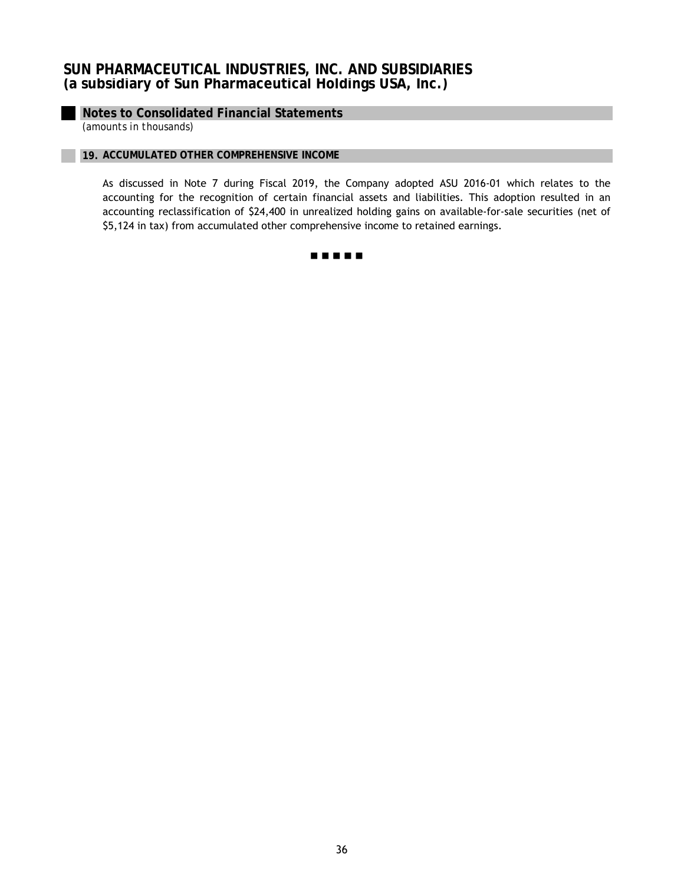## Notes to Consolidated Financial Statements

*(amounts in thousands)*

### 19. ACCUMULATED OTHER COMPREHENSIVE INCOME

As discussed in Note 7 during Fiscal 2019, the Company adopted ASU 2016-01 which relates to the accounting for the recognition of certain financial assets and liabilities. This adoption resulted in an accounting reclassification of $24,400 in unrealized holding gains on available-for-sale securities (net of $5,124 in tax) from accumulated other comprehensive income to retained earnings.

■ ■ ■ ■ ■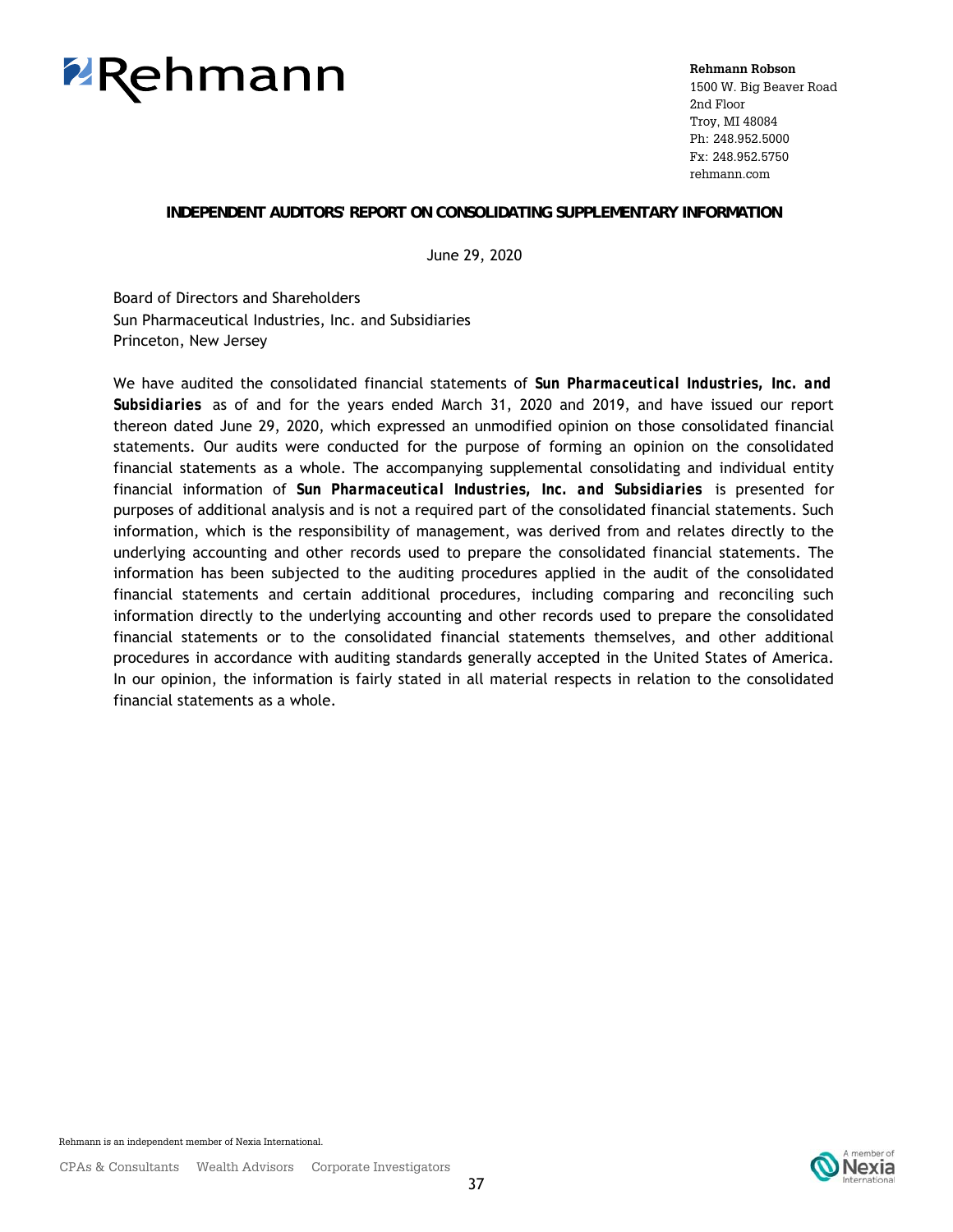Rehmann

**Rehmann Robson**
1500 W. Big Beaver Road
2nd Floor
Troy, MI 48084
Ph: 248.952.5000
Fx: 248.952.5750
rehmann.com

**INDEPENDENT AUDITORS' REPORT ON CONSOLIDATING SUPPLEMENTARY INFORMATION**

June 29, 2020

Board of Directors and Shareholders
Sun Pharmaceutical Industries, Inc. and Subsidiaries
Princeton, New Jersey

We have audited the consolidated financial statements of ***Sun Pharmaceutical Industries, Inc. and Subsidiaries*** as of and for the years ended March 31, 2020 and 2019, and have issued our report thereon dated June 29, 2020, which expressed an unmodified opinion on those consolidated financial statements. Our audits were conducted for the purpose of forming an opinion on the consolidated financial statements as a whole. The accompanying supplemental consolidating and individual entity financial information of ***Sun Pharmaceutical Industries, Inc. and Subsidiaries*** is presented for purposes of additional analysis and is not a required part of the consolidated financial statements. Such information, which is the responsibility of management, was derived from and relates directly to the underlying accounting and other records used to prepare the consolidated financial statements. The information has been subjected to the auditing procedures applied in the audit of the consolidated financial statements and certain additional procedures, including comparing and reconciling such information directly to the underlying accounting and other records used to prepare the consolidated financial statements or to the consolidated financial statements themselves, and other additional procedures in accordance with auditing standards generally accepted in the United States of America. In our opinion, the information is fairly stated in all material respects in relation to the consolidated financial statements as a whole.

Rehmann is an independent member of Nexia International.

CPAs & Consultants Wealth Advisors Corporate Investigators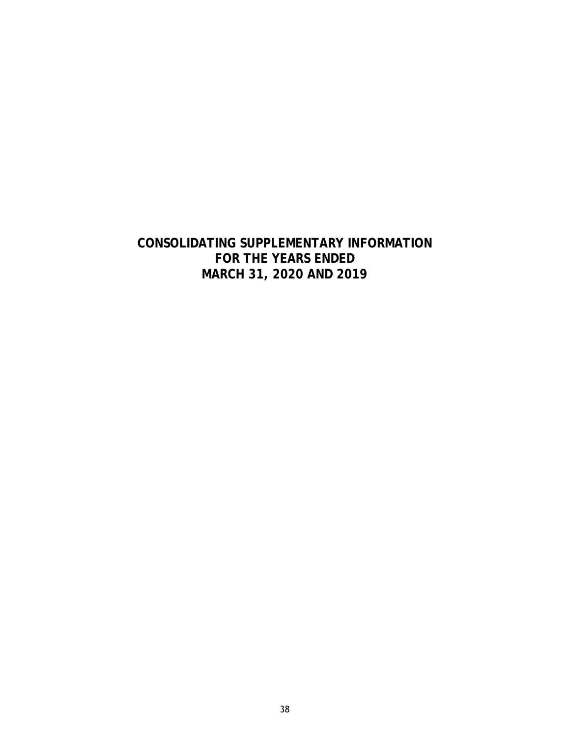# CONSOLIDATING SUPPLEMENTARY INFORMATION
# FOR THE YEARS ENDED
# MARCH 31, 2020 AND 2019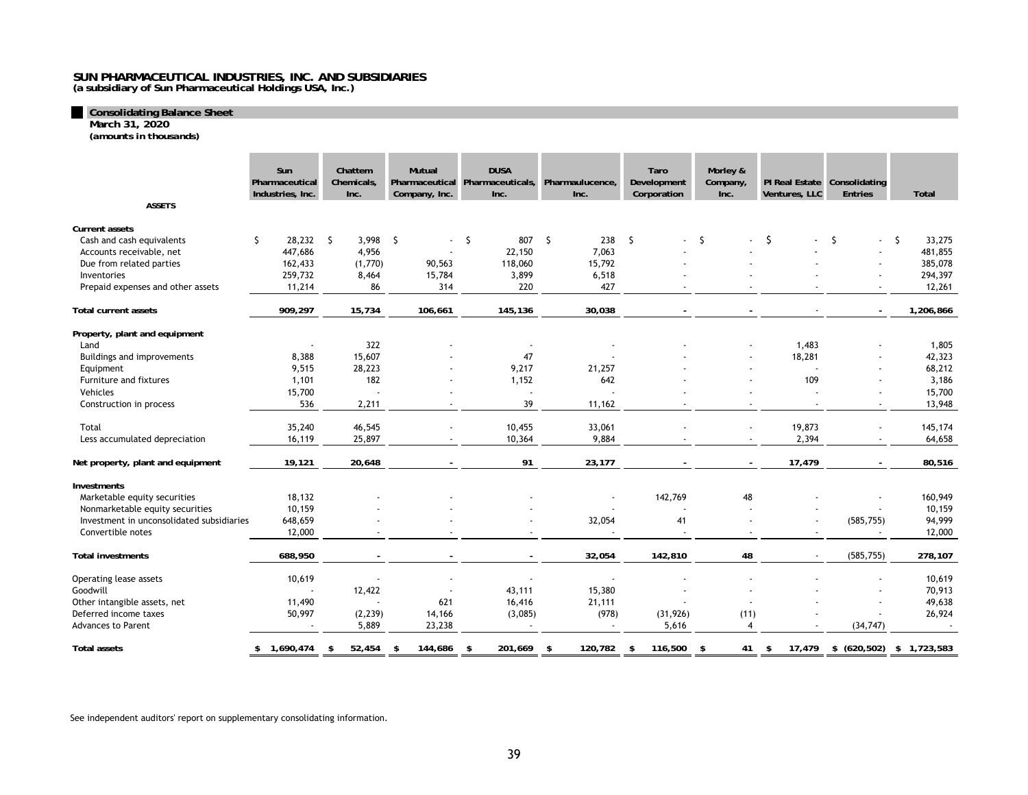**SUN PHARMACEUTICAL INDUSTRIES, INC. AND SUBSIDIARIES**
**(a subsidiary of Sun Pharmaceutical Holdings USA, Inc.)**

## Consolidating Balance Sheet

**March 31, 2020**
**(amounts in thousands)**

| ASSETS | Sun Pharmaceutical Industries, Inc. | Chattem Chemicals, Inc. | Mutual Pharmaceutical Company, Inc. | DUSA Pharmaceuticals, Inc. | Pharmaulucence, Inc. | Taro Development Corporation | Morley & Company, Inc. | PI Real Estate Ventures, LLC | Consolidating Entries | Total |
|---|---|---|---|---|---|---|---|---|---|---|
| **Current assets** | | | | | | | | | | |
| Cash and cash equivalents | $ 28,232 | $ 3,998 | $ - | $ 807 | $ 238 | $ - | $ - | $ - | $ - | $ 33,275 |
| Accounts receivable, net | 447,686 | 4,956 | - | 22,150 | 7,063 | - | - | - | - | 481,855 |
| Due from related parties | 162,433 | (1,770) | 90,563 | 118,060 | 15,792 | - | - | - | - | 385,078 |
| Inventories | 259,732 | 8,464 | 15,784 | 3,899 | 6,518 | - | - | - | - | 294,397 |
| Prepaid expenses and other assets | 11,214 | 86 | 314 | 220 | 427 | - | - | - | - | 12,261 |
| **Total current assets** | **909,297** | **15,734** | **106,661** | **145,136** | **30,038** | **-** | **-** | - | **-** | **1,206,866** |
| **Property, plant and equipment** | | | | | | | | | | |
| Land | - | 322 | - | - | - | - | - | 1,483 | - | 1,805 |
| Buildings and improvements | 8,388 | 15,607 | - | 47 | - | - | - | 18,281 | - | 42,323 |
| Equipment | 9,515 | 28,223 | - | 9,217 | 21,257 | - | - | - | - | 68,212 |
| Furniture and fixtures | 1,101 | 182 | - | 1,152 | 642 | - | - | 109 | - | 3,186 |
| Vehicles | 15,700 | - | - | - | - | - | - | - | - | 15,700 |
| Construction in process | 536 | 2,211 | - | 39 | 11,162 | - | - | - | - | 13,948 |
| Total | 35,240 | 46,545 | - | 10,455 | 33,061 | - | - | 19,873 | - | 145,174 |
| Less accumulated depreciation | 16,119 | 25,897 | - | 10,364 | 9,884 | - | - | 2,394 | - | 64,658 |
| **Net property, plant and equipment** | **19,121** | **20,648** | **-** | **91** | **23,177** | **-** | **-** | **17,479** | **-** | **80,516** |
| **Investments** | | | | | | | | | | |
| Marketable equity securities | 18,132 | - | - | - | - | 142,769 | 48 | - | - | 160,949 |
| Nonmarketable equity securities | 10,159 | - | - | - | - | - | - | - | - | 10,159 |
| Investment in unconsolidated subsidiaries | 648,659 | - | - | - | 32,054 | 41 | - | - | (585,755) | 94,999 |
| Convertible notes | 12,000 | - | - | - | - | - | - | - | - | 12,000 |
| **Total investments** | **688,950** | **-** | **-** | **-** | **32,054** | **142,810** | **48** | - | (585,755) | **278,107** |
| Operating lease assets | 10,619 | - | - | - | - | - | - | - | - | 10,619 |
| Goodwill | - | 12,422 | - | 43,111 | 15,380 | - | - | - | - | 70,913 |
| Other intangible assets, net | 11,490 | - | 621 | 16,416 | 21,111 | - | - | - | - | 49,638 |
| Deferred income taxes | 50,997 | (2,239) | 14,166 | (3,085) | (978) | (31,926) | (11) | - | - | 26,924 |
| Advances to Parent | - | 5,889 | 23,238 | - | - | 5,616 | 4 | - | (34,747) | - |
| **Total assets** | **$ 1,690,474** | **$ 52,454** | **$ 144,686** | **$ 201,669** | **$ 120,782** | **$ 116,500** | **$ 41** | **$ 17,479** | **$ (620,502)** | **$ 1,723,583** |

See independent auditors' report on supplementary consolidating information.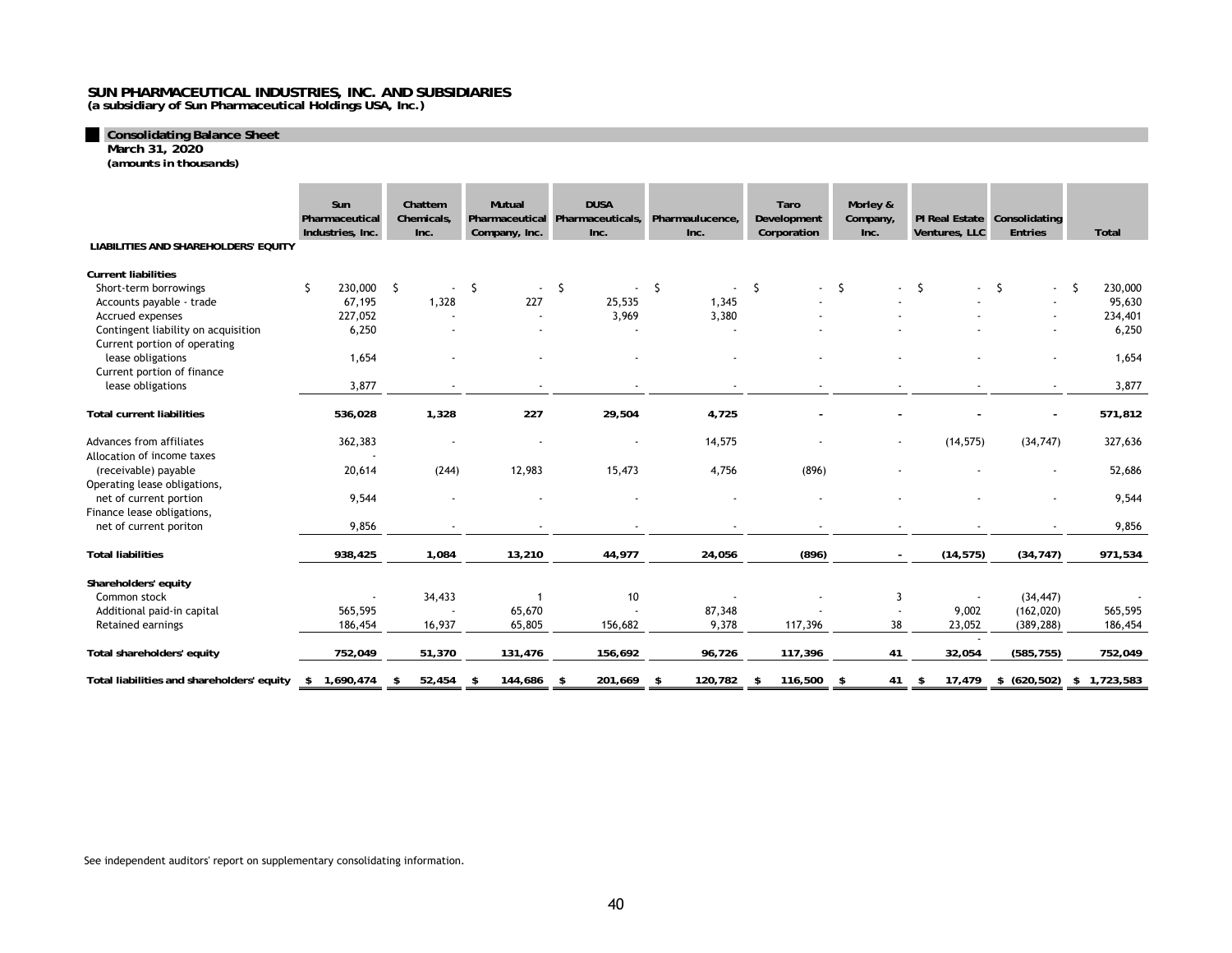**SUN PHARMACEUTICAL INDUSTRIES, INC. AND SUBSIDIARIES**
**(a subsidiary of Sun Pharmaceutical Holdings USA, Inc.)**

## Consolidating Balance Sheet

**March 31, 2020**
**(amounts in thousands)**

| LIABILITIES AND SHAREHOLDERS' EQUITY | Sun Pharmaceutical Industries, Inc. | Chattem Chemicals, Inc. | Mutual Pharmaceutical Company, Inc. | DUSA Pharmaceuticals, Inc. | Pharmaulucence, Inc. | Taro Development Corporation | Morley & Company, Inc. | PI Real Estate Ventures, LLC | Consolidating Entries | Total |
|---|---|---|---|---|---|---|---|---|---|---|
| **Current liabilities** | | | | | | | | | | |
| Short-term borrowings | $ 230,000 | $ - | $ - | $ - | $ - | $ - | $ - | $ - | $ - | $ 230,000 |
| Accounts payable - trade | 67,195 | 1,328 | 227 | 25,535 | 1,345 | - | - | - | - | 95,630 |
| Accrued expenses | 227,052 | - | - | 3,969 | 3,380 | - | - | - | - | 234,401 |
| Contingent liability on acquisition | 6,250 | - | - | - | - | - | - | - | - | 6,250 |
| Current portion of operating lease obligations | 1,654 | - | - | - | - | - | - | - | - | 1,654 |
| Current portion of finance lease obligations | 3,877 | - | - | - | - | - | - | - | - | 3,877 |
| **Total current liabilities** | **536,028** | **1,328** | **227** | **29,504** | **4,725** | **-** | **-** | **-** | **-** | **571,812** |
| Advances from affiliates | 362,383 | - | - | - | 14,575 | - | - | (14,575) | (34,747) | 327,636 |
| Allocation of income taxes (receivable) payable | 20,614 | (244) | 12,983 | 15,473 | 4,756 | (896) | - | - | - | 52,686 |
| Operating lease obligations, net of current portion | 9,544 | - | - | - | - | - | - | - | - | 9,544 |
| Finance lease obligations, net of current poriton | 9,856 | - | - | - | - | - | - | - | - | 9,856 |
| **Total liabilities** | **938,425** | **1,084** | **13,210** | **44,977** | **24,056** | **(896)** | **-** | **(14,575)** | **(34,747)** | **971,534** |
| **Shareholders' equity** | | | | | | | | | | |
| Common stock | - | 34,433 | 1 | 10 | - | - | 3 | - | (34,447) | - |
| Additional paid-in capital | 565,595 | - | 65,670 | - | 87,348 | - | - | 9,002 | (162,020) | 565,595 |
| Retained earnings | 186,454 | 16,937 | 65,805 | 156,682 | 9,378 | 117,396 | 38 | 23,052 | (389,288) | 186,454 |
| **Total shareholders' equity** | **752,049** | **51,370** | **131,476** | **156,692** | **96,726** | **117,396** | **41** | **32,054** | **(585,755)** | **752,049** |
| **Total liabilities and shareholders' equity** | **$ 1,690,474** | **$ 52,454** | **$ 144,686** | **$ 201,669** | **$ 120,782** | **$ 116,500** | **$ 41** | **$ 17,479** | **$ (620,502)** | **$ 1,723,583** |

See independent auditors' report on supplementary consolidating information.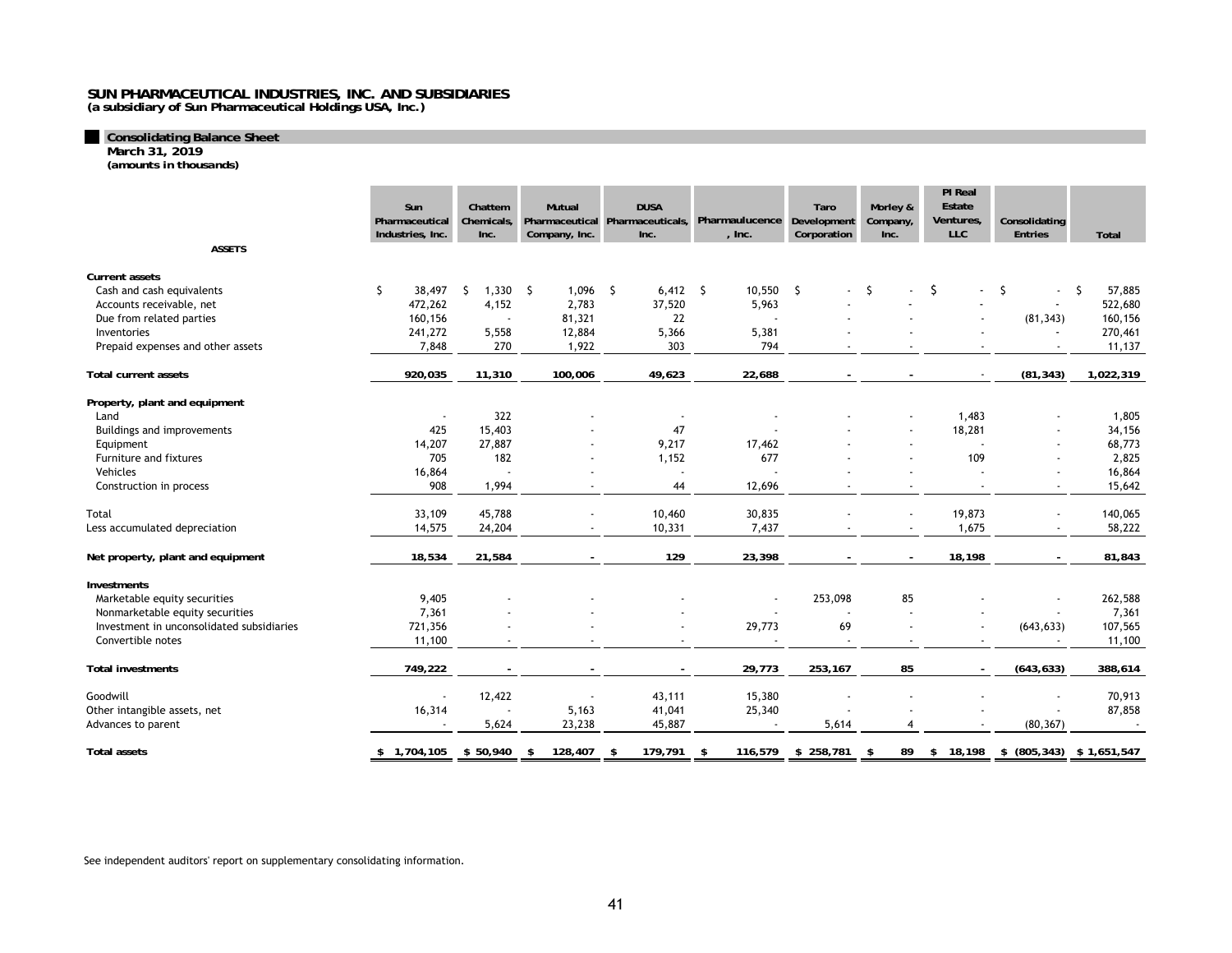# SUN PHARMACEUTICAL INDUSTRIES, INC. AND SUBSIDIARIES
**(a subsidiary of Sun Pharmaceutical Holdings USA, Inc.)**

## Consolidating Balance Sheet
**March 31, 2019**
**(amounts in thousands)**

| ASSETS | Sun Pharmaceutical Industries, Inc. | Chattem Chemicals, Inc. | Mutual Pharmaceutical Company, Inc. | DUSA Pharmaceuticals, Inc. | Pharmaulucence, Inc. | Taro Development Corporation | Morley & Company, Inc. | PI Real Estate Ventures, LLC | Consolidating Entries | Total |
|---|---|---|---|---|---|---|---|---|---|---|
| **Current assets** | | | | | | | | | | |
| Cash and cash equivalents | $ 38,497 | $ 1,330 | $ 1,096 | $ 6,412 | $ 10,550 | $ - | $ - | $ - | $ - | $ 57,885 |
| Accounts receivable, net | 472,262 | 4,152 | 2,783 | 37,520 | 5,963 | - | - | - | - | 522,680 |
| Due from related parties | 160,156 | - | 81,321 | 22 | - | - | - | - | (81,343) | 160,156 |
| Inventories | 241,272 | 5,558 | 12,884 | 5,366 | 5,381 | - | - | - | - | 270,461 |
| Prepaid expenses and other assets | 7,848 | 270 | 1,922 | 303 | 794 | - | - | - | - | 11,137 |
| **Total current assets** | **920,035** | **11,310** | **100,006** | **49,623** | **22,688** | **-** | **-** | **-** | **(81,343)** | **1,022,319** |
| **Property, plant and equipment** | | | | | | | | | | |
| Land | - | 322 | - | - | - | - | - | 1,483 | - | 1,805 |
| Buildings and improvements | 425 | 15,403 | - | 47 | - | - | - | 18,281 | - | 34,156 |
| Equipment | 14,207 | 27,887 | - | 9,217 | 17,462 | - | - | - | - | 68,773 |
| Furniture and fixtures | 705 | 182 | - | 1,152 | 677 | - | - | 109 | - | 2,825 |
| Vehicles | 16,864 | - | - | - | - | - | - | - | - | 16,864 |
| Construction in process | 908 | 1,994 | - | 44 | 12,696 | - | - | - | - | 15,642 |
| Total | 33,109 | 45,788 | - | 10,460 | 30,835 | - | - | 19,873 | - | 140,065 |
| Less accumulated depreciation | 14,575 | 24,204 | - | 10,331 | 7,437 | - | - | 1,675 | - | 58,222 |
| **Net property, plant and equipment** | **18,534** | **21,584** | **-** | **129** | **23,398** | **-** | **-** | **18,198** | **-** | **81,843** |
| **Investments** | | | | | | | | | | |
| Marketable equity securities | 9,405 | - | - | - | - | 253,098 | 85 | - | - | 262,588 |
| Nonmarketable equity securities | 7,361 | - | - | - | - | - | - | - | - | 7,361 |
| Investment in unconsolidated subsidiaries | 721,356 | - | - | - | 29,773 | 69 | - | - | (643,633) | 107,565 |
| Convertible notes | 11,100 | - | - | - | - | - | - | - | - | 11,100 |
| **Total investments** | **749,222** | **-** | **-** | **-** | **29,773** | **253,167** | **85** | **-** | **(643,633)** | **388,614** |
| Goodwill | - | 12,422 | - | 43,111 | 15,380 | - | - | - | - | 70,913 |
| Other intangible assets, net | 16,314 | - | 5,163 | 41,041 | 25,340 | - | - | - | - | 87,858 |
| Advances to parent | - | 5,624 | 23,238 | 45,887 | - | 5,614 | 4 | - | (80,367) | - |
| **Total assets** | **$ 1,704,105** | **$ 50,940** | **$ 128,407** | **$ 179,791** | **$ 116,579** | **$ 258,781** | **$ 89** | **$ 18,198** | **$ (805,343)** | **$ 1,651,547** |

See independent auditors' report on supplementary consolidating information.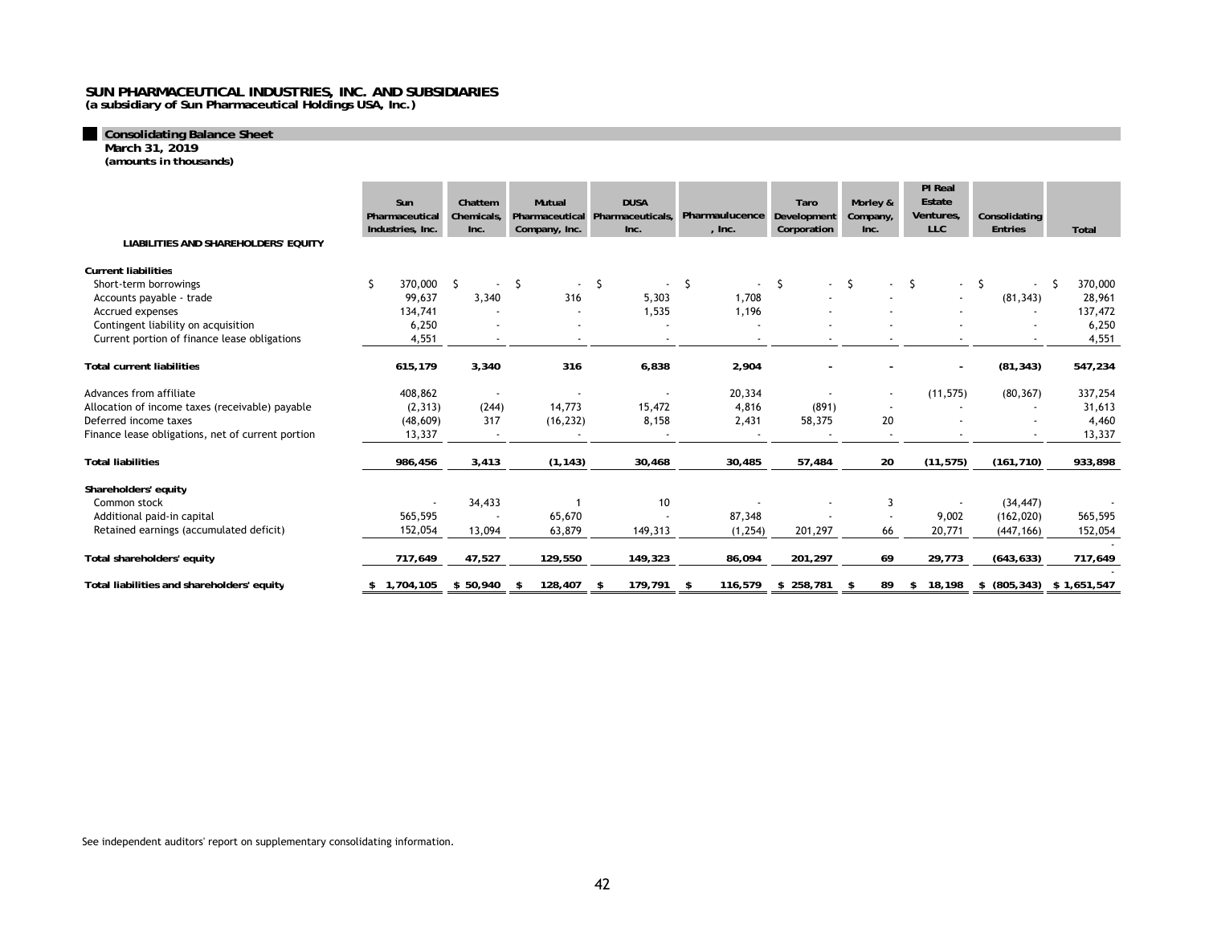**SUN PHARMACEUTICAL INDUSTRIES, INC. AND SUBSIDIARIES**
**(a subsidiary of Sun Pharmaceutical Holdings USA, Inc.)**

## Consolidating Balance Sheet

**March 31, 2019**
**(amounts in thousands)**

| LIABILITIES AND SHAREHOLDERS' EQUITY | Sun Pharmaceutical Industries, Inc. | Chattem Chemicals, Inc. | Mutual Pharmaceutical Company, Inc. | DUSA Pharmaceuticals, Inc. | Pharmaulucence, Inc. | Taro Development Corporation | Morley & Company, Inc. | PI Real Estate Ventures, LLC | Consolidating Entries | Total |
|---|---|---|---|---|---|---|---|---|---|---|
| **Current liabilities** | | | | | | | | | | |
| Short-term borrowings | $ 370,000 | $ - | $ - | $ - | $ - | $ - | $ - | $ - | $ - | $ 370,000 |
| Accounts payable - trade | 99,637 | 3,340 | 316 | 5,303 | 1,708 | - | - | - | (81,343) | 28,961 |
| Accrued expenses | 134,741 | - | - | 1,535 | 1,196 | - | - | - | - | 137,472 |
| Contingent liability on acquisition | 6,250 | - | - | - | - | - | - | - | - | 6,250 |
| Current portion of finance lease obligations | 4,551 | - | - | - | - | - | - | - | - | 4,551 |
| **Total current liabilities** | **615,179** | **3,340** | **316** | **6,838** | **2,904** | **-** | **-** | **-** | **(81,343)** | **547,234** |
| Advances from affiliate | 408,862 | - | - | - | 20,334 | - | - | (11,575) | (80,367) | 337,254 |
| Allocation of income taxes (receivable) payable | (2,313) | (244) | 14,773 | 15,472 | 4,816 | (891) | - | - | - | 31,613 |
| Deferred income taxes | (48,609) | 317 | (16,232) | 8,158 | 2,431 | 58,375 | 20 | - | - | 4,460 |
| Finance lease obligations, net of current portion | 13,337 | - | - | - | - | - | - | - | - | 13,337 |
| **Total liabilities** | **986,456** | **3,413** | **(1,143)** | **30,468** | **30,485** | **57,484** | **20** | **(11,575)** | **(161,710)** | **933,898** |
| **Shareholders' equity** | | | | | | | | | | |
| Common stock | - | 34,433 | 1 | 10 | - | - | 3 | - | (34,447) | - |
| Additional paid-in capital | 565,595 | - | 65,670 | - | 87,348 | - | - | 9,002 | (162,020) | 565,595 |
| Retained earnings (accumulated deficit) | 152,054 | 13,094 | 63,879 | 149,313 | (1,254) | 201,297 | 66 | 20,771 | (447,166) | 152,054 |
| | | | | | | | | | | - |
| **Total shareholders' equity** | **717,649** | **47,527** | **129,550** | **149,323** | **86,094** | **201,297** | **69** | **29,773** | **(643,633)** | **717,649** |
| | | | | | | | | | | - |
| **Total liabilities and shareholders' equity** | **$ 1,704,105** | **$ 50,940** | **$ 128,407** | **$ 179,791** | **$ 116,579** | **$ 258,781** | **$ 89** | **$ 18,198** | **$ (805,343)** | **$ 1,651,547** |

See independent auditors' report on supplementary consolidating information.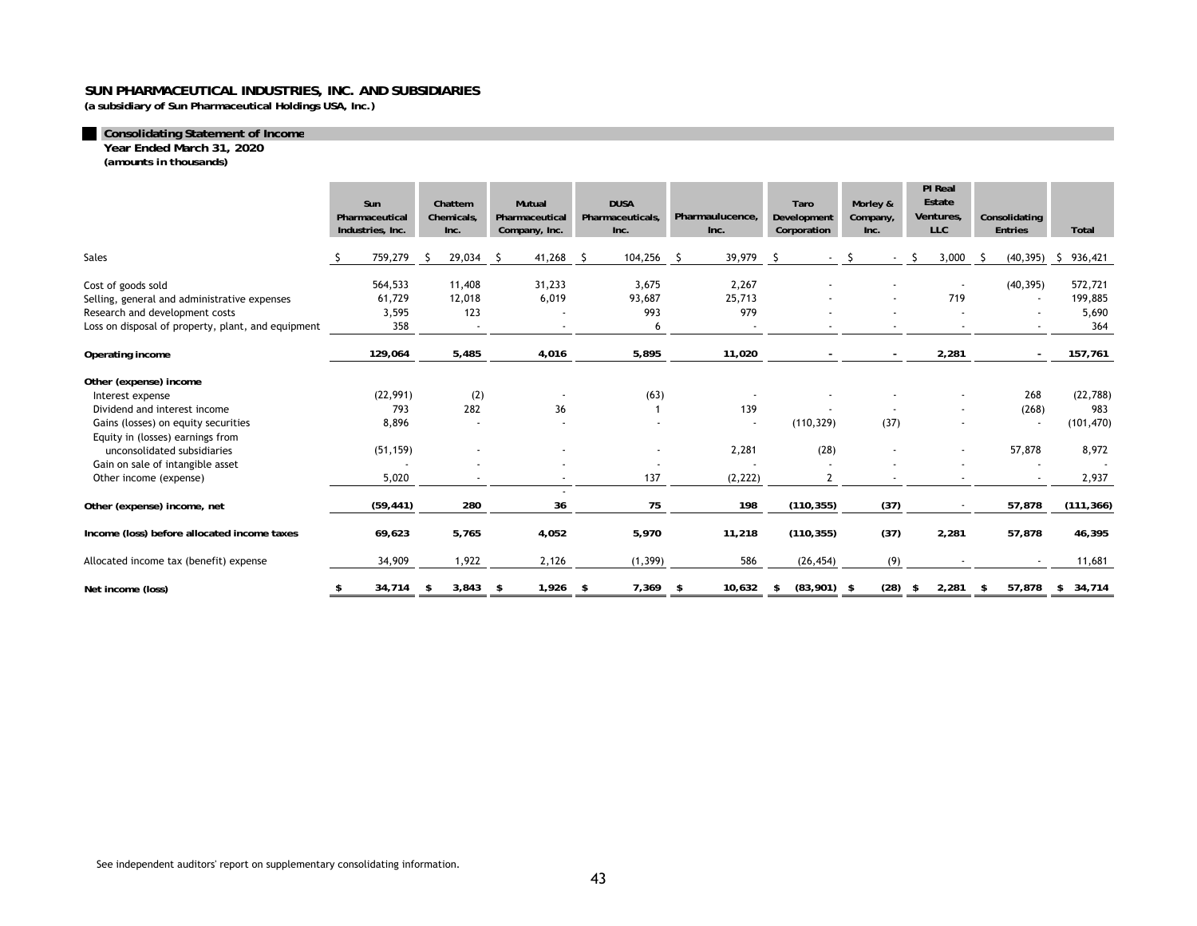**SUN PHARMACEUTICAL INDUSTRIES, INC. AND SUBSIDIARIES**
**(a subsidiary of Sun Pharmaceutical Holdings USA, Inc.)**

## Consolidating Statement of Income

**Year Ended March 31, 2020**
**(amounts in thousands)**

| | Sun Pharmaceutical Industries, Inc. | Chattem Chemicals, Inc. | Mutual Pharmaceutical Company, Inc. | DUSA Pharmaceuticals, Inc. | Pharmaulucence, Inc. | Taro Development Corporation | Morley & Company, Inc. | PI Real Estate Ventures, LLC | Consolidating Entries | Total |
|---|---|---|---|---|---|---|---|---|---|---|
| Sales | $ 759,279 | $ 29,034 | $ 41,268 | $ 104,256 | $ 39,979 | $ - | $ - | $ 3,000 | $ (40,395) | $ 936,421 |
| Cost of goods sold | 564,533 | 11,408 | 31,233 | 3,675 | 2,267 | - | - | - | (40,395) | 572,721 |
| Selling, general and administrative expenses | 61,729 | 12,018 | 6,019 | 93,687 | 25,713 | - | - | 719 | - | 199,885 |
| Research and development costs | 3,595 | 123 | - | 993 | 979 | - | - | - | - | 5,690 |
| Loss on disposal of property, plant, and equipment | 358 | - | - | 6 | - | - | - | - | - | 364 |
| **Operating income** | **129,064** | **5,485** | **4,016** | **5,895** | **11,020** | **-** | **-** | **2,281** | **-** | **157,761** |
| **Other (expense) income** | | | | | | | | | | |
| Interest expense | (22,991) | (2) | - | (63) | - | - | - | - | 268 | (22,788) |
| Dividend and interest income | 793 | 282 | 36 | 1 | 139 | - | - | - | (268) | 983 |
| Gains (losses) on equity securities | 8,896 | - | - | - | - | (110,329) | (37) | - | - | (101,470) |
| Equity in (losses) earnings from unconsolidated subsidiaries | (51,159) | - | - | - | 2,281 | (28) | - | - | 57,878 | 8,972 |
| Gain on sale of intangible asset | - | - | - | - | - | - | - | - | - | - |
| Other income (expense) | 5,020 | - | - | 137 | (2,222) | 2 | - | - | - | 2,937 |
| **Other (expense) income, net** | **(59,441)** | **280** | **36** | **75** | **198** | **(110,355)** | **(37)** | **-** | **57,878** | **(111,366)** |
| **Income (loss) before allocated income taxes** | **69,623** | **5,765** | **4,052** | **5,970** | **11,218** | **(110,355)** | **(37)** | **2,281** | **57,878** | **46,395** |
| Allocated income tax (benefit) expense | 34,909 | 1,922 | 2,126 | (1,399) | 586 | (26,454) | (9) | - | - | 11,681 |
| **Net income (loss)** | **$ 34,714** | **$ 3,843** | **$ 1,926** | **$ 7,369** | **$ 10,632** | **$ (83,901)** | **$ (28)** | **$ 2,281** | **$ 57,878** | **$ 34,714** |

See independent auditors' report on supplementary consolidating information.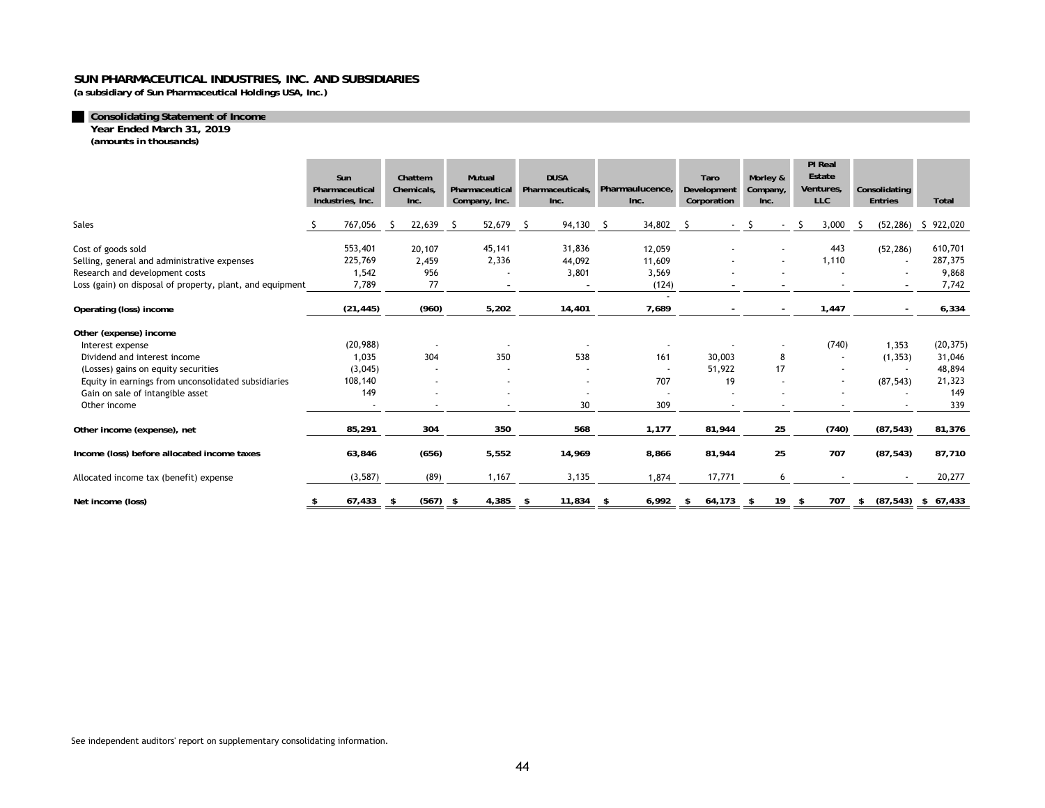**SUN PHARMACEUTICAL INDUSTRIES, INC. AND SUBSIDIARIES**
**(a subsidiary of Sun Pharmaceutical Holdings USA, Inc.)**

**Consolidating Statement of Income**
**Year Ended March 31, 2019**
**(amounts in thousands)**

| | Sun Pharmaceutical Industries, Inc. | Chattem Chemicals, Inc. | Mutual Pharmaceutical Company, Inc. | DUSA Pharmaceuticals, Inc. | Pharmaulucence, Inc. | Taro Development Corporation | Morley & Company, Inc. | PI Real Estate Ventures, LLC | Consolidating Entries | Total |
|---|---|---|---|---|---|---|---|---|---|---|
| Sales | $ 767,056 | $ 22,639 | $ 52,679 | $ 94,130 | $ 34,802 | $ - | $ - | $ 3,000 | $ (52,286) | $ 922,020 |
| Cost of goods sold | 553,401 | 20,107 | 45,141 | 31,836 | 12,059 | - | - | 443 | (52,286) | 610,701 |
| Selling, general and administrative expenses | 225,769 | 2,459 | 2,336 | 44,092 | 11,609 | - | - | 1,110 | - | 287,375 |
| Research and development costs | 1,542 | 956 | - | 3,801 | 3,569 | - | - | - | - | 9,868 |
| Loss (gain) on disposal of property, plant, and equipment | 7,789 | 77 | - | - | (124) | - | - | - | - | 7,742 |
| **Operating (loss) income** | **(21,445)** | **(960)** | **5,202** | **14,401** | **7,689** | **-** | **-** | **1,447** | **-** | **6,334** |
| **Other (expense) income** | | | | | | | | | | |
| Interest expense | (20,988) | - | - | - | - | - | - | (740) | 1,353 | (20,375) |
| Dividend and interest income | 1,035 | 304 | 350 | 538 | 161 | 30,003 | 8 | - | (1,353) | 31,046 |
| (Losses) gains on equity securities | (3,045) | - | - | - | - | 51,922 | 17 | - | - | 48,894 |
| Equity in earnings from unconsolidated subsidiaries | 108,140 | - | - | - | 707 | 19 | - | - | (87,543) | 21,323 |
| Gain on sale of intangible asset | 149 | - | - | - | - | - | - | - | - | 149 |
| Other income | - | - | - | 30 | 309 | - | - | - | - | 339 |
| **Other income (expense), net** | **85,291** | **304** | **350** | **568** | **1,177** | **81,944** | **25** | **(740)** | **(87,543)** | **81,376** |
| **Income (loss) before allocated income taxes** | **63,846** | **(656)** | **5,552** | **14,969** | **8,866** | **81,944** | **25** | **707** | **(87,543)** | **87,710** |
| Allocated income tax (benefit) expense | (3,587) | (89) | 1,167 | 3,135 | 1,874 | 17,771 | 6 | - | - | 20,277 |
| **Net income (loss)** | **$ 67,433** | **$ (567)** | **$ 4,385** | **$ 11,834** | **$ 6,992** | **$ 64,173** | **$ 19** | **$ 707** | **$ (87,543)** | **$ 67,433** |

See independent auditors' report on supplementary consolidating information.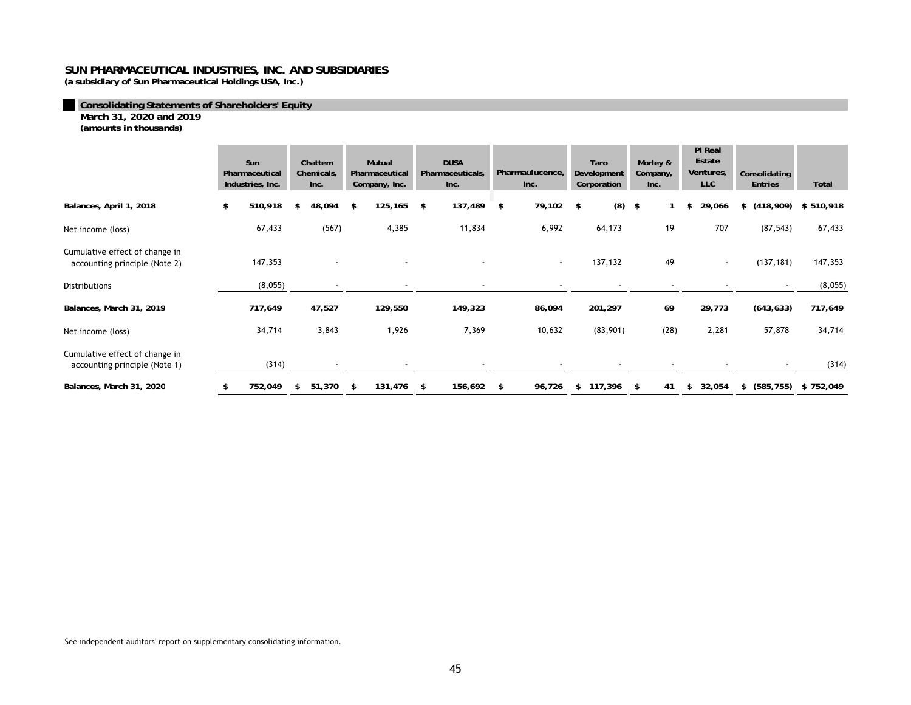# SUN PHARMACEUTICAL INDUSTRIES, INC. AND SUBSIDIARIES

**(a subsidiary of Sun Pharmaceutical Holdings USA, Inc.)**

## Consolidating Statements of Shareholders' Equity

**March 31, 2020 and 2019**

**(amounts in thousands)**

| | Sun Pharmaceutical Industries, Inc. | Chattem Chemicals, Inc. | Mutual Pharmaceutical Company, Inc. | DUSA Pharmaceuticals, Inc. | Pharmaulucence, Inc. | Taro Development Corporation | Morley & Company, Inc. | PI Real Estate Ventures, LLC | Consolidating Entries | Total |
|---|---|---|---|---|---|---|---|---|---|---|
| **Balances, April 1, 2018** | $ 510,918 | $ 48,094 | $ 125,165 | $ 137,489 | $ 79,102 | $ (8) | $ 1 | $ 29,066 | $ (418,909) | $ 510,918 |
| Net income (loss) | 67,433 | (567) | 4,385 | 11,834 | 6,992 | 64,173 | 19 | 707 | (87,543) | 67,433 |
| Cumulative effect of change in accounting principle (Note 2) | 147,353 | - | - | - | - | 137,132 | 49 | - | (137,181) | 147,353 |
| Distributions | (8,055) | - | - | - | - | - | - | - | - | (8,055) |
| **Balances, March 31, 2019** | 717,649 | 47,527 | 129,550 | 149,323 | 86,094 | 201,297 | 69 | 29,773 | (643,633) | 717,649 |
| Net income (loss) | 34,714 | 3,843 | 1,926 | 7,369 | 10,632 | (83,901) | (28) | 2,281 | 57,878 | 34,714 |
| Cumulative effect of change in accounting principle (Note 1) | (314) | - | - | - | - | - | - | - | - | (314) |
| **Balances, March 31, 2020** | $ 752,049 | $ 51,370 | $ 131,476 | $ 156,692 | $ 96,726 | $ 117,396 | $ 41 | $ 32,054 | $ (585,755) | $ 752,049 |

See independent auditors' report on supplementary consolidating information.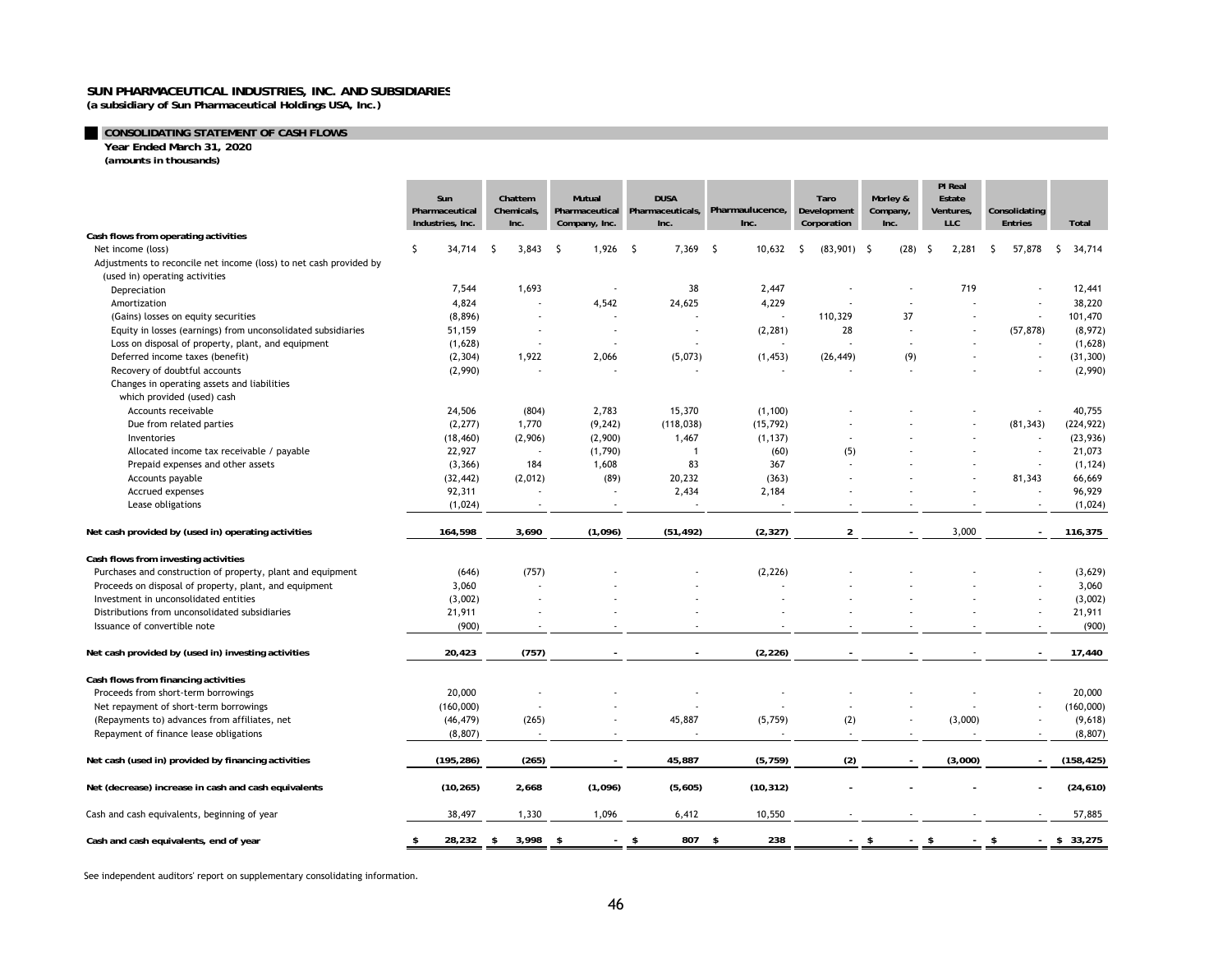**SUN PHARMACEUTICAL INDUSTRIES, INC. AND SUBSIDIARIES**
**(a subsidiary of Sun Pharmaceutical Holdings USA, Inc.)**

## CONSOLIDATING STATEMENT OF CASH FLOWS

**Year Ended March 31, 2020**
**(amounts in thousands)**

| | Sun Pharmaceutical Industries, Inc. | Chattem Chemicals, Inc. | Mutual Pharmaceutical Company, Inc. | DUSA Pharmaceuticals, Inc. | Pharmaulucence, Inc. | Taro Development Corporation | Morley & Company, Inc. | PI Real Estate Ventures, LLC | Consolidating Entries | Total |
|---|---|---|---|---|---|---|---|---|---|---|
| **Cash flows from operating activities** | | | | | | | | | | |
| Net income (loss) | $ 34,714 | $ 3,843 | $ 1,926 | $ 7,369 | $ 10,632 | $ (83,901) | $ (28) | $ 2,281 | $ 57,878 | $ 34,714 |
| Adjustments to reconcile net income (loss) to net cash provided by (used in) operating activities | | | | | | | | | | |
| Depreciation | 7,544 | 1,693 | - | 38 | 2,447 | - | - | 719 | - | 12,441 |
| Amortization | 4,824 | - | 4,542 | 24,625 | 4,229 | - | - | - | - | 38,220 |
| (Gains) losses on equity securities | (8,896) | - | - | - | - | 110,329 | 37 | - | - | 101,470 |
| Equity in losses (earnings) from unconsolidated subsidiaries | 51,159 | - | - | - | (2,281) | 28 | - | - | (57,878) | (8,972) |
| Loss on disposal of property, plant, and equipment | (1,628) | - | - | - | - | - | - | - | - | (1,628) |
| Deferred income taxes (benefit) | (2,304) | 1,922 | 2,066 | (5,073) | (1,453) | (26,449) | (9) | - | - | (31,300) |
| Recovery of doubtful accounts | (2,990) | - | - | - | - | - | - | - | - | (2,990) |
| Changes in operating assets and liabilities which provided (used) cash | | | | | | | | | | |
| Accounts receivable | 24,506 | (804) | 2,783 | 15,370 | (1,100) | - | - | - | - | 40,755 |
| Due from related parties | (2,277) | 1,770 | (9,242) | (118,038) | (15,792) | - | - | - | (81,343) | (224,922) |
| Inventories | (18,460) | (2,906) | (2,900) | 1,467 | (1,137) | - | - | - | - | (23,936) |
| Allocated income tax receivable / payable | 22,927 | - | (1,790) | 1 | (60) | (5) | - | - | - | 21,073 |
| Prepaid expenses and other assets | (3,366) | 184 | 1,608 | 83 | 367 | - | - | - | - | (1,124) |
| Accounts payable | (32,442) | (2,012) | (89) | 20,232 | (363) | - | - | - | 81,343 | 66,669 |
| Accrued expenses | 92,311 | - | - | 2,434 | 2,184 | - | - | - | - | 96,929 |
| Lease obligations | (1,024) | - | - | - | - | - | - | - | - | (1,024) |
| **Net cash provided by (used in) operating activities** | **164,598** | **3,690** | **(1,096)** | **(51,492)** | **(2,327)** | **2** | **-** | 3,000 | **-** | **116,375** |
| **Cash flows from investing activities** | | | | | | | | | | |
| Purchases and construction of property, plant and equipment | (646) | (757) | - | - | (2,226) | - | - | - | - | (3,629) |
| Proceeds on disposal of property, plant, and equipment | 3,060 | - | - | - | - | - | - | - | - | 3,060 |
| Investment in unconsolidated entities | (3,002) | - | - | - | - | - | - | - | - | (3,002) |
| Distributions from unconsolidated subsidiaries | 21,911 | - | - | - | - | - | - | - | - | 21,911 |
| Issuance of convertible note | (900) | - | - | - | - | - | - | - | - | (900) |
| **Net cash provided by (used in) investing activities** | **20,423** | **(757)** | **-** | **-** | **(2,226)** | **-** | **-** | - | **-** | **17,440** |
| **Cash flows from financing activities** | | | | | | | | | | |
| Proceeds from short-term borrowings | 20,000 | - | - | - | - | - | - | - | - | 20,000 |
| Net repayment of short-term borrowings | (160,000) | - | - | - | - | - | - | - | - | (160,000) |
| (Repayments to) advances from affiliates, net | (46,479) | (265) | - | 45,887 | (5,759) | (2) | - | (3,000) | - | (9,618) |
| Repayment of finance lease obligations | (8,807) | - | - | - | - | - | - | - | - | (8,807) |
| **Net cash (used in) provided by financing activities** | **(195,286)** | **(265)** | **-** | **45,887** | **(5,759)** | **(2)** | **-** | **(3,000)** | **-** | **(158,425)** |
| **Net (decrease) increase in cash and cash equivalents** | **(10,265)** | **2,668** | **(1,096)** | **(5,605)** | **(10,312)** | **-** | **-** | **-** | **-** | **(24,610)** |
| Cash and cash equivalents, beginning of year | 38,497 | 1,330 | 1,096 | 6,412 | 10,550 | - | - | - | - | 57,885 |
| **Cash and cash equivalents, end of year** | **$ 28,232** | **$ 3,998** | **$ -** | **$ 807** | **$ 238** | **-** | **$ -** | **$ -** | **$ -** | **$ 33,275** |

See independent auditors' report on supplementary consolidating information.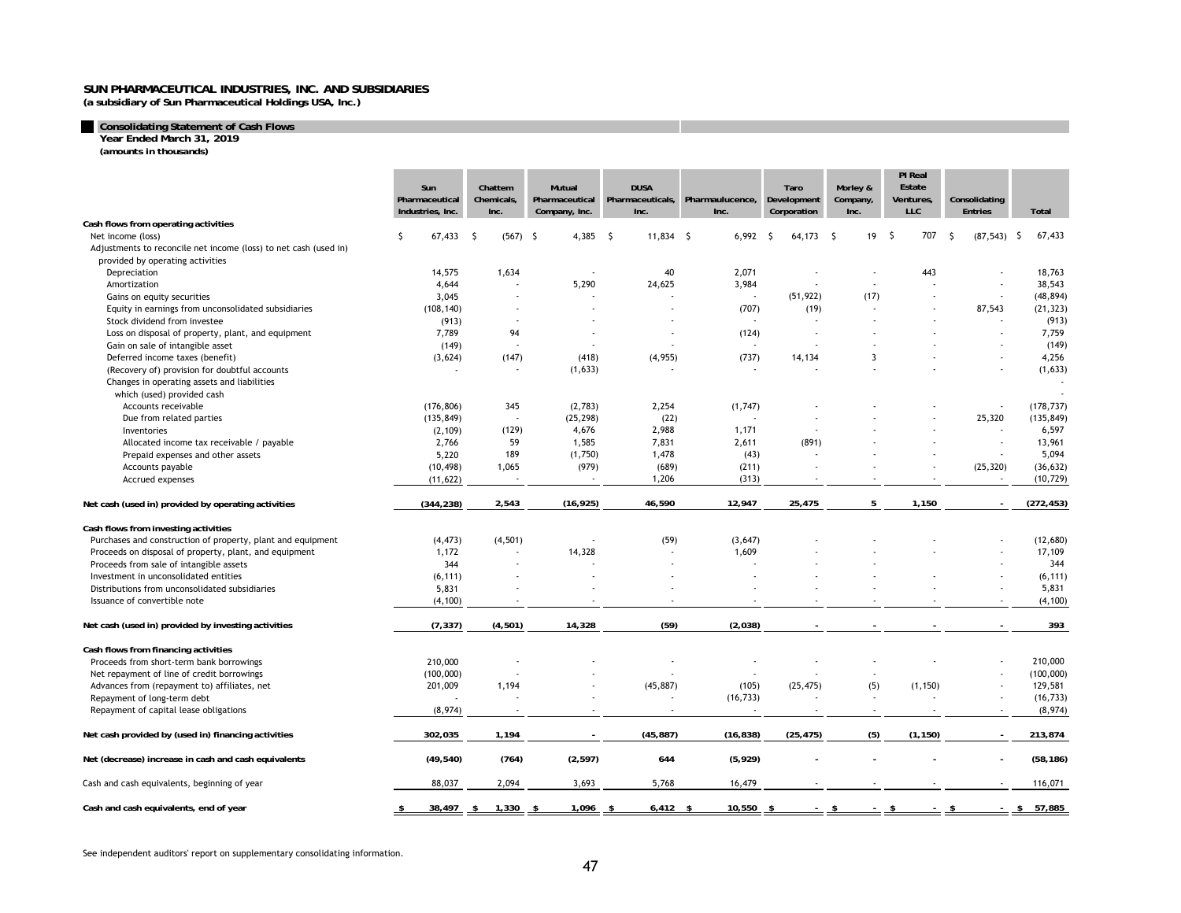**SUN PHARMACEUTICAL INDUSTRIES, INC. AND SUBSIDIARIES**
**(a subsidiary of Sun Pharmaceutical Holdings USA, Inc.)**

**Consolidating Statement of Cash Flows**
**Year Ended March 31, 2019**
**(amounts in thousands)**

| | Sun Pharmaceutical Industries, Inc. | Chattem Chemicals, Inc. | Mutual Pharmaceutical Company, Inc. | DUSA Pharmaceuticals, Inc. | Pharmaulucence, Inc. | Taro Development Corporation | Morley & Company, Inc. | PI Real Estate Ventures, LLC | Consolidating Entries | Total |
|---|---|---|---|---|---|---|---|---|---|---|
| **Cash flows from operating activities** | | | | | | | | | | |
| Net income (loss) | $ 67,433 | $ (567) | $ 4,385 | $ 11,834 | $ 6,992 | $ 64,173 | $ 19 | $ 707 | $ (87,543) | $ 67,433 |
| Adjustments to reconcile net income (loss) to net cash (used in) provided by operating activities | | | | | | | | | | |
| Depreciation | 14,575 | 1,634 | - | 40 | 2,071 | - | - | 443 | - | 18,763 |
| Amortization | 4,644 | - | 5,290 | 24,625 | 3,984 | - | - | - | - | 38,543 |
| Gains on equity securities | 3,045 | - | - | - | - | (51,922) | (17) | - | - | (48,894) |
| Equity in earnings from unconsolidated subsidiaries | (108,140) | - | - | - | (707) | (19) | - | - | 87,543 | (21,323) |
| Stock dividend from investee | (913) | - | - | - | - | - | - | - | - | (913) |
| Loss on disposal of property, plant, and equipment | 7,789 | 94 | - | - | (124) | - | - | - | - | 7,759 |
| Gain on sale of intangible asset | (149) | - | - | - | - | - | - | - | - | (149) |
| Deferred income taxes (benefit) | (3,624) | (147) | (418) | (4,955) | (737) | 14,134 | 3 | - | - | 4,256 |
| (Recovery of) provision for doubtful accounts | - | - | (1,633) | - | - | - | - | - | - | (1,633) |
| Changes in operating assets and liabilities which (used) provided cash | | | | | | | | | | - |
| Accounts receivable | (176,806) | 345 | (2,783) | 2,254 | (1,747) | - | - | - | - | (178,737) |
| Due from related parties | (135,849) | - | (25,298) | (22) | - | - | - | - | 25,320 | (135,849) |
| Inventories | (2,109) | (129) | 4,676 | 2,988 | 1,171 | - | - | - | - | 6,597 |
| Allocated income tax receivable / payable | 2,766 | 59 | 1,585 | 7,831 | 2,611 | (891) | - | - | - | 13,961 |
| Prepaid expenses and other assets | 5,220 | 189 | (1,750) | 1,478 | (43) | - | - | - | - | 5,094 |
| Accounts payable | (10,498) | 1,065 | (979) | (689) | (211) | - | - | - | (25,320) | (36,632) |
| Accrued expenses | (11,622) | - | - | 1,206 | (313) | - | - | - | - | (10,729) |
| **Net cash (used in) provided by operating activities** | **(344,238)** | **2,543** | **(16,925)** | **46,590** | **12,947** | **25,475** | **5** | **1,150** | **-** | **(272,453)** |
| **Cash flows from investing activities** | | | | | | | | | | |
| Purchases and construction of property, plant and equipment | (4,473) | (4,501) | - | (59) | (3,647) | - | - | - | - | (12,680) |
| Proceeds on disposal of property, plant, and equipment | 1,172 | - | 14,328 | - | 1,609 | - | - | - | - | 17,109 |
| Proceeds from sale of intangible assets | 344 | - | - | - | - | - | - | - | - | 344 |
| Investment in unconsolidated entities | (6,111) | - | - | - | - | - | - | - | - | (6,111) |
| Distributions from unconsolidated subsidiaries | 5,831 | - | - | - | - | - | - | - | - | 5,831 |
| Issuance of convertible note | (4,100) | - | - | - | - | - | - | - | - | (4,100) |
| **Net cash (used in) provided by investing activities** | **(7,337)** | **(4,501)** | **14,328** | **(59)** | **(2,038)** | **-** | **-** | **-** | **-** | **393** |
| **Cash flows from financing activities** | | | | | | | | | | |
| Proceeds from short-term bank borrowings | 210,000 | - | - | - | - | - | - | - | - | 210,000 |
| Net repayment of line of credit borrowings | (100,000) | - | - | - | - | - | - | - | - | (100,000) |
| Advances from (repayment to) affiliates, net | 201,009 | 1,194 | - | (45,887) | (105) | (25,475) | (5) | (1,150) | - | 129,581 |
| Repayment of long-term debt | - | - | - | - | (16,733) | - | - | - | - | (16,733) |
| Repayment of capital lease obligations | (8,974) | - | - | - | - | - | - | - | - | (8,974) |
| **Net cash provided by (used in) financing activities** | **302,035** | **1,194** | **-** | **(45,887)** | **(16,838)** | **(25,475)** | **(5)** | **(1,150)** | **-** | **213,874** |
| **Net (decrease) increase in cash and cash equivalents** | **(49,540)** | **(764)** | **(2,597)** | **644** | **(5,929)** | **-** | **-** | **-** | **-** | **(58,186)** |
| Cash and cash equivalents, beginning of year | 88,037 | 2,094 | 3,693 | 5,768 | 16,479 | - | - | - | - | 116,071 |
| **Cash and cash equivalents, end of year** | **$ 38,497** | **$ 1,330** | **$ 1,096** | **$ 6,412** | **$ 10,550** | **$ -** | **$ -** | **$ -** | **$ -** | **$ 57,885** |

See independent auditors' report on supplementary consolidating information.